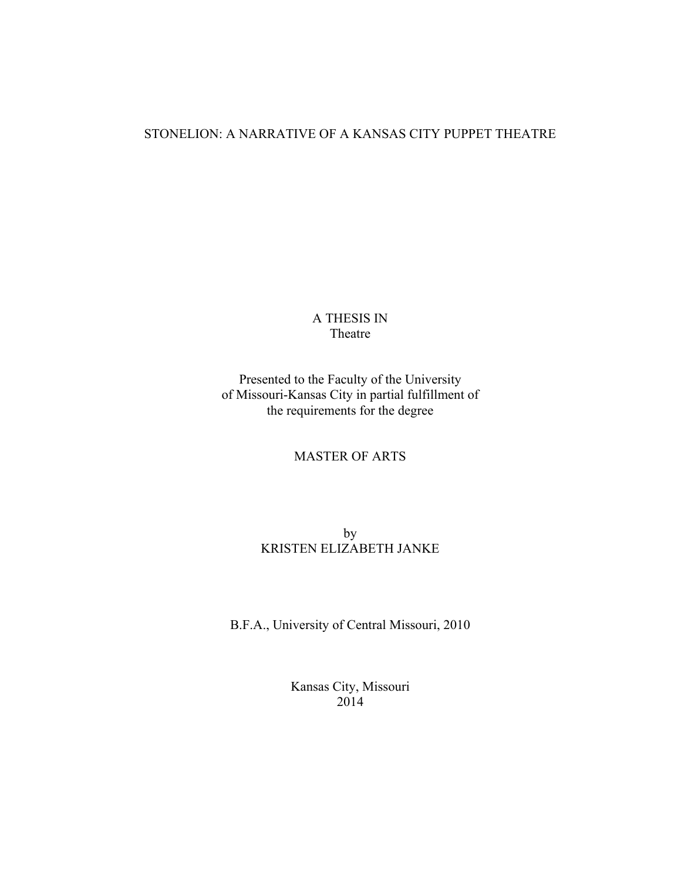# STONELION: A NARRATIVE OF A KANSAS CITY PUPPET THEATRE

A THESIS IN
Theatre

Presented to the Faculty of the University
of Missouri-Kansas City in partial fulfillment of
the requirements for the degree

MASTER OF ARTS

by
KRISTEN ELIZABETH JANKE

B.F.A., University of Central Missouri, 2010

Kansas City, Missouri
2014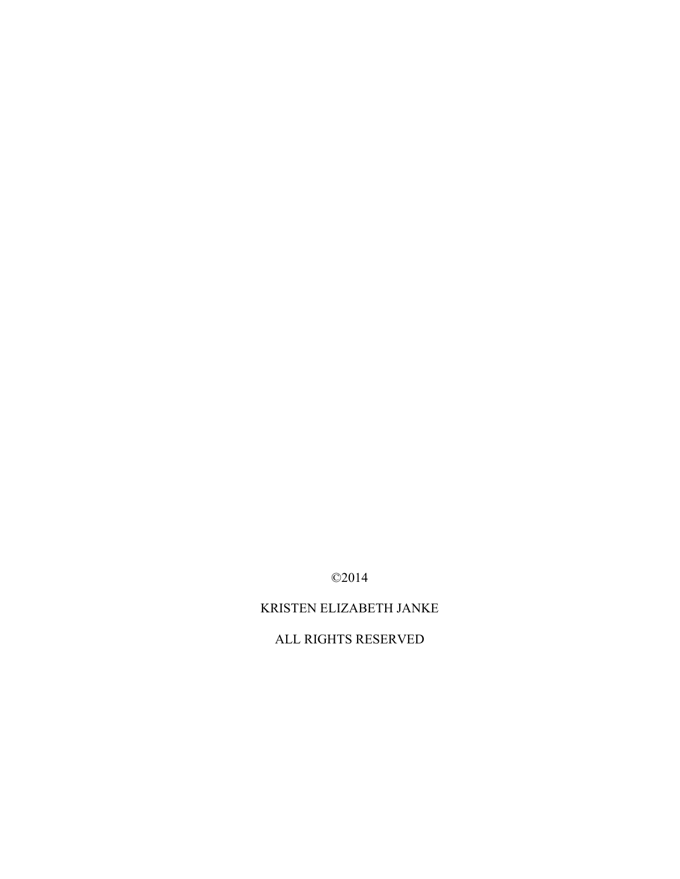©2014

KRISTEN ELIZABETH JANKE

ALL RIGHTS RESERVED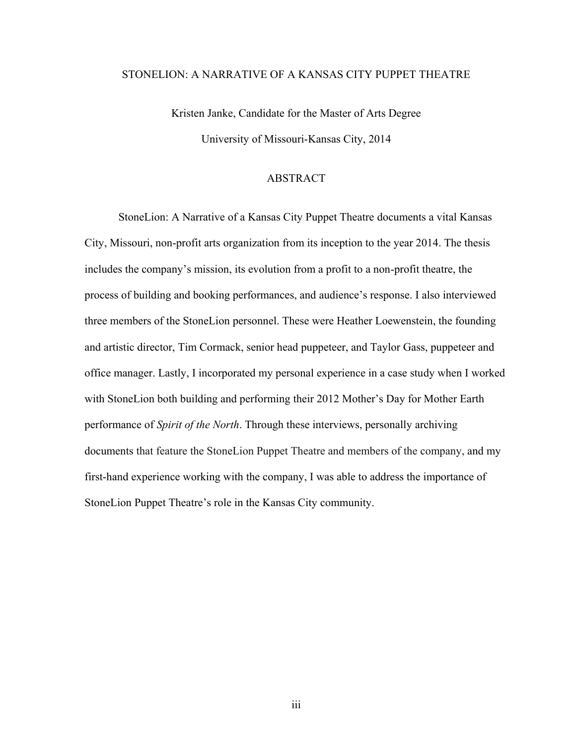STONELION: A NARRATIVE OF A KANSAS CITY PUPPET THEATRE

Kristen Janke, Candidate for the Master of Arts Degree

University of Missouri-Kansas City, 2014

## ABSTRACT

StoneLion: A Narrative of a Kansas City Puppet Theatre documents a vital Kansas City, Missouri, non-profit arts organization from its inception to the year 2014. The thesis includes the company's mission, its evolution from a profit to a non-profit theatre, the process of building and booking performances, and audience's response. I also interviewed three members of the StoneLion personnel. These were Heather Loewenstein, the founding and artistic director, Tim Cormack, senior head puppeteer, and Taylor Gass, puppeteer and office manager. Lastly, I incorporated my personal experience in a case study when I worked with StoneLion both building and performing their 2012 Mother's Day for Mother Earth performance of *Spirit of the North*. Through these interviews, personally archiving documents that feature the StoneLion Puppet Theatre and members of the company, and my first-hand experience working with the company, I was able to address the importance of StoneLion Puppet Theatre's role in the Kansas City community.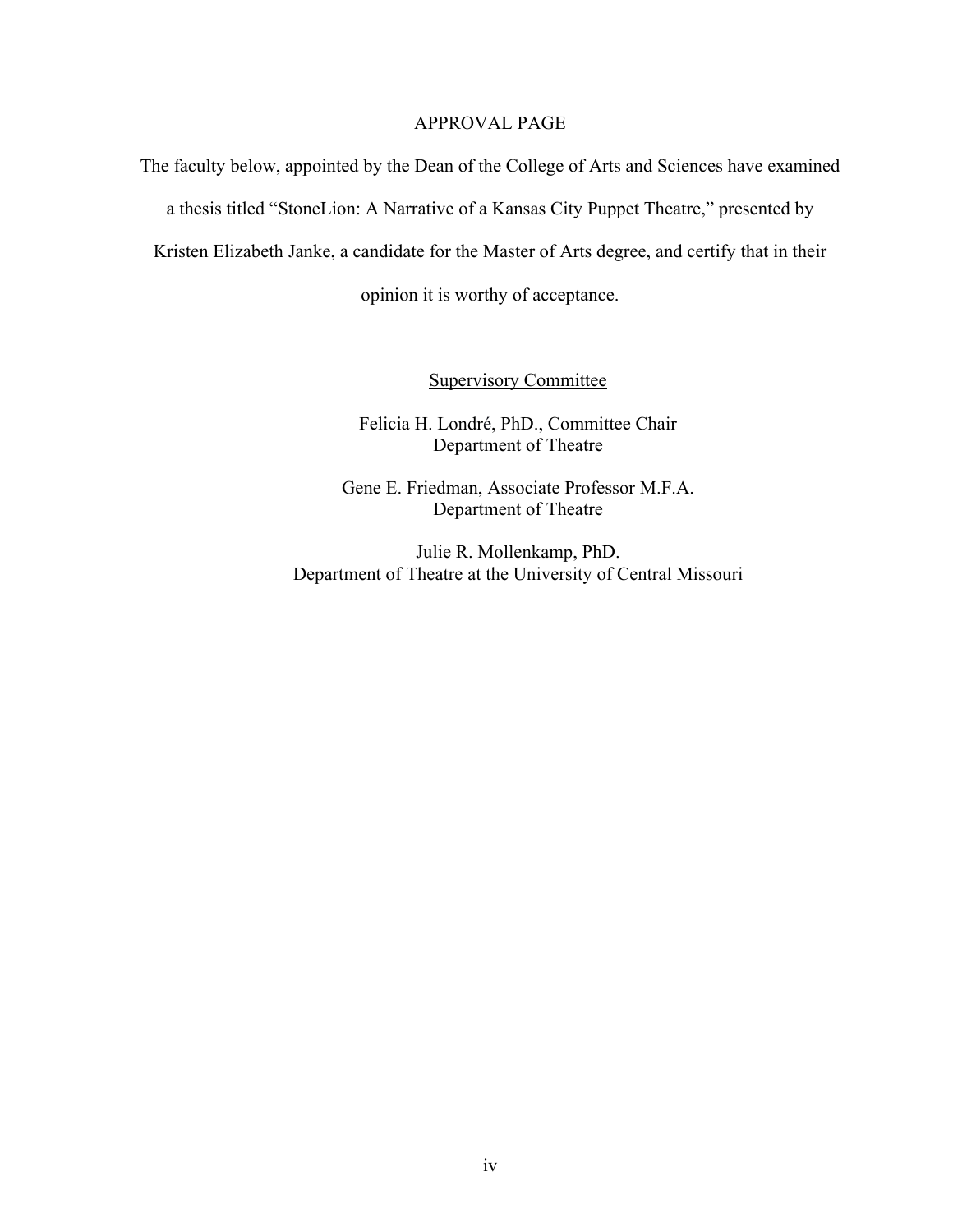# APPROVAL PAGE

The faculty below, appointed by the Dean of the College of Arts and Sciences have examined a thesis titled "StoneLion: A Narrative of a Kansas City Puppet Theatre," presented by Kristen Elizabeth Janke, a candidate for the Master of Arts degree, and certify that in their opinion it is worthy of acceptance.

Supervisory Committee

Felicia H. Londré, PhD., Committee Chair
Department of Theatre

Gene E. Friedman, Associate Professor M.F.A.
Department of Theatre

Julie R. Mollenkamp, PhD.
Department of Theatre at the University of Central Missouri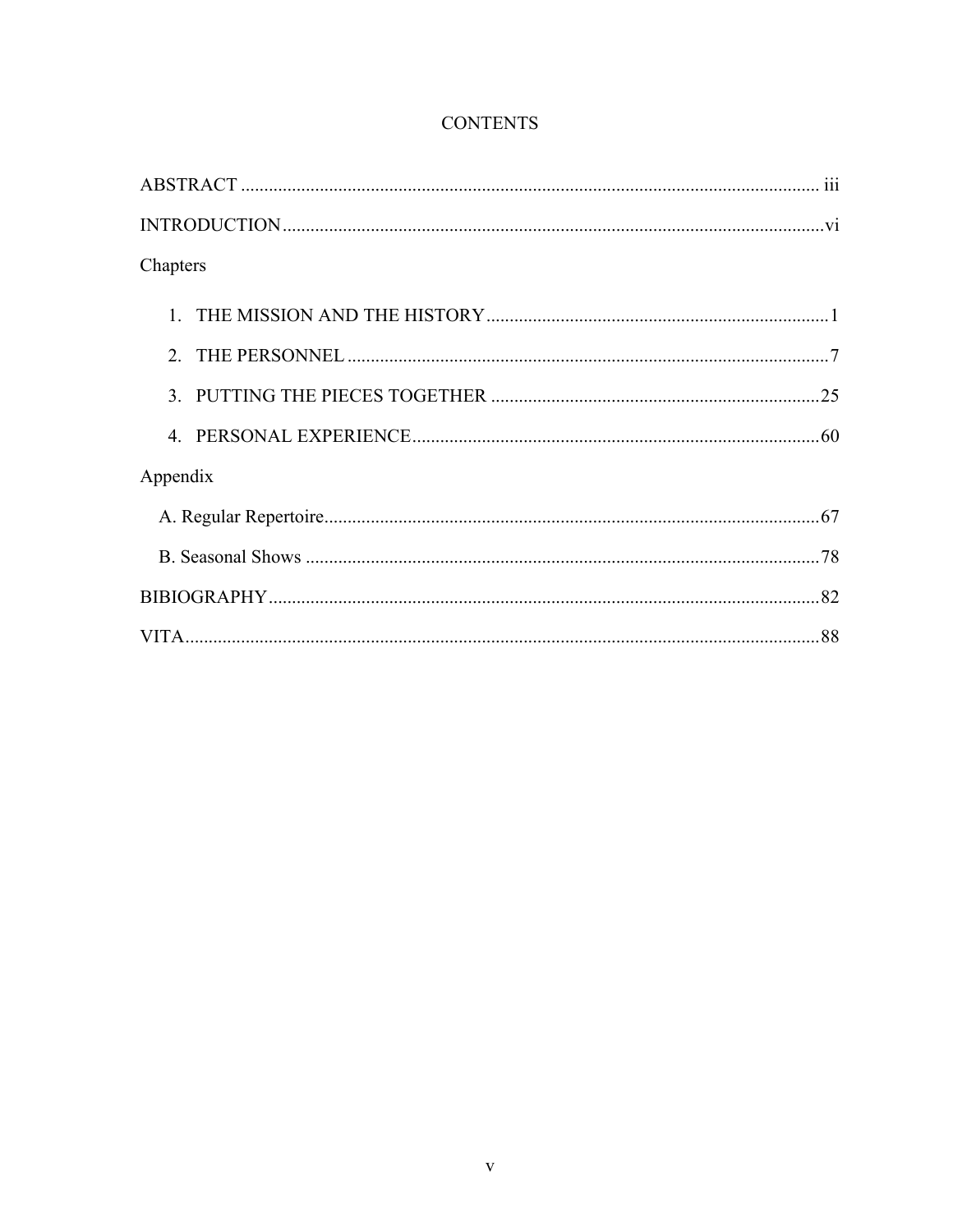# CONTENTS

ABSTRACT ..... iii

INTRODUCTION ..... vi

Chapters

1. THE MISSION AND THE HISTORY ..... 1
2. THE PERSONNEL ..... 7
3. PUTTING THE PIECES TOGETHER ..... 25
4. PERSONAL EXPERIENCE ..... 60

Appendix

A. Regular Repertoire ..... 67

B. Seasonal Shows ..... 78

BIBIOGRAPHY ..... 82

VITA ..... 88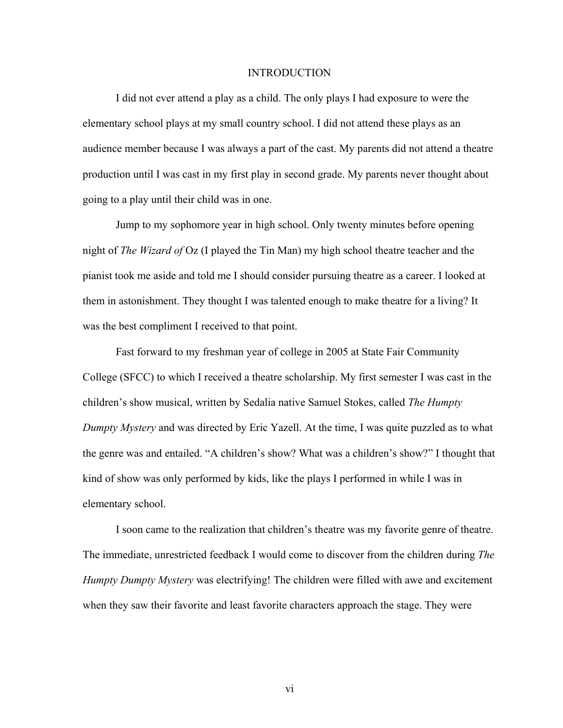# INTRODUCTION

I did not ever attend a play as a child. The only plays I had exposure to were the elementary school plays at my small country school. I did not attend these plays as an audience member because I was always a part of the cast. My parents did not attend a theatre production until I was cast in my first play in second grade. My parents never thought about going to a play until their child was in one.

Jump to my sophomore year in high school. Only twenty minutes before opening night of *The Wizard of* Oz (I played the Tin Man) my high school theatre teacher and the pianist took me aside and told me I should consider pursuing theatre as a career. I looked at them in astonishment. They thought I was talented enough to make theatre for a living? It was the best compliment I received to that point.

Fast forward to my freshman year of college in 2005 at State Fair Community College (SFCC) to which I received a theatre scholarship. My first semester I was cast in the children's show musical, written by Sedalia native Samuel Stokes, called *The Humpty Dumpty Mystery* and was directed by Eric Yazell. At the time, I was quite puzzled as to what the genre was and entailed. "A children's show? What was a children's show?" I thought that kind of show was only performed by kids, like the plays I performed in while I was in elementary school.

I soon came to the realization that children's theatre was my favorite genre of theatre. The immediate, unrestricted feedback I would come to discover from the children during *The Humpty Dumpty Mystery* was electrifying! The children were filled with awe and excitement when they saw their favorite and least favorite characters approach the stage. They were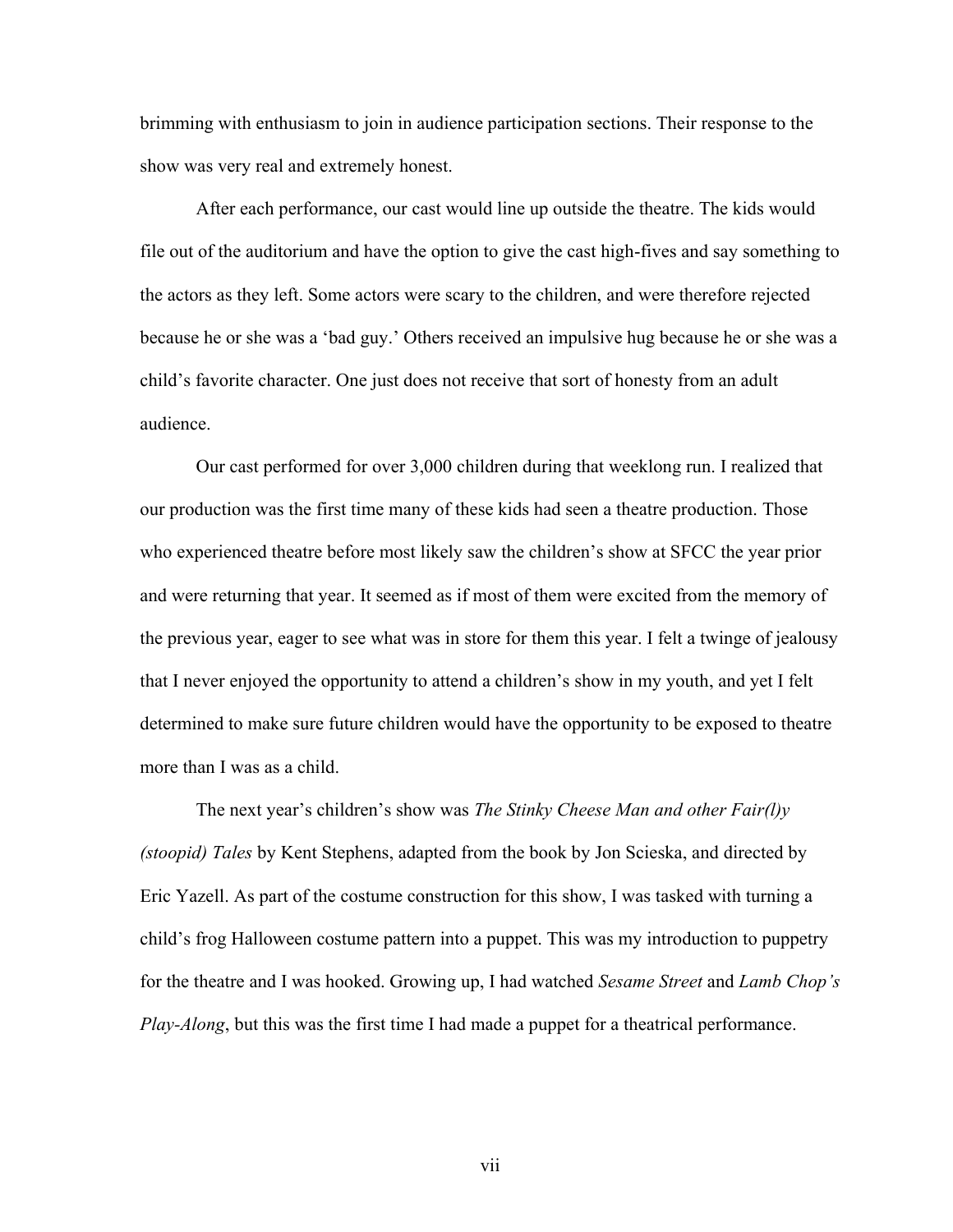brimming with enthusiasm to join in audience participation sections. Their response to the show was very real and extremely honest.

After each performance, our cast would line up outside the theatre. The kids would file out of the auditorium and have the option to give the cast high-fives and say something to the actors as they left. Some actors were scary to the children, and were therefore rejected because he or she was a 'bad guy.' Others received an impulsive hug because he or she was a child's favorite character. One just does not receive that sort of honesty from an adult audience.

Our cast performed for over 3,000 children during that weeklong run. I realized that our production was the first time many of these kids had seen a theatre production. Those who experienced theatre before most likely saw the children's show at SFCC the year prior and were returning that year. It seemed as if most of them were excited from the memory of the previous year, eager to see what was in store for them this year. I felt a twinge of jealousy that I never enjoyed the opportunity to attend a children's show in my youth, and yet I felt determined to make sure future children would have the opportunity to be exposed to theatre more than I was as a child.

The next year's children's show was *The Stinky Cheese Man and other Fair(l)y (stoopid) Tales* by Kent Stephens, adapted from the book by Jon Scieska, and directed by Eric Yazell. As part of the costume construction for this show, I was tasked with turning a child's frog Halloween costume pattern into a puppet. This was my introduction to puppetry for the theatre and I was hooked. Growing up, I had watched *Sesame Street* and *Lamb Chop's Play-Along*, but this was the first time I had made a puppet for a theatrical performance.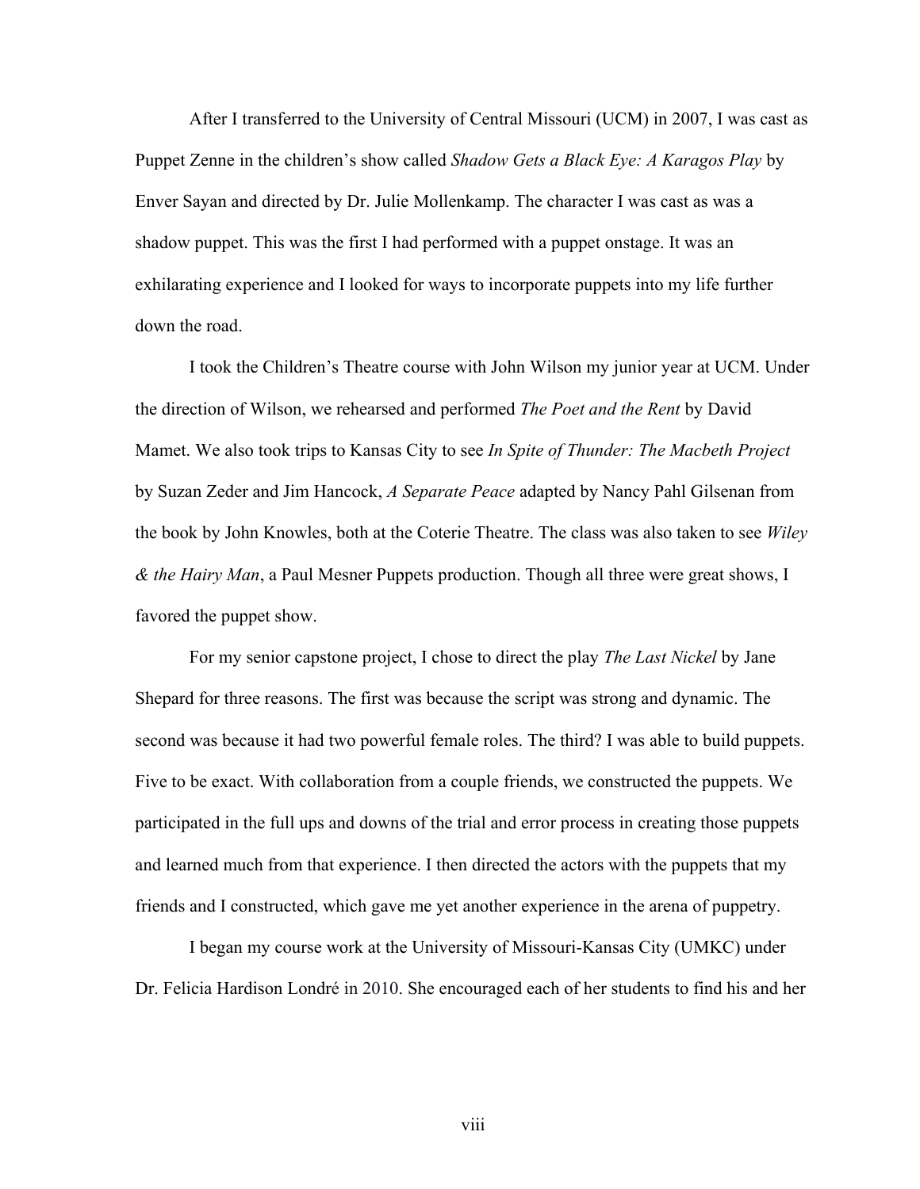After I transferred to the University of Central Missouri (UCM) in 2007, I was cast as Puppet Zenne in the children's show called *Shadow Gets a Black Eye: A Karagos Play* by Enver Sayan and directed by Dr. Julie Mollenkamp. The character I was cast as was a shadow puppet. This was the first I had performed with a puppet onstage. It was an exhilarating experience and I looked for ways to incorporate puppets into my life further down the road.

I took the Children's Theatre course with John Wilson my junior year at UCM. Under the direction of Wilson, we rehearsed and performed *The Poet and the Rent* by David Mamet. We also took trips to Kansas City to see *In Spite of Thunder: The Macbeth Project* by Suzan Zeder and Jim Hancock, *A Separate Peace* adapted by Nancy Pahl Gilsenan from the book by John Knowles, both at the Coterie Theatre. The class was also taken to see *Wiley & the Hairy Man*, a Paul Mesner Puppets production. Though all three were great shows, I favored the puppet show.

For my senior capstone project, I chose to direct the play *The Last Nickel* by Jane Shepard for three reasons. The first was because the script was strong and dynamic. The second was because it had two powerful female roles. The third? I was able to build puppets. Five to be exact. With collaboration from a couple friends, we constructed the puppets. We participated in the full ups and downs of the trial and error process in creating those puppets and learned much from that experience. I then directed the actors with the puppets that my friends and I constructed, which gave me yet another experience in the arena of puppetry.

I began my course work at the University of Missouri-Kansas City (UMKC) under Dr. Felicia Hardison Londré in 2010. She encouraged each of her students to find his and her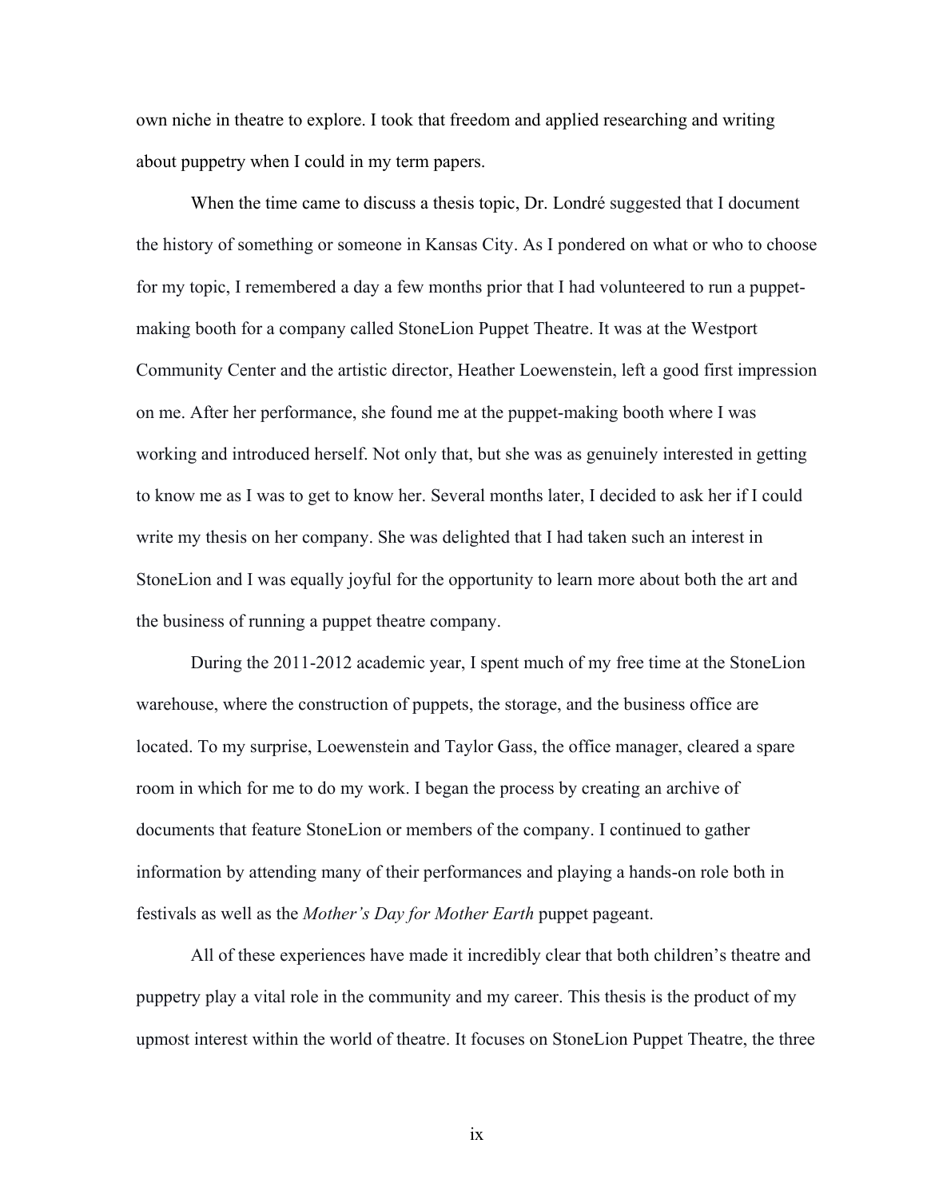own niche in theatre to explore. I took that freedom and applied researching and writing about puppetry when I could in my term papers.

When the time came to discuss a thesis topic, Dr. Londré suggested that I document the history of something or someone in Kansas City. As I pondered on what or who to choose for my topic, I remembered a day a few months prior that I had volunteered to run a puppet-making booth for a company called StoneLion Puppet Theatre. It was at the Westport Community Center and the artistic director, Heather Loewenstein, left a good first impression on me. After her performance, she found me at the puppet-making booth where I was working and introduced herself. Not only that, but she was as genuinely interested in getting to know me as I was to get to know her. Several months later, I decided to ask her if I could write my thesis on her company. She was delighted that I had taken such an interest in StoneLion and I was equally joyful for the opportunity to learn more about both the art and the business of running a puppet theatre company.

During the 2011-2012 academic year, I spent much of my free time at the StoneLion warehouse, where the construction of puppets, the storage, and the business office are located. To my surprise, Loewenstein and Taylor Gass, the office manager, cleared a spare room in which for me to do my work. I began the process by creating an archive of documents that feature StoneLion or members of the company. I continued to gather information by attending many of their performances and playing a hands-on role both in festivals as well as the *Mother's Day for Mother Earth* puppet pageant.

All of these experiences have made it incredibly clear that both children's theatre and puppetry play a vital role in the community and my career. This thesis is the product of my upmost interest within the world of theatre. It focuses on StoneLion Puppet Theatre, the three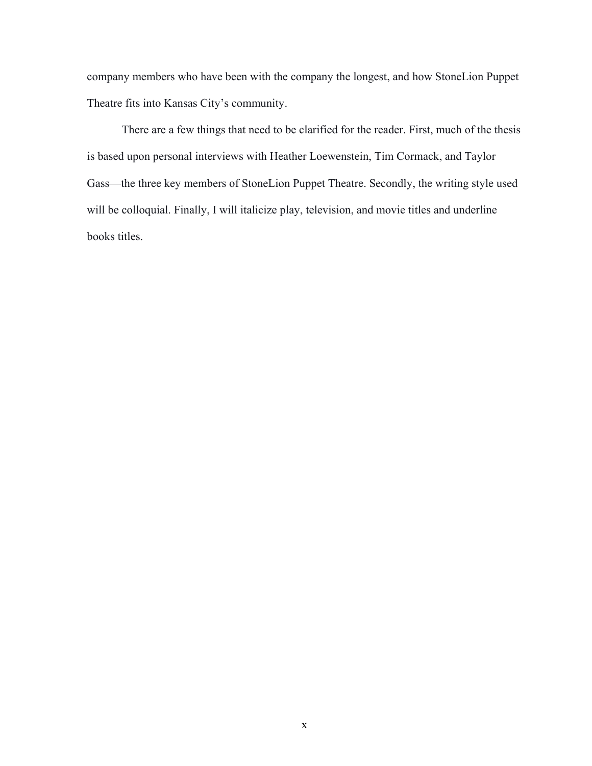company members who have been with the company the longest, and how StoneLion Puppet Theatre fits into Kansas City's community.

There are a few things that need to be clarified for the reader. First, much of the thesis is based upon personal interviews with Heather Loewenstein, Tim Cormack, and Taylor Gass—the three key members of StoneLion Puppet Theatre. Secondly, the writing style used will be colloquial. Finally, I will italicize play, television, and movie titles and underline books titles.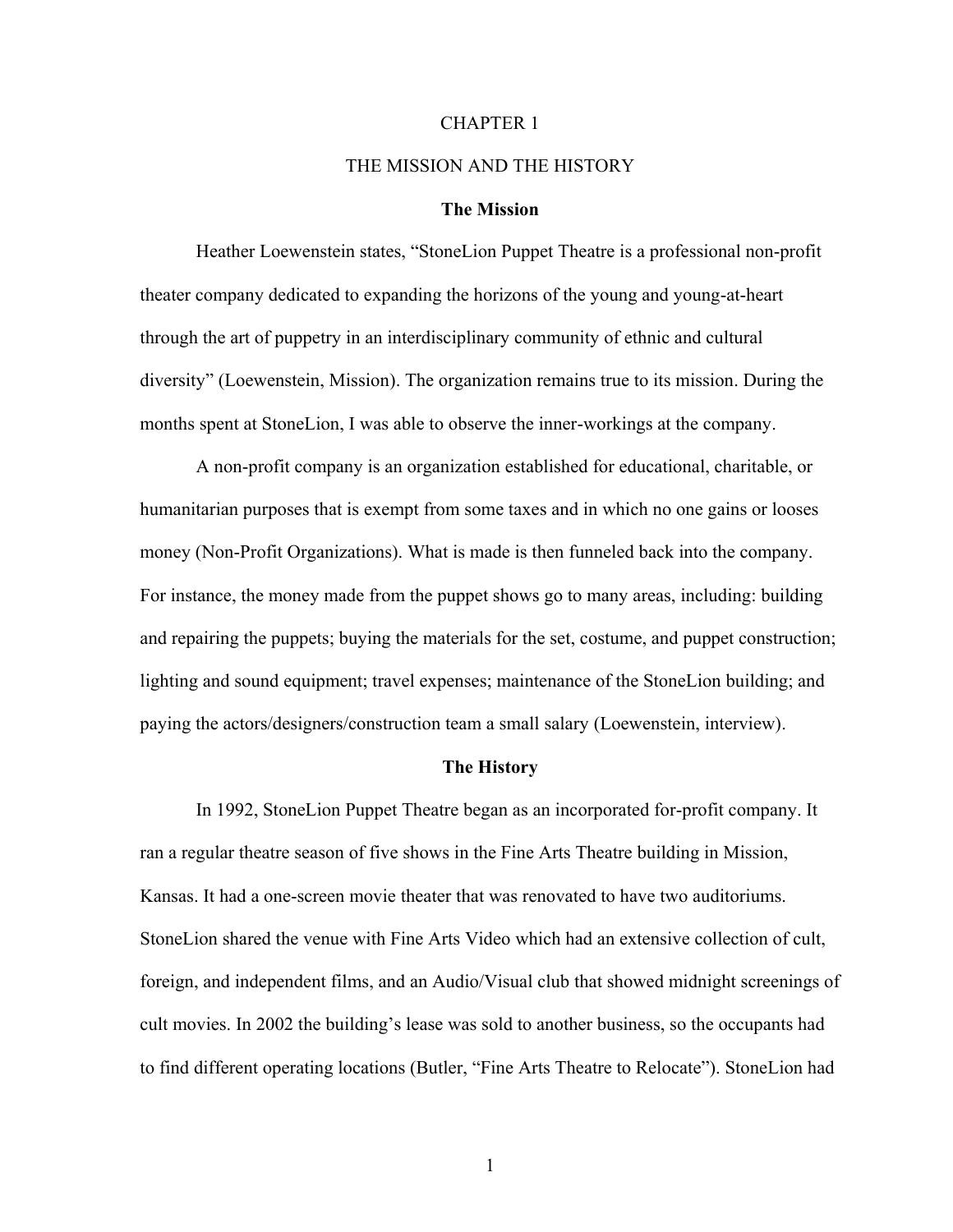# CHAPTER 1

# THE MISSION AND THE HISTORY

## The Mission

Heather Loewenstein states, "StoneLion Puppet Theatre is a professional non-profit theater company dedicated to expanding the horizons of the young and young-at-heart through the art of puppetry in an interdisciplinary community of ethnic and cultural diversity" (Loewenstein, Mission). The organization remains true to its mission. During the months spent at StoneLion, I was able to observe the inner-workings at the company.

A non-profit company is an organization established for educational, charitable, or humanitarian purposes that is exempt from some taxes and in which no one gains or looses money (Non-Profit Organizations). What is made is then funneled back into the company. For instance, the money made from the puppet shows go to many areas, including: building and repairing the puppets; buying the materials for the set, costume, and puppet construction; lighting and sound equipment; travel expenses; maintenance of the StoneLion building; and paying the actors/designers/construction team a small salary (Loewenstein, interview).

## The History

In 1992, StoneLion Puppet Theatre began as an incorporated for-profit company. It ran a regular theatre season of five shows in the Fine Arts Theatre building in Mission, Kansas. It had a one-screen movie theater that was renovated to have two auditoriums. StoneLion shared the venue with Fine Arts Video which had an extensive collection of cult, foreign, and independent films, and an Audio/Visual club that showed midnight screenings of cult movies. In 2002 the building's lease was sold to another business, so the occupants had to find different operating locations (Butler, "Fine Arts Theatre to Relocate"). StoneLion had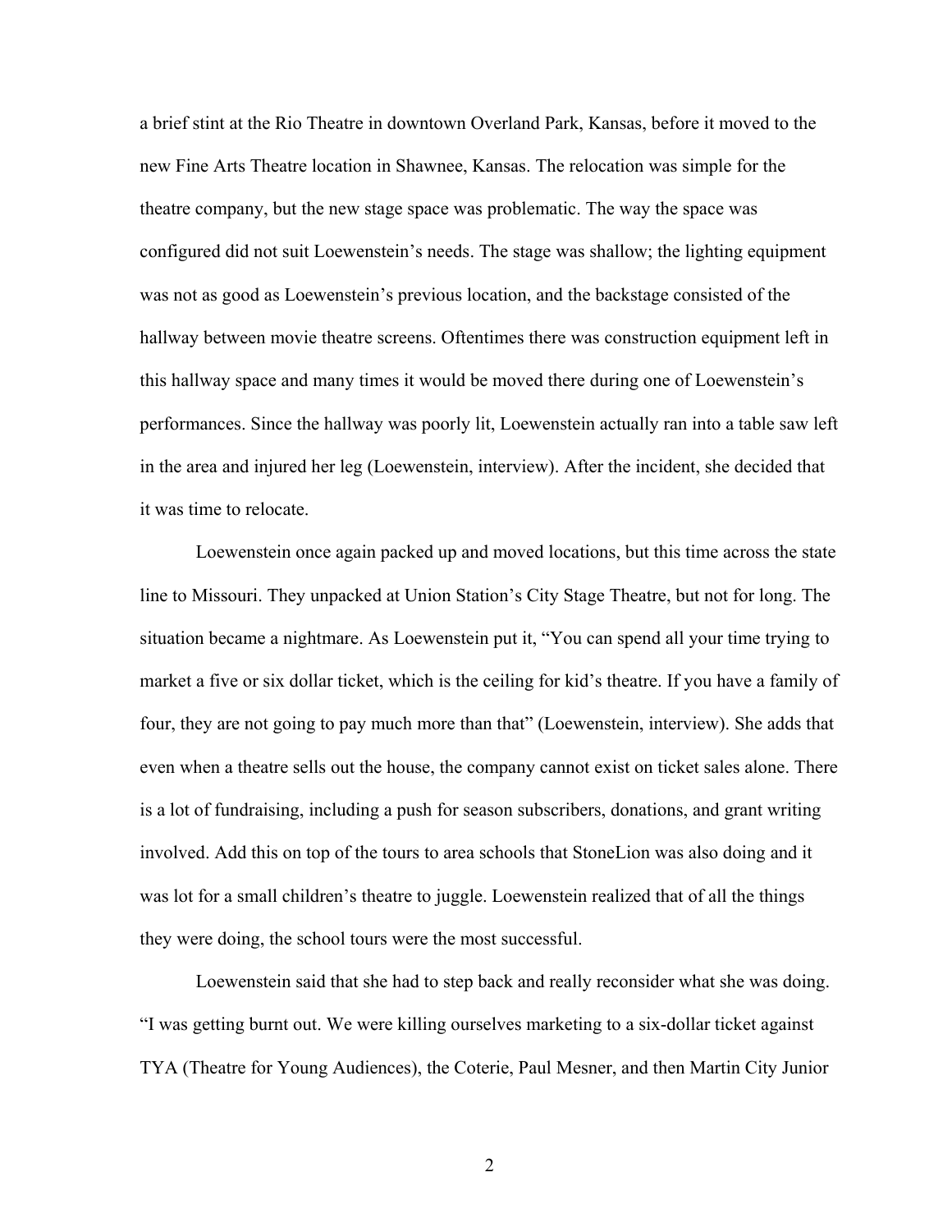a brief stint at the Rio Theatre in downtown Overland Park, Kansas, before it moved to the new Fine Arts Theatre location in Shawnee, Kansas. The relocation was simple for the theatre company, but the new stage space was problematic. The way the space was configured did not suit Loewenstein's needs. The stage was shallow; the lighting equipment was not as good as Loewenstein's previous location, and the backstage consisted of the hallway between movie theatre screens. Oftentimes there was construction equipment left in this hallway space and many times it would be moved there during one of Loewenstein's performances. Since the hallway was poorly lit, Loewenstein actually ran into a table saw left in the area and injured her leg (Loewenstein, interview). After the incident, she decided that it was time to relocate.

Loewenstein once again packed up and moved locations, but this time across the state line to Missouri. They unpacked at Union Station's City Stage Theatre, but not for long. The situation became a nightmare. As Loewenstein put it, "You can spend all your time trying to market a five or six dollar ticket, which is the ceiling for kid's theatre. If you have a family of four, they are not going to pay much more than that" (Loewenstein, interview). She adds that even when a theatre sells out the house, the company cannot exist on ticket sales alone. There is a lot of fundraising, including a push for season subscribers, donations, and grant writing involved. Add this on top of the tours to area schools that StoneLion was also doing and it was lot for a small children's theatre to juggle. Loewenstein realized that of all the things they were doing, the school tours were the most successful.

Loewenstein said that she had to step back and really reconsider what she was doing. "I was getting burnt out. We were killing ourselves marketing to a six-dollar ticket against TYA (Theatre for Young Audiences), the Coterie, Paul Mesner, and then Martin City Junior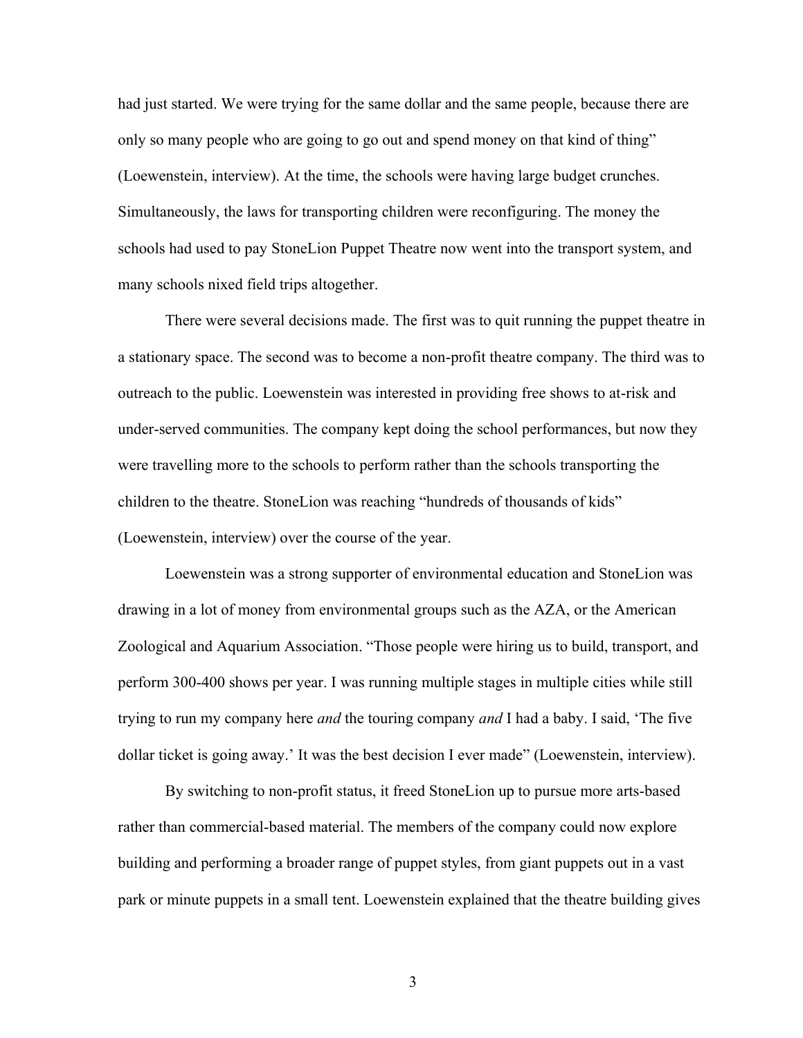had just started. We were trying for the same dollar and the same people, because there are only so many people who are going to go out and spend money on that kind of thing" (Loewenstein, interview). At the time, the schools were having large budget crunches. Simultaneously, the laws for transporting children were reconfiguring. The money the schools had used to pay StoneLion Puppet Theatre now went into the transport system, and many schools nixed field trips altogether.

There were several decisions made. The first was to quit running the puppet theatre in a stationary space. The second was to become a non-profit theatre company. The third was to outreach to the public. Loewenstein was interested in providing free shows to at-risk and under-served communities. The company kept doing the school performances, but now they were travelling more to the schools to perform rather than the schools transporting the children to the theatre. StoneLion was reaching "hundreds of thousands of kids" (Loewenstein, interview) over the course of the year.

Loewenstein was a strong supporter of environmental education and StoneLion was drawing in a lot of money from environmental groups such as the AZA, or the American Zoological and Aquarium Association. "Those people were hiring us to build, transport, and perform 300-400 shows per year. I was running multiple stages in multiple cities while still trying to run my company here *and* the touring company *and* I had a baby. I said, 'The five dollar ticket is going away.' It was the best decision I ever made" (Loewenstein, interview).

By switching to non-profit status, it freed StoneLion up to pursue more arts-based rather than commercial-based material. The members of the company could now explore building and performing a broader range of puppet styles, from giant puppets out in a vast park or minute puppets in a small tent. Loewenstein explained that the theatre building gives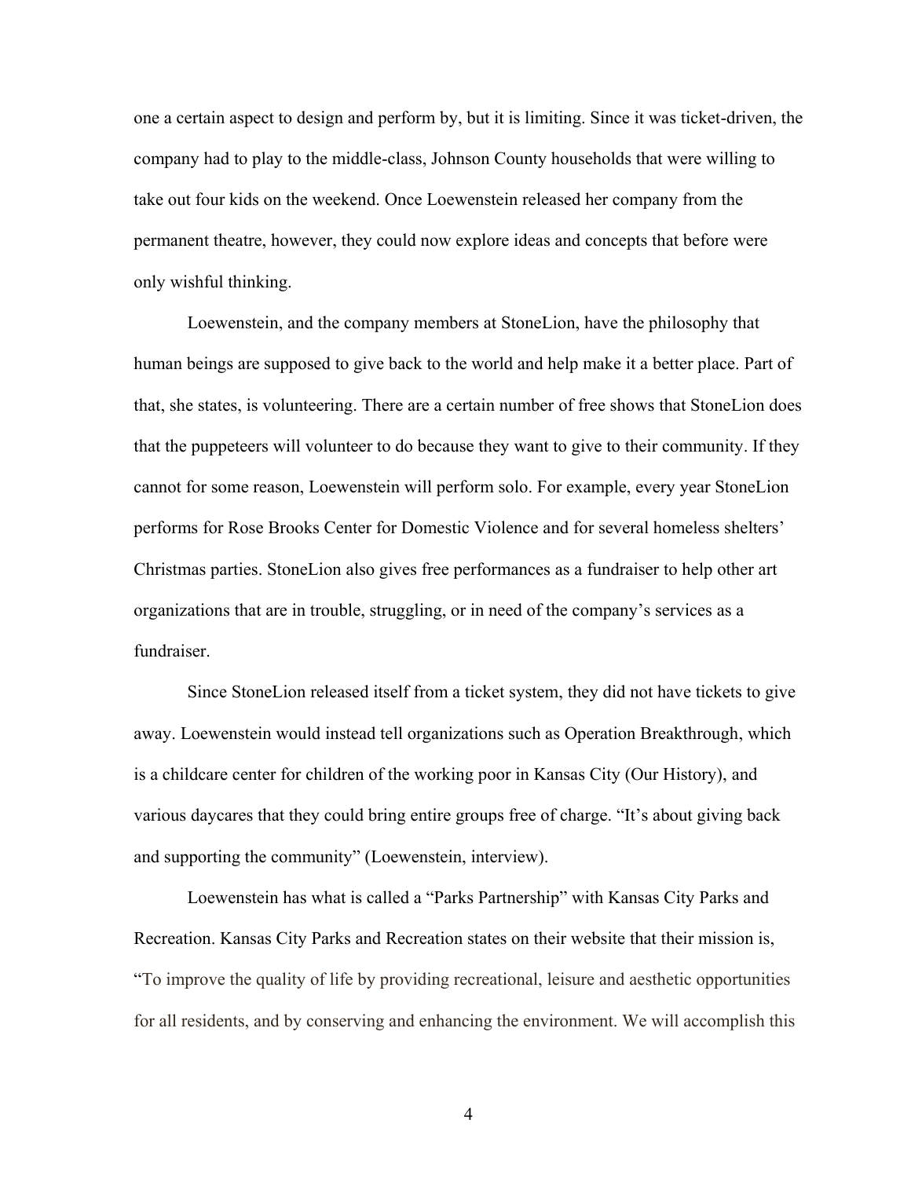one a certain aspect to design and perform by, but it is limiting. Since it was ticket-driven, the company had to play to the middle-class, Johnson County households that were willing to take out four kids on the weekend. Once Loewenstein released her company from the permanent theatre, however, they could now explore ideas and concepts that before were only wishful thinking.

Loewenstein, and the company members at StoneLion, have the philosophy that human beings are supposed to give back to the world and help make it a better place. Part of that, she states, is volunteering. There are a certain number of free shows that StoneLion does that the puppeteers will volunteer to do because they want to give to their community. If they cannot for some reason, Loewenstein will perform solo. For example, every year StoneLion performs for Rose Brooks Center for Domestic Violence and for several homeless shelters' Christmas parties. StoneLion also gives free performances as a fundraiser to help other art organizations that are in trouble, struggling, or in need of the company's services as a fundraiser.

Since StoneLion released itself from a ticket system, they did not have tickets to give away. Loewenstein would instead tell organizations such as Operation Breakthrough, which is a childcare center for children of the working poor in Kansas City (Our History), and various daycares that they could bring entire groups free of charge. "It's about giving back and supporting the community" (Loewenstein, interview).

Loewenstein has what is called a "Parks Partnership" with Kansas City Parks and Recreation. Kansas City Parks and Recreation states on their website that their mission is, "To improve the quality of life by providing recreational, leisure and aesthetic opportunities for all residents, and by conserving and enhancing the environment. We will accomplish this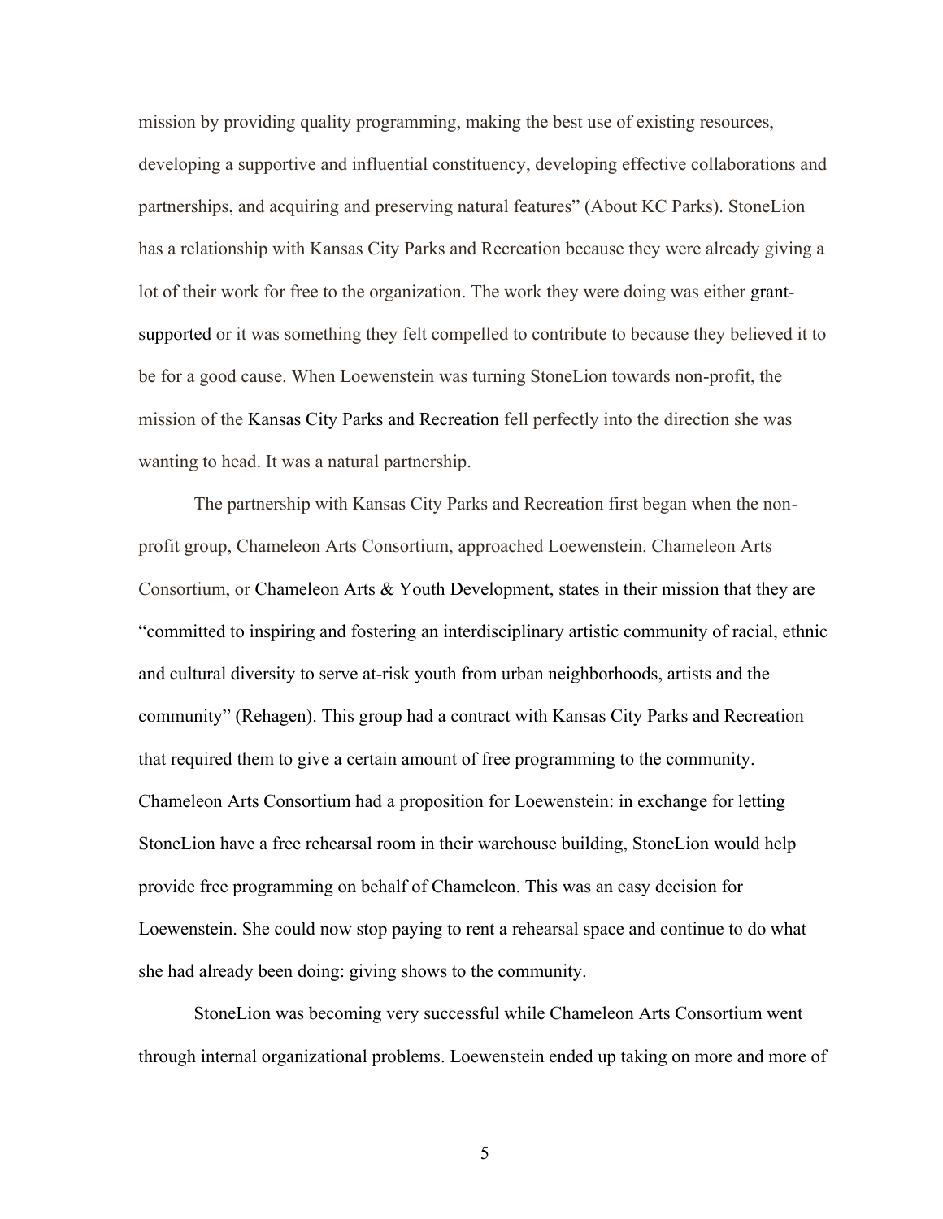mission by providing quality programming, making the best use of existing resources, developing a supportive and influential constituency, developing effective collaborations and partnerships, and acquiring and preserving natural features" (About KC Parks). StoneLion has a relationship with Kansas City Parks and Recreation because they were already giving a lot of their work for free to the organization. The work they were doing was either grant-supported or it was something they felt compelled to contribute to because they believed it to be for a good cause. When Loewenstein was turning StoneLion towards non-profit, the mission of the Kansas City Parks and Recreation fell perfectly into the direction she was wanting to head. It was a natural partnership.

The partnership with Kansas City Parks and Recreation first began when the non-profit group, Chameleon Arts Consortium, approached Loewenstein. Chameleon Arts Consortium, or Chameleon Arts & Youth Development, states in their mission that they are "committed to inspiring and fostering an interdisciplinary artistic community of racial, ethnic and cultural diversity to serve at-risk youth from urban neighborhoods, artists and the community" (Rehagen). This group had a contract with Kansas City Parks and Recreation that required them to give a certain amount of free programming to the community. Chameleon Arts Consortium had a proposition for Loewenstein: in exchange for letting StoneLion have a free rehearsal room in their warehouse building, StoneLion would help provide free programming on behalf of Chameleon. This was an easy decision for Loewenstein. She could now stop paying to rent a rehearsal space and continue to do what she had already been doing: giving shows to the community.

StoneLion was becoming very successful while Chameleon Arts Consortium went through internal organizational problems. Loewenstein ended up taking on more and more of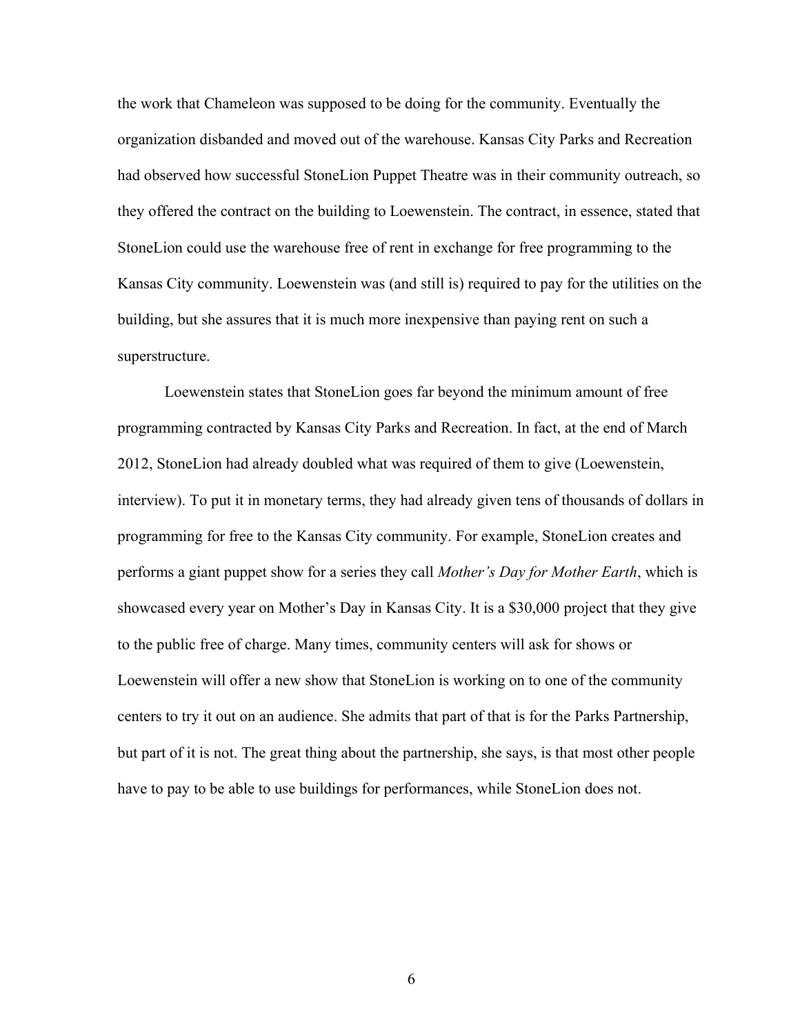the work that Chameleon was supposed to be doing for the community. Eventually the organization disbanded and moved out of the warehouse. Kansas City Parks and Recreation had observed how successful StoneLion Puppet Theatre was in their community outreach, so they offered the contract on the building to Loewenstein. The contract, in essence, stated that StoneLion could use the warehouse free of rent in exchange for free programming to the Kansas City community. Loewenstein was (and still is) required to pay for the utilities on the building, but she assures that it is much more inexpensive than paying rent on such a superstructure.

Loewenstein states that StoneLion goes far beyond the minimum amount of free programming contracted by Kansas City Parks and Recreation. In fact, at the end of March 2012, StoneLion had already doubled what was required of them to give (Loewenstein, interview). To put it in monetary terms, they had already given tens of thousands of dollars in programming for free to the Kansas City community. For example, StoneLion creates and performs a giant puppet show for a series they call *Mother's Day for Mother Earth*, which is showcased every year on Mother's Day in Kansas City. It is a $30,000 project that they give to the public free of charge. Many times, community centers will ask for shows or Loewenstein will offer a new show that StoneLion is working on to one of the community centers to try it out on an audience. She admits that part of that is for the Parks Partnership, but part of it is not. The great thing about the partnership, she says, is that most other people have to pay to be able to use buildings for performances, while StoneLion does not.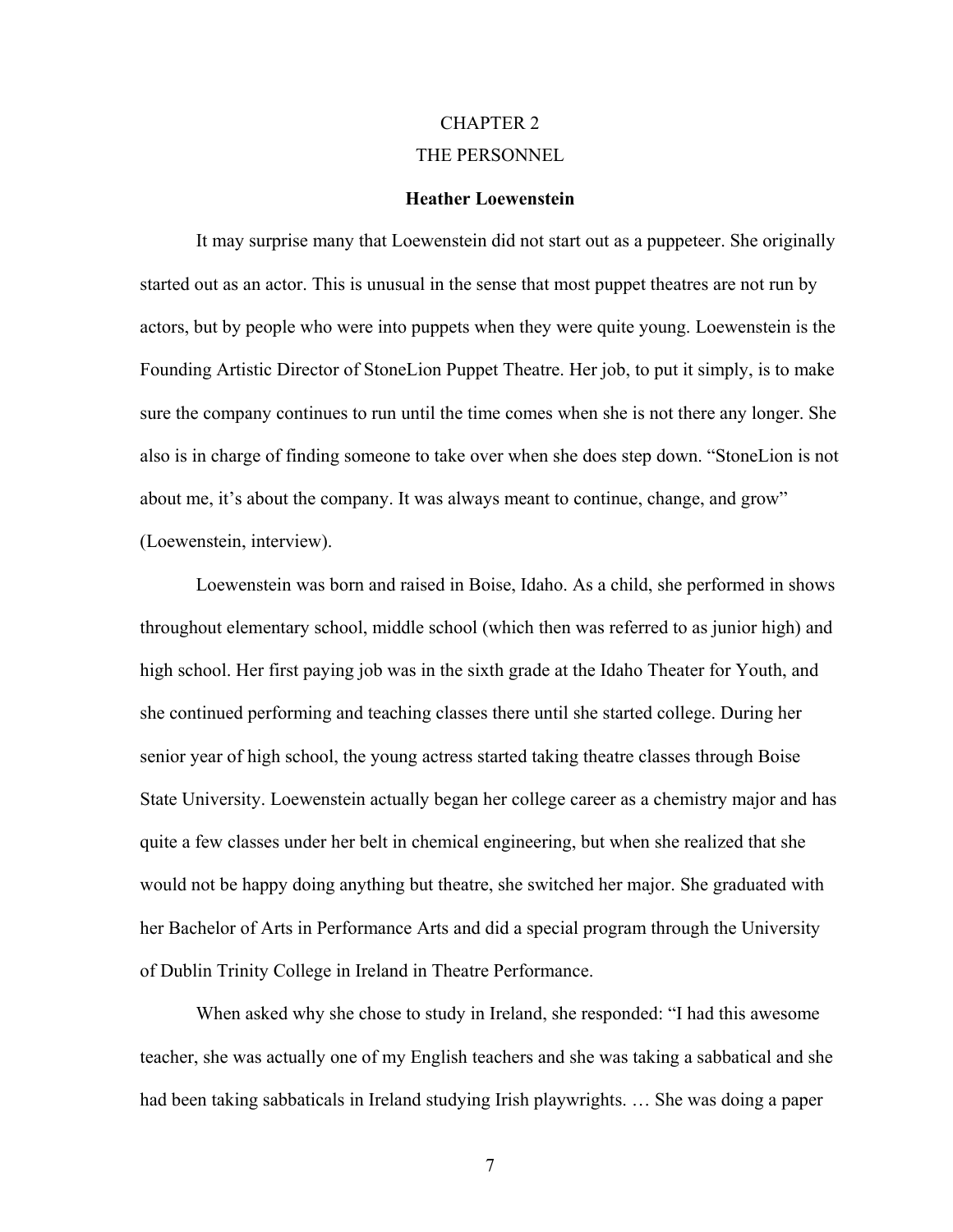# CHAPTER 2
# THE PERSONNEL

### Heather Loewenstein

It may surprise many that Loewenstein did not start out as a puppeteer. She originally started out as an actor. This is unusual in the sense that most puppet theatres are not run by actors, but by people who were into puppets when they were quite young. Loewenstein is the Founding Artistic Director of StoneLion Puppet Theatre. Her job, to put it simply, is to make sure the company continues to run until the time comes when she is not there any longer. She also is in charge of finding someone to take over when she does step down. "StoneLion is not about me, it's about the company. It was always meant to continue, change, and grow" (Loewenstein, interview).

Loewenstein was born and raised in Boise, Idaho. As a child, she performed in shows throughout elementary school, middle school (which then was referred to as junior high) and high school. Her first paying job was in the sixth grade at the Idaho Theater for Youth, and she continued performing and teaching classes there until she started college. During her senior year of high school, the young actress started taking theatre classes through Boise State University. Loewenstein actually began her college career as a chemistry major and has quite a few classes under her belt in chemical engineering, but when she realized that she would not be happy doing anything but theatre, she switched her major. She graduated with her Bachelor of Arts in Performance Arts and did a special program through the University of Dublin Trinity College in Ireland in Theatre Performance.

When asked why she chose to study in Ireland, she responded: "I had this awesome teacher, she was actually one of my English teachers and she was taking a sabbatical and she had been taking sabbaticals in Ireland studying Irish playwrights. … She was doing a paper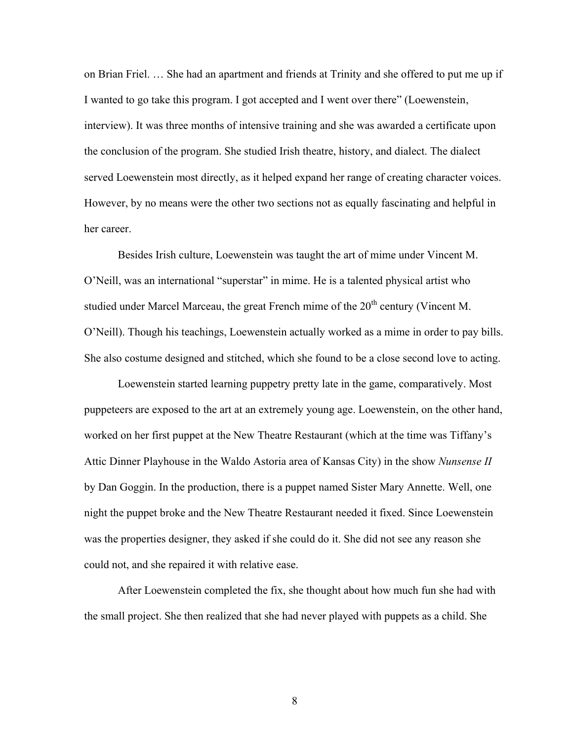on Brian Friel. … She had an apartment and friends at Trinity and she offered to put me up if I wanted to go take this program. I got accepted and I went over there" (Loewenstein, interview). It was three months of intensive training and she was awarded a certificate upon the conclusion of the program. She studied Irish theatre, history, and dialect. The dialect served Loewenstein most directly, as it helped expand her range of creating character voices. However, by no means were the other two sections not as equally fascinating and helpful in her career.

Besides Irish culture, Loewenstein was taught the art of mime under Vincent M. O'Neill, was an international "superstar" in mime. He is a talented physical artist who studied under Marcel Marceau, the great French mime of the 20th century (Vincent M. O'Neill). Though his teachings, Loewenstein actually worked as a mime in order to pay bills. She also costume designed and stitched, which she found to be a close second love to acting.

Loewenstein started learning puppetry pretty late in the game, comparatively. Most puppeteers are exposed to the art at an extremely young age. Loewenstein, on the other hand, worked on her first puppet at the New Theatre Restaurant (which at the time was Tiffany's Attic Dinner Playhouse in the Waldo Astoria area of Kansas City) in the show *Nunsense II* by Dan Goggin. In the production, there is a puppet named Sister Mary Annette. Well, one night the puppet broke and the New Theatre Restaurant needed it fixed. Since Loewenstein was the properties designer, they asked if she could do it. She did not see any reason she could not, and she repaired it with relative ease.

After Loewenstein completed the fix, she thought about how much fun she had with the small project. She then realized that she had never played with puppets as a child. She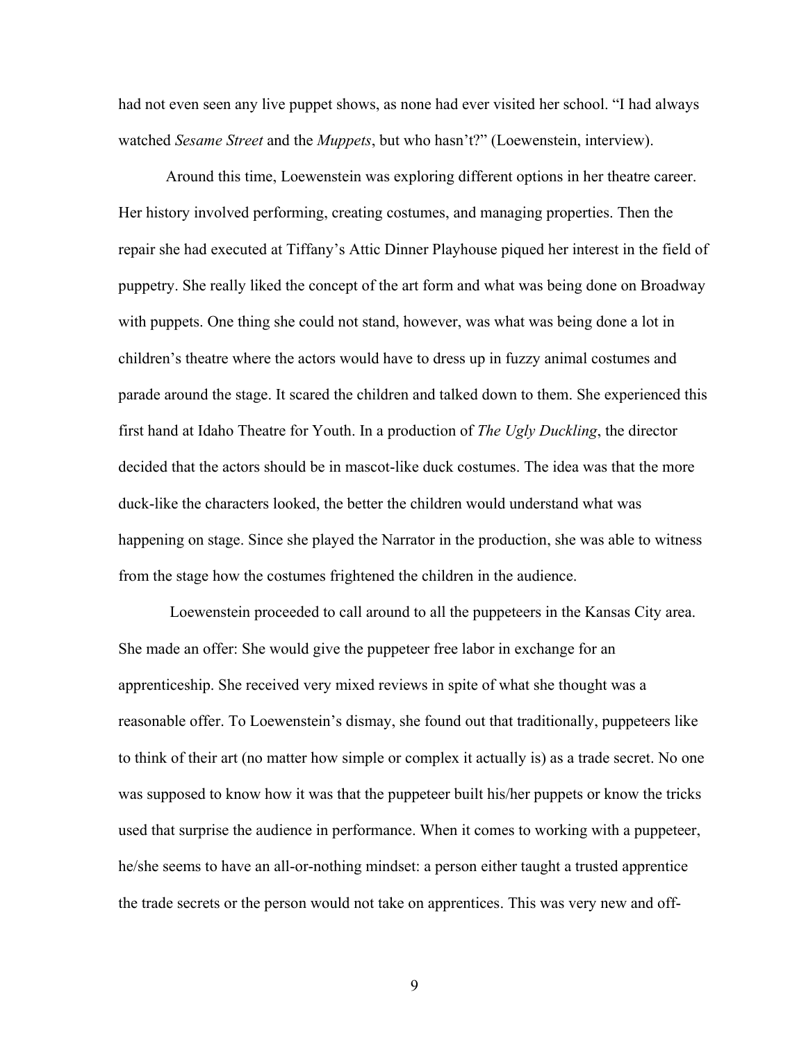had not even seen any live puppet shows, as none had ever visited her school. “I had always watched *Sesame Street* and the *Muppets*, but who hasn’t?” (Loewenstein, interview).

Around this time, Loewenstein was exploring different options in her theatre career. Her history involved performing, creating costumes, and managing properties. Then the repair she had executed at Tiffany’s Attic Dinner Playhouse piqued her interest in the field of puppetry. She really liked the concept of the art form and what was being done on Broadway with puppets. One thing she could not stand, however, was what was being done a lot in children’s theatre where the actors would have to dress up in fuzzy animal costumes and parade around the stage. It scared the children and talked down to them. She experienced this first hand at Idaho Theatre for Youth. In a production of *The Ugly Duckling*, the director decided that the actors should be in mascot-like duck costumes. The idea was that the more duck-like the characters looked, the better the children would understand what was happening on stage. Since she played the Narrator in the production, she was able to witness from the stage how the costumes frightened the children in the audience.

Loewenstein proceeded to call around to all the puppeteers in the Kansas City area. She made an offer: She would give the puppeteer free labor in exchange for an apprenticeship. She received very mixed reviews in spite of what she thought was a reasonable offer. To Loewenstein’s dismay, she found out that traditionally, puppeteers like to think of their art (no matter how simple or complex it actually is) as a trade secret. No one was supposed to know how it was that the puppeteer built his/her puppets or know the tricks used that surprise the audience in performance. When it comes to working with a puppeteer, he/she seems to have an all-or-nothing mindset: a person either taught a trusted apprentice the trade secrets or the person would not take on apprentices. This was very new and off-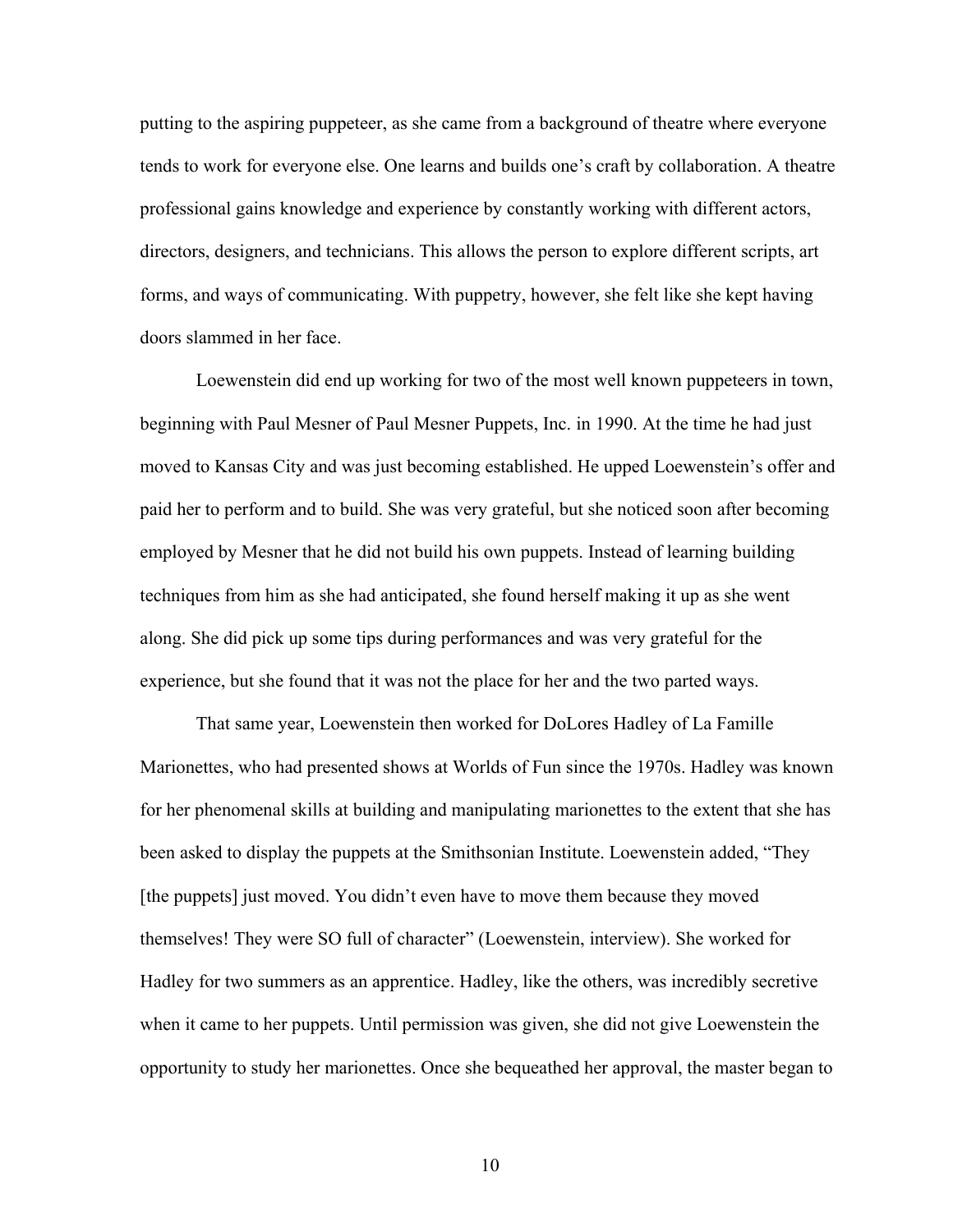putting to the aspiring puppeteer, as she came from a background of theatre where everyone tends to work for everyone else. One learns and builds one's craft by collaboration. A theatre professional gains knowledge and experience by constantly working with different actors, directors, designers, and technicians. This allows the person to explore different scripts, art forms, and ways of communicating. With puppetry, however, she felt like she kept having doors slammed in her face.

Loewenstein did end up working for two of the most well known puppeteers in town, beginning with Paul Mesner of Paul Mesner Puppets, Inc. in 1990. At the time he had just moved to Kansas City and was just becoming established. He upped Loewenstein's offer and paid her to perform and to build. She was very grateful, but she noticed soon after becoming employed by Mesner that he did not build his own puppets. Instead of learning building techniques from him as she had anticipated, she found herself making it up as she went along. She did pick up some tips during performances and was very grateful for the experience, but she found that it was not the place for her and the two parted ways.

That same year, Loewenstein then worked for DoLores Hadley of La Famille Marionettes, who had presented shows at Worlds of Fun since the 1970s. Hadley was known for her phenomenal skills at building and manipulating marionettes to the extent that she has been asked to display the puppets at the Smithsonian Institute. Loewenstein added, "They [the puppets] just moved. You didn't even have to move them because they moved themselves! They were SO full of character" (Loewenstein, interview). She worked for Hadley for two summers as an apprentice. Hadley, like the others, was incredibly secretive when it came to her puppets. Until permission was given, she did not give Loewenstein the opportunity to study her marionettes. Once she bequeathed her approval, the master began to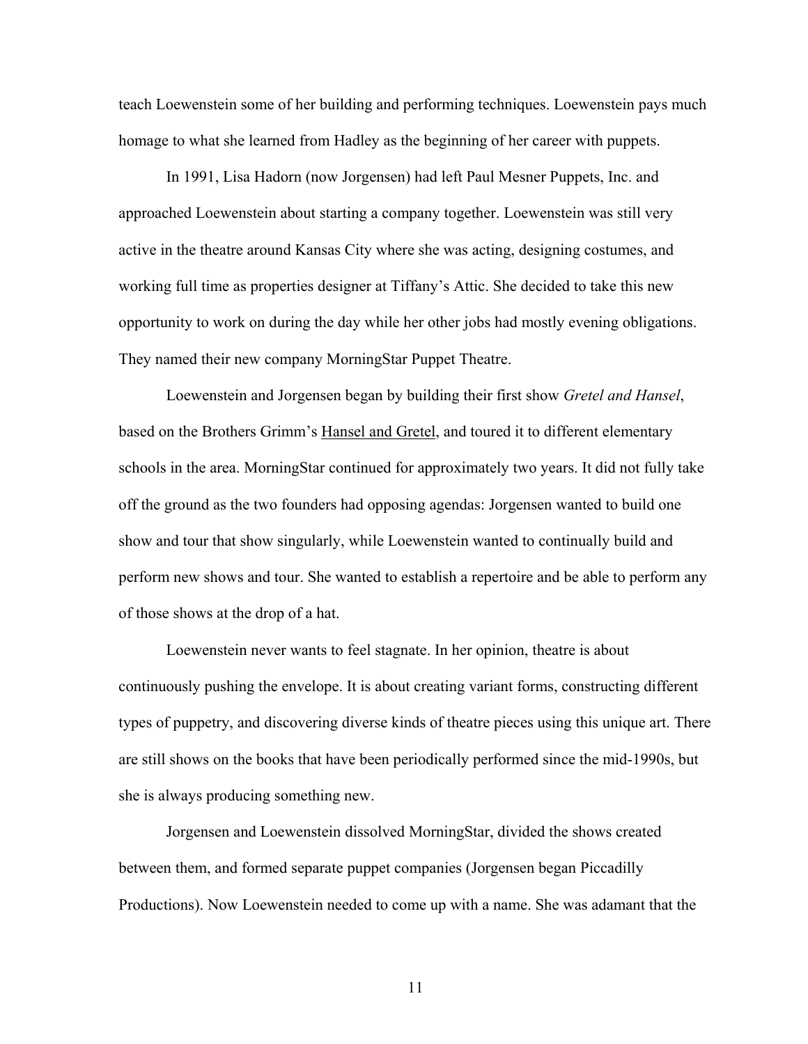teach Loewenstein some of her building and performing techniques. Loewenstein pays much homage to what she learned from Hadley as the beginning of her career with puppets.

In 1991, Lisa Hadorn (now Jorgensen) had left Paul Mesner Puppets, Inc. and approached Loewenstein about starting a company together. Loewenstein was still very active in the theatre around Kansas City where she was acting, designing costumes, and working full time as properties designer at Tiffany's Attic. She decided to take this new opportunity to work on during the day while her other jobs had mostly evening obligations. They named their new company MorningStar Puppet Theatre.

Loewenstein and Jorgensen began by building their first show *Gretel and Hansel*, based on the Brothers Grimm's <u>Hansel and Gretel</u>, and toured it to different elementary schools in the area. MorningStar continued for approximately two years. It did not fully take off the ground as the two founders had opposing agendas: Jorgensen wanted to build one show and tour that show singularly, while Loewenstein wanted to continually build and perform new shows and tour. She wanted to establish a repertoire and be able to perform any of those shows at the drop of a hat.

Loewenstein never wants to feel stagnate. In her opinion, theatre is about continuously pushing the envelope. It is about creating variant forms, constructing different types of puppetry, and discovering diverse kinds of theatre pieces using this unique art. There are still shows on the books that have been periodically performed since the mid-1990s, but she is always producing something new.

Jorgensen and Loewenstein dissolved MorningStar, divided the shows created between them, and formed separate puppet companies (Jorgensen began Piccadilly Productions). Now Loewenstein needed to come up with a name. She was adamant that the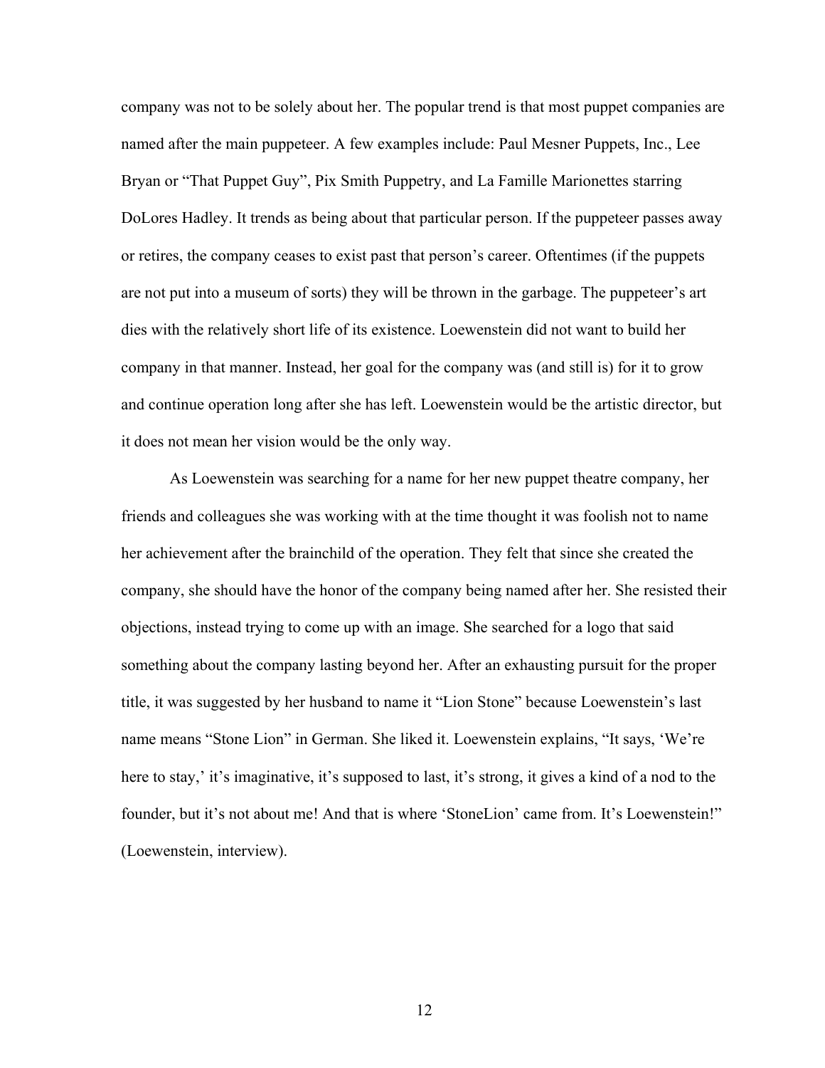company was not to be solely about her. The popular trend is that most puppet companies are named after the main puppeteer. A few examples include: Paul Mesner Puppets, Inc., Lee Bryan or "That Puppet Guy", Pix Smith Puppetry, and La Famille Marionettes starring DoLores Hadley. It trends as being about that particular person. If the puppeteer passes away or retires, the company ceases to exist past that person's career. Oftentimes (if the puppets are not put into a museum of sorts) they will be thrown in the garbage. The puppeteer's art dies with the relatively short life of its existence. Loewenstein did not want to build her company in that manner. Instead, her goal for the company was (and still is) for it to grow and continue operation long after she has left. Loewenstein would be the artistic director, but it does not mean her vision would be the only way.

As Loewenstein was searching for a name for her new puppet theatre company, her friends and colleagues she was working with at the time thought it was foolish not to name her achievement after the brainchild of the operation. They felt that since she created the company, she should have the honor of the company being named after her. She resisted their objections, instead trying to come up with an image. She searched for a logo that said something about the company lasting beyond her. After an exhausting pursuit for the proper title, it was suggested by her husband to name it "Lion Stone" because Loewenstein's last name means "Stone Lion" in German. She liked it. Loewenstein explains, "It says, 'We're here to stay,' it's imaginative, it's supposed to last, it's strong, it gives a kind of a nod to the founder, but it's not about me! And that is where 'StoneLion' came from. It's Loewenstein!" (Loewenstein, interview).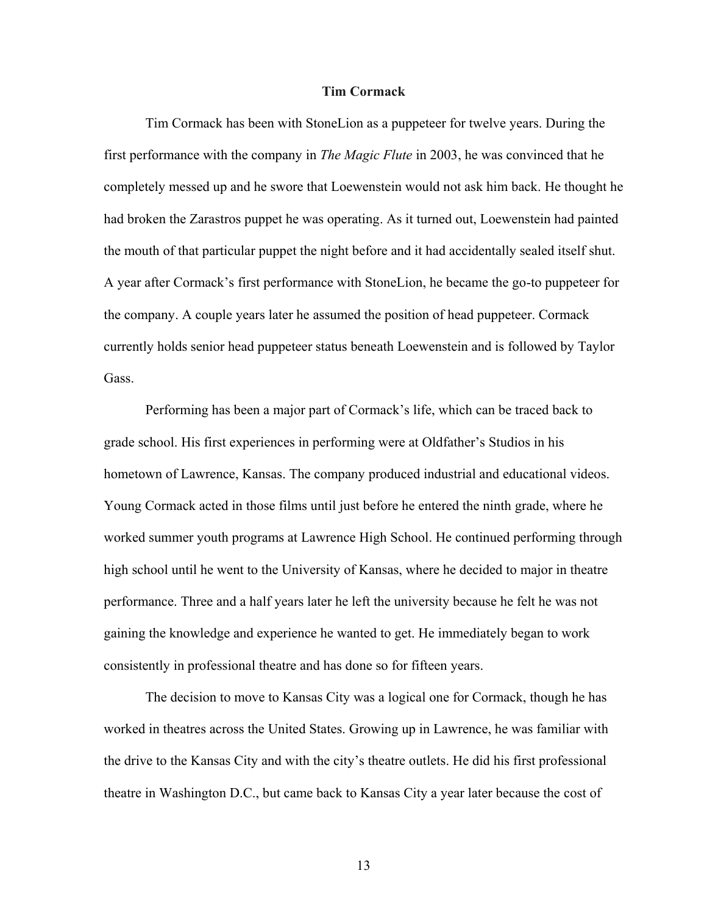## Tim Cormack

Tim Cormack has been with StoneLion as a puppeteer for twelve years. During the first performance with the company in *The Magic Flute* in 2003, he was convinced that he completely messed up and he swore that Loewenstein would not ask him back. He thought he had broken the Zarastros puppet he was operating. As it turned out, Loewenstein had painted the mouth of that particular puppet the night before and it had accidentally sealed itself shut. A year after Cormack's first performance with StoneLion, he became the go-to puppeteer for the company. A couple years later he assumed the position of head puppeteer. Cormack currently holds senior head puppeteer status beneath Loewenstein and is followed by Taylor Gass.

Performing has been a major part of Cormack's life, which can be traced back to grade school. His first experiences in performing were at Oldfather's Studios in his hometown of Lawrence, Kansas. The company produced industrial and educational videos. Young Cormack acted in those films until just before he entered the ninth grade, where he worked summer youth programs at Lawrence High School. He continued performing through high school until he went to the University of Kansas, where he decided to major in theatre performance. Three and a half years later he left the university because he felt he was not gaining the knowledge and experience he wanted to get. He immediately began to work consistently in professional theatre and has done so for fifteen years.

The decision to move to Kansas City was a logical one for Cormack, though he has worked in theatres across the United States. Growing up in Lawrence, he was familiar with the drive to the Kansas City and with the city's theatre outlets. He did his first professional theatre in Washington D.C., but came back to Kansas City a year later because the cost of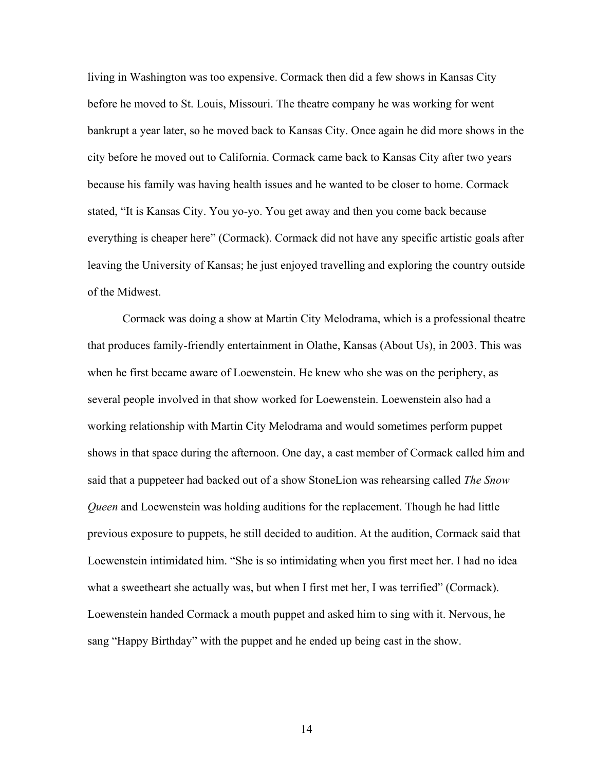living in Washington was too expensive. Cormack then did a few shows in Kansas City before he moved to St. Louis, Missouri. The theatre company he was working for went bankrupt a year later, so he moved back to Kansas City. Once again he did more shows in the city before he moved out to California. Cormack came back to Kansas City after two years because his family was having health issues and he wanted to be closer to home. Cormack stated, "It is Kansas City. You yo-yo. You get away and then you come back because everything is cheaper here" (Cormack). Cormack did not have any specific artistic goals after leaving the University of Kansas; he just enjoyed travelling and exploring the country outside of the Midwest.

Cormack was doing a show at Martin City Melodrama, which is a professional theatre that produces family-friendly entertainment in Olathe, Kansas (About Us), in 2003. This was when he first became aware of Loewenstein. He knew who she was on the periphery, as several people involved in that show worked for Loewenstein. Loewenstein also had a working relationship with Martin City Melodrama and would sometimes perform puppet shows in that space during the afternoon. One day, a cast member of Cormack called him and said that a puppeteer had backed out of a show StoneLion was rehearsing called *The Snow Queen* and Loewenstein was holding auditions for the replacement. Though he had little previous exposure to puppets, he still decided to audition. At the audition, Cormack said that Loewenstein intimidated him. "She is so intimidating when you first meet her. I had no idea what a sweetheart she actually was, but when I first met her, I was terrified" (Cormack). Loewenstein handed Cormack a mouth puppet and asked him to sing with it. Nervous, he sang "Happy Birthday" with the puppet and he ended up being cast in the show.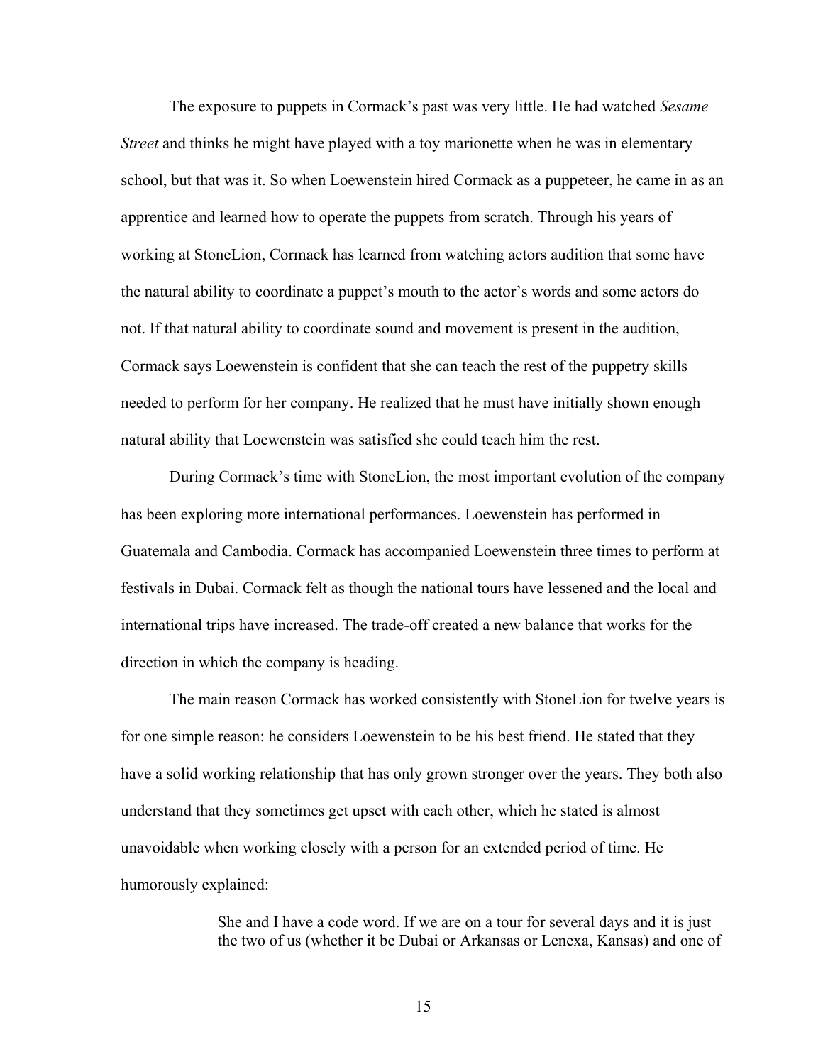The exposure to puppets in Cormack's past was very little. He had watched *Sesame Street* and thinks he might have played with a toy marionette when he was in elementary school, but that was it. So when Loewenstein hired Cormack as a puppeteer, he came in as an apprentice and learned how to operate the puppets from scratch. Through his years of working at StoneLion, Cormack has learned from watching actors audition that some have the natural ability to coordinate a puppet's mouth to the actor's words and some actors do not. If that natural ability to coordinate sound and movement is present in the audition, Cormack says Loewenstein is confident that she can teach the rest of the puppetry skills needed to perform for her company. He realized that he must have initially shown enough natural ability that Loewenstein was satisfied she could teach him the rest.

During Cormack's time with StoneLion, the most important evolution of the company has been exploring more international performances. Loewenstein has performed in Guatemala and Cambodia. Cormack has accompanied Loewenstein three times to perform at festivals in Dubai. Cormack felt as though the national tours have lessened and the local and international trips have increased. The trade-off created a new balance that works for the direction in which the company is heading.

The main reason Cormack has worked consistently with StoneLion for twelve years is for one simple reason: he considers Loewenstein to be his best friend. He stated that they have a solid working relationship that has only grown stronger over the years. They both also understand that they sometimes get upset with each other, which he stated is almost unavoidable when working closely with a person for an extended period of time. He humorously explained:

> She and I have a code word. If we are on a tour for several days and it is just the two of us (whether it be Dubai or Arkansas or Lenexa, Kansas) and one of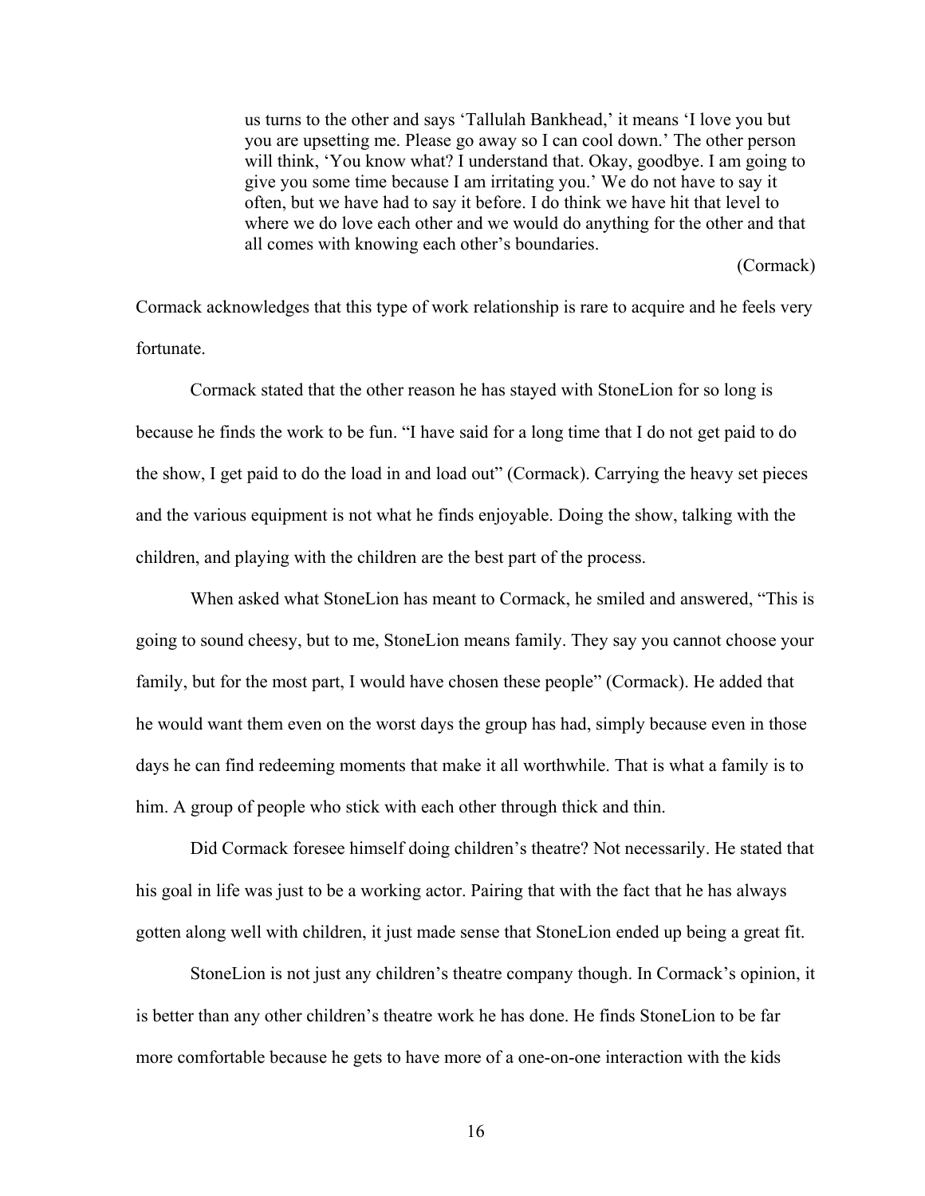> us turns to the other and says 'Tallulah Bankhead,' it means 'I love you but you are upsetting me. Please go away so I can cool down.' The other person will think, 'You know what? I understand that. Okay, goodbye. I am going to give you some time because I am irritating you.' We do not have to say it often, but we have had to say it before. I do think we have hit that level to where we do love each other and we would do anything for the other and that all comes with knowing each other's boundaries.
>
> (Cormack)

Cormack acknowledges that this type of work relationship is rare to acquire and he feels very fortunate.

Cormack stated that the other reason he has stayed with StoneLion for so long is because he finds the work to be fun. "I have said for a long time that I do not get paid to do the show, I get paid to do the load in and load out" (Cormack). Carrying the heavy set pieces and the various equipment is not what he finds enjoyable. Doing the show, talking with the children, and playing with the children are the best part of the process.

When asked what StoneLion has meant to Cormack, he smiled and answered, "This is going to sound cheesy, but to me, StoneLion means family. They say you cannot choose your family, but for the most part, I would have chosen these people" (Cormack). He added that he would want them even on the worst days the group has had, simply because even in those days he can find redeeming moments that make it all worthwhile. That is what a family is to him. A group of people who stick with each other through thick and thin.

Did Cormack foresee himself doing children's theatre? Not necessarily. He stated that his goal in life was just to be a working actor. Pairing that with the fact that he has always gotten along well with children, it just made sense that StoneLion ended up being a great fit.

StoneLion is not just any children's theatre company though. In Cormack's opinion, it is better than any other children's theatre work he has done. He finds StoneLion to be far more comfortable because he gets to have more of a one-on-one interaction with the kids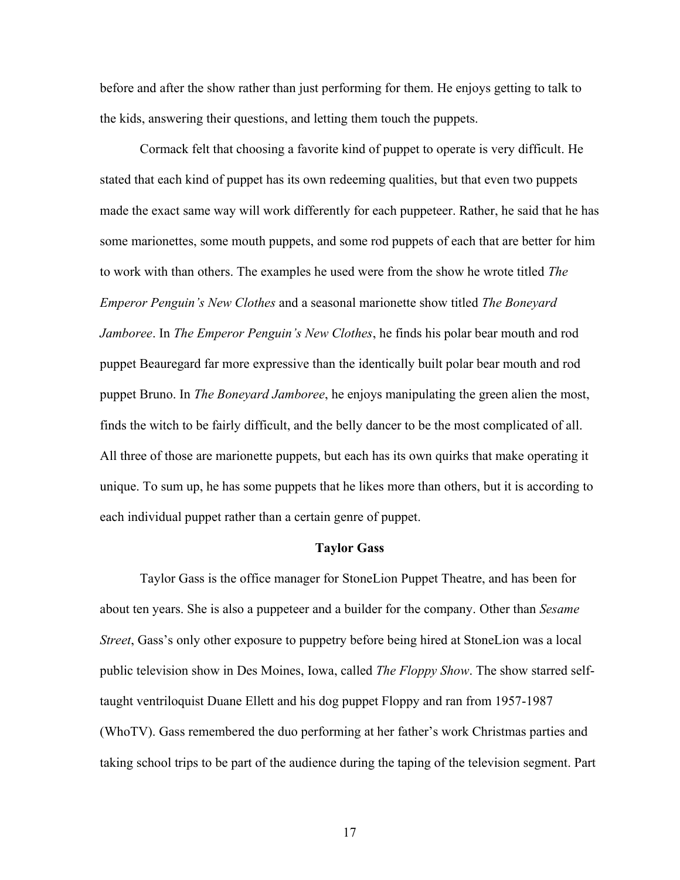before and after the show rather than just performing for them. He enjoys getting to talk to the kids, answering their questions, and letting them touch the puppets.

Cormack felt that choosing a favorite kind of puppet to operate is very difficult. He stated that each kind of puppet has its own redeeming qualities, but that even two puppets made the exact same way will work differently for each puppeteer. Rather, he said that he has some marionettes, some mouth puppets, and some rod puppets of each that are better for him to work with than others. The examples he used were from the show he wrote titled *The Emperor Penguin's New Clothes* and a seasonal marionette show titled *The Boneyard Jamboree*. In *The Emperor Penguin's New Clothes*, he finds his polar bear mouth and rod puppet Beauregard far more expressive than the identically built polar bear mouth and rod puppet Bruno. In *The Boneyard Jamboree*, he enjoys manipulating the green alien the most, finds the witch to be fairly difficult, and the belly dancer to be the most complicated of all. All three of those are marionette puppets, but each has its own quirks that make operating it unique. To sum up, he has some puppets that he likes more than others, but it is according to each individual puppet rather than a certain genre of puppet.

### Taylor Gass

Taylor Gass is the office manager for StoneLion Puppet Theatre, and has been for about ten years. She is also a puppeteer and a builder for the company. Other than *Sesame Street*, Gass's only other exposure to puppetry before being hired at StoneLion was a local public television show in Des Moines, Iowa, called *The Floppy Show*. The show starred self-taught ventriloquist Duane Ellett and his dog puppet Floppy and ran from 1957-1987 (WhoTV). Gass remembered the duo performing at her father's work Christmas parties and taking school trips to be part of the audience during the taping of the television segment. Part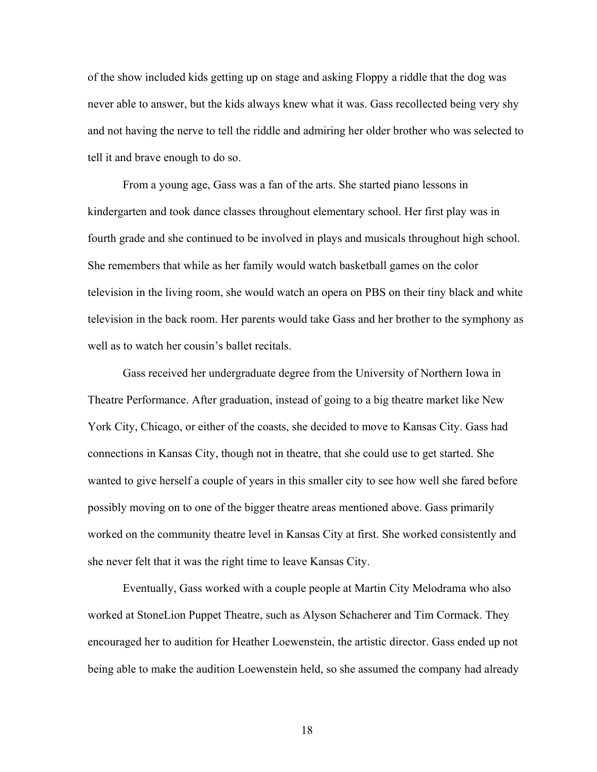of the show included kids getting up on stage and asking Floppy a riddle that the dog was never able to answer, but the kids always knew what it was. Gass recollected being very shy and not having the nerve to tell the riddle and admiring her older brother who was selected to tell it and brave enough to do so.

From a young age, Gass was a fan of the arts. She started piano lessons in kindergarten and took dance classes throughout elementary school. Her first play was in fourth grade and she continued to be involved in plays and musicals throughout high school. She remembers that while as her family would watch basketball games on the color television in the living room, she would watch an opera on PBS on their tiny black and white television in the back room. Her parents would take Gass and her brother to the symphony as well as to watch her cousin's ballet recitals.

Gass received her undergraduate degree from the University of Northern Iowa in Theatre Performance. After graduation, instead of going to a big theatre market like New York City, Chicago, or either of the coasts, she decided to move to Kansas City. Gass had connections in Kansas City, though not in theatre, that she could use to get started. She wanted to give herself a couple of years in this smaller city to see how well she fared before possibly moving on to one of the bigger theatre areas mentioned above. Gass primarily worked on the community theatre level in Kansas City at first. She worked consistently and she never felt that it was the right time to leave Kansas City.

Eventually, Gass worked with a couple people at Martin City Melodrama who also worked at StoneLion Puppet Theatre, such as Alyson Schacherer and Tim Cormack. They encouraged her to audition for Heather Loewenstein, the artistic director. Gass ended up not being able to make the audition Loewenstein held, so she assumed the company had already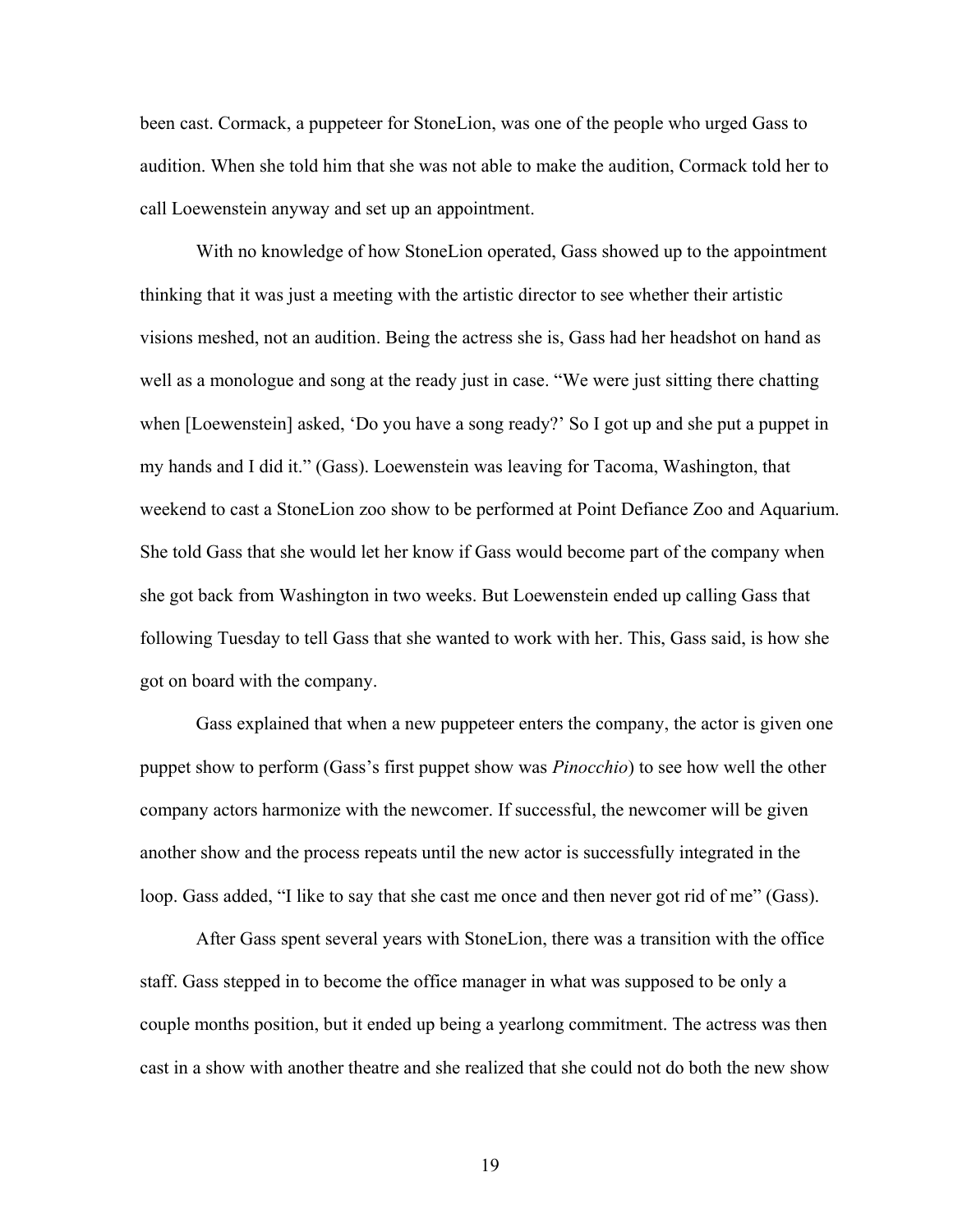been cast. Cormack, a puppeteer for StoneLion, was one of the people who urged Gass to audition. When she told him that she was not able to make the audition, Cormack told her to call Loewenstein anyway and set up an appointment.

With no knowledge of how StoneLion operated, Gass showed up to the appointment thinking that it was just a meeting with the artistic director to see whether their artistic visions meshed, not an audition. Being the actress she is, Gass had her headshot on hand as well as a monologue and song at the ready just in case. "We were just sitting there chatting when [Loewenstein] asked, 'Do you have a song ready?' So I got up and she put a puppet in my hands and I did it." (Gass). Loewenstein was leaving for Tacoma, Washington, that weekend to cast a StoneLion zoo show to be performed at Point Defiance Zoo and Aquarium. She told Gass that she would let her know if Gass would become part of the company when she got back from Washington in two weeks. But Loewenstein ended up calling Gass that following Tuesday to tell Gass that she wanted to work with her. This, Gass said, is how she got on board with the company.

Gass explained that when a new puppeteer enters the company, the actor is given one puppet show to perform (Gass's first puppet show was *Pinocchio*) to see how well the other company actors harmonize with the newcomer. If successful, the newcomer will be given another show and the process repeats until the new actor is successfully integrated in the loop. Gass added, "I like to say that she cast me once and then never got rid of me" (Gass).

After Gass spent several years with StoneLion, there was a transition with the office staff. Gass stepped in to become the office manager in what was supposed to be only a couple months position, but it ended up being a yearlong commitment. The actress was then cast in a show with another theatre and she realized that she could not do both the new show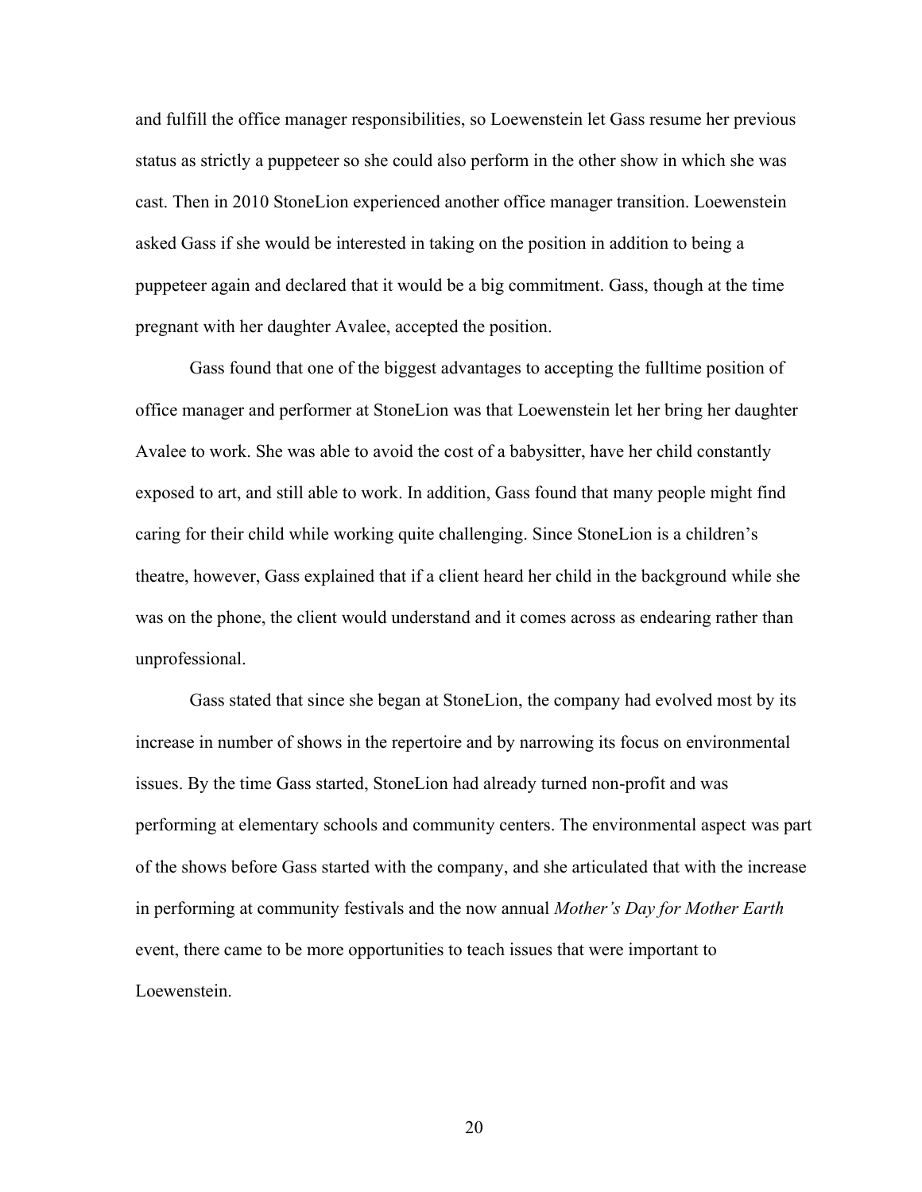and fulfill the office manager responsibilities, so Loewenstein let Gass resume her previous status as strictly a puppeteer so she could also perform in the other show in which she was cast. Then in 2010 StoneLion experienced another office manager transition. Loewenstein asked Gass if she would be interested in taking on the position in addition to being a puppeteer again and declared that it would be a big commitment. Gass, though at the time pregnant with her daughter Avalee, accepted the position.

Gass found that one of the biggest advantages to accepting the fulltime position of office manager and performer at StoneLion was that Loewenstein let her bring her daughter Avalee to work. She was able to avoid the cost of a babysitter, have her child constantly exposed to art, and still able to work. In addition, Gass found that many people might find caring for their child while working quite challenging. Since StoneLion is a children's theatre, however, Gass explained that if a client heard her child in the background while she was on the phone, the client would understand and it comes across as endearing rather than unprofessional.

Gass stated that since she began at StoneLion, the company had evolved most by its increase in number of shows in the repertoire and by narrowing its focus on environmental issues. By the time Gass started, StoneLion had already turned non-profit and was performing at elementary schools and community centers. The environmental aspect was part of the shows before Gass started with the company, and she articulated that with the increase in performing at community festivals and the now annual *Mother's Day for Mother Earth* event, there came to be more opportunities to teach issues that were important to Loewenstein.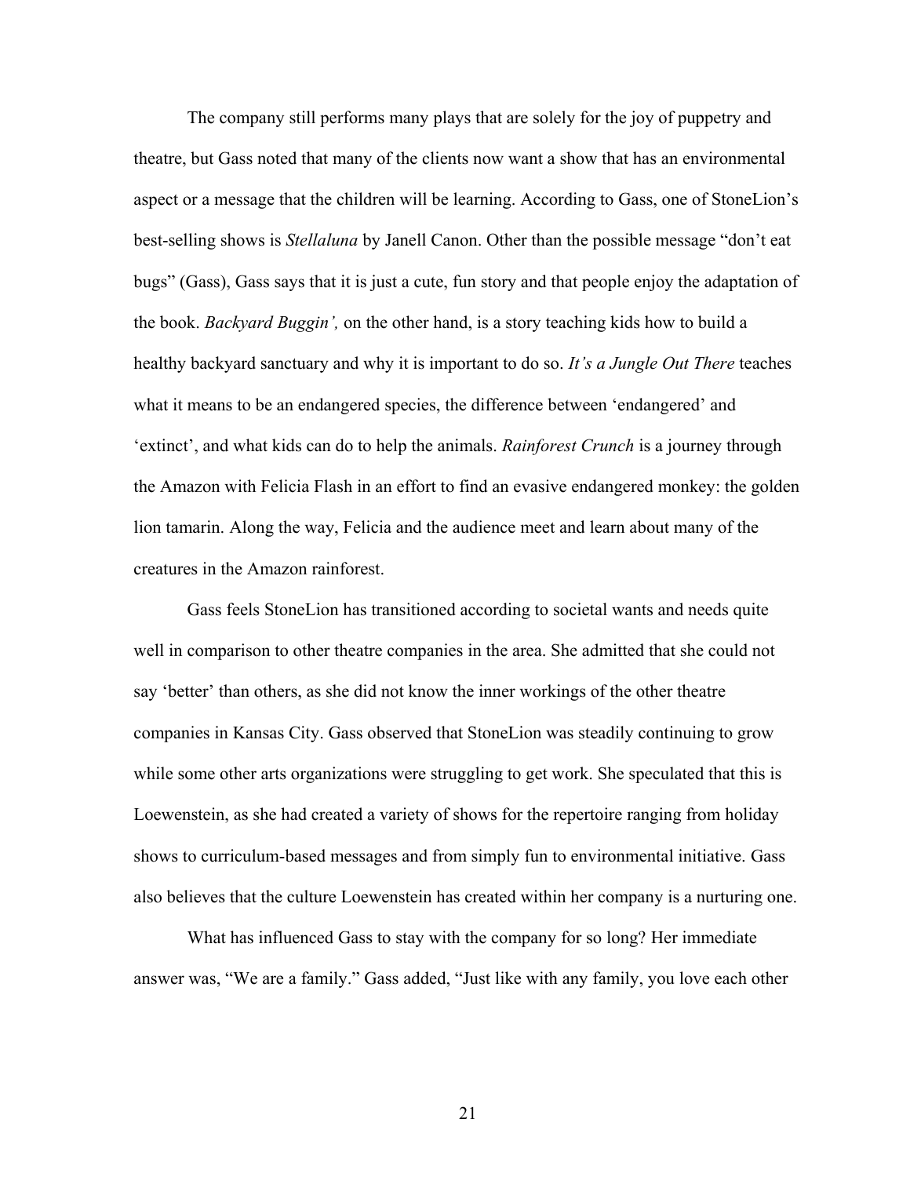The company still performs many plays that are solely for the joy of puppetry and theatre, but Gass noted that many of the clients now want a show that has an environmental aspect or a message that the children will be learning. According to Gass, one of StoneLion's best-selling shows is *Stellaluna* by Janell Canon. Other than the possible message "don't eat bugs" (Gass), Gass says that it is just a cute, fun story and that people enjoy the adaptation of the book. *Backyard Buggin',* on the other hand, is a story teaching kids how to build a healthy backyard sanctuary and why it is important to do so. *It's a Jungle Out There* teaches what it means to be an endangered species, the difference between 'endangered' and 'extinct', and what kids can do to help the animals. *Rainforest Crunch* is a journey through the Amazon with Felicia Flash in an effort to find an evasive endangered monkey: the golden lion tamarin. Along the way, Felicia and the audience meet and learn about many of the creatures in the Amazon rainforest.

Gass feels StoneLion has transitioned according to societal wants and needs quite well in comparison to other theatre companies in the area. She admitted that she could not say 'better' than others, as she did not know the inner workings of the other theatre companies in Kansas City. Gass observed that StoneLion was steadily continuing to grow while some other arts organizations were struggling to get work. She speculated that this is Loewenstein, as she had created a variety of shows for the repertoire ranging from holiday shows to curriculum-based messages and from simply fun to environmental initiative. Gass also believes that the culture Loewenstein has created within her company is a nurturing one.

What has influenced Gass to stay with the company for so long? Her immediate answer was, "We are a family." Gass added, "Just like with any family, you love each other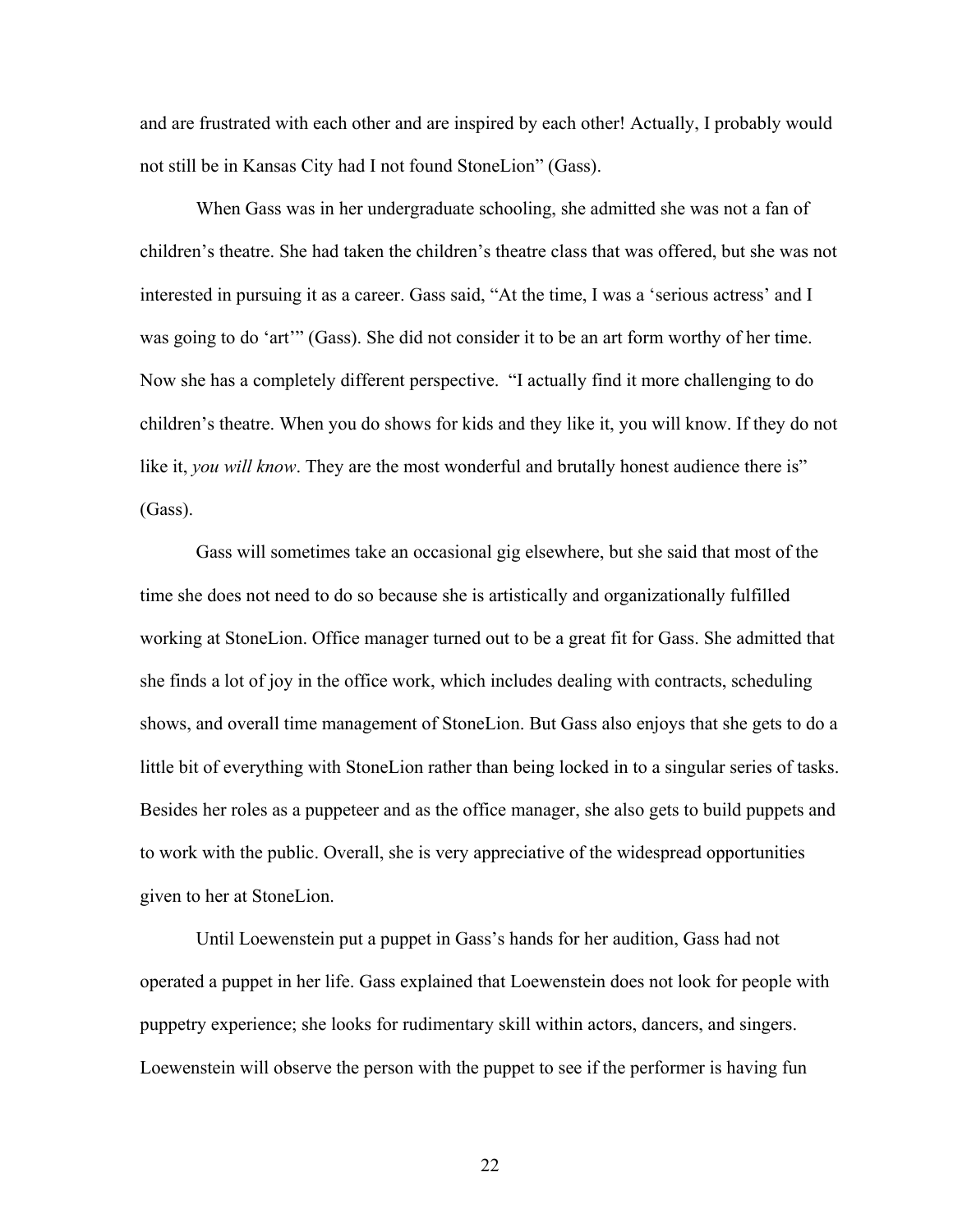and are frustrated with each other and are inspired by each other! Actually, I probably would not still be in Kansas City had I not found StoneLion" (Gass).

When Gass was in her undergraduate schooling, she admitted she was not a fan of children's theatre. She had taken the children's theatre class that was offered, but she was not interested in pursuing it as a career. Gass said, "At the time, I was a 'serious actress' and I was going to do 'art'" (Gass). She did not consider it to be an art form worthy of her time. Now she has a completely different perspective. "I actually find it more challenging to do children's theatre. When you do shows for kids and they like it, you will know. If they do not like it, *you will know*. They are the most wonderful and brutally honest audience there is" (Gass).

Gass will sometimes take an occasional gig elsewhere, but she said that most of the time she does not need to do so because she is artistically and organizationally fulfilled working at StoneLion. Office manager turned out to be a great fit for Gass. She admitted that she finds a lot of joy in the office work, which includes dealing with contracts, scheduling shows, and overall time management of StoneLion. But Gass also enjoys that she gets to do a little bit of everything with StoneLion rather than being locked in to a singular series of tasks. Besides her roles as a puppeteer and as the office manager, she also gets to build puppets and to work with the public. Overall, she is very appreciative of the widespread opportunities given to her at StoneLion.

Until Loewenstein put a puppet in Gass's hands for her audition, Gass had not operated a puppet in her life. Gass explained that Loewenstein does not look for people with puppetry experience; she looks for rudimentary skill within actors, dancers, and singers. Loewenstein will observe the person with the puppet to see if the performer is having fun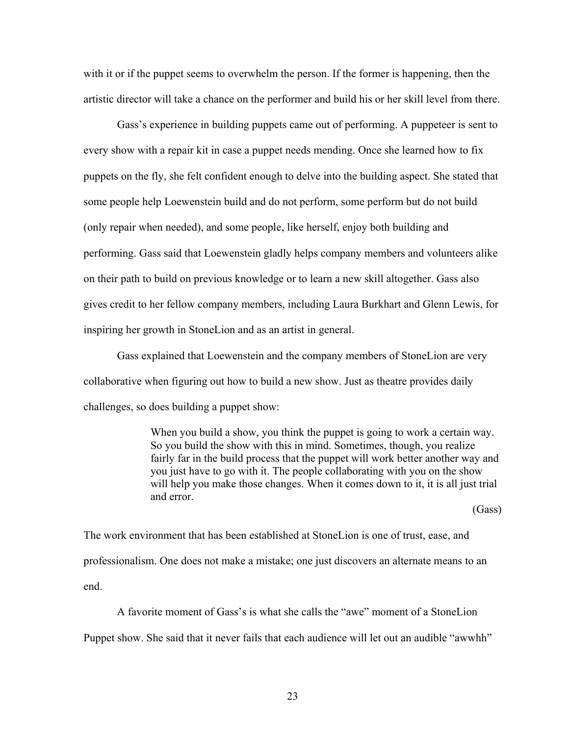with it or if the puppet seems to overwhelm the person. If the former is happening, then the artistic director will take a chance on the performer and build his or her skill level from there.

Gass's experience in building puppets came out of performing. A puppeteer is sent to every show with a repair kit in case a puppet needs mending. Once she learned how to fix puppets on the fly, she felt confident enough to delve into the building aspect. She stated that some people help Loewenstein build and do not perform, some perform but do not build (only repair when needed), and some people, like herself, enjoy both building and performing. Gass said that Loewenstein gladly helps company members and volunteers alike on their path to build on previous knowledge or to learn a new skill altogether. Gass also gives credit to her fellow company members, including Laura Burkhart and Glenn Lewis, for inspiring her growth in StoneLion and as an artist in general.

Gass explained that Loewenstein and the company members of StoneLion are very collaborative when figuring out how to build a new show. Just as theatre provides daily challenges, so does building a puppet show:

> When you build a show, you think the puppet is going to work a certain way. So you build the show with this in mind. Sometimes, though, you realize fairly far in the build process that the puppet will work better another way and you just have to go with it. The people collaborating with you on the show will help you make those changes. When it comes down to it, it is all just trial and error.
>
> (Gass)

The work environment that has been established at StoneLion is one of trust, ease, and professionalism. One does not make a mistake; one just discovers an alternate means to an end.

A favorite moment of Gass's is what she calls the "awe" moment of a StoneLion Puppet show. She said that it never fails that each audience will let out an audible "awwhh"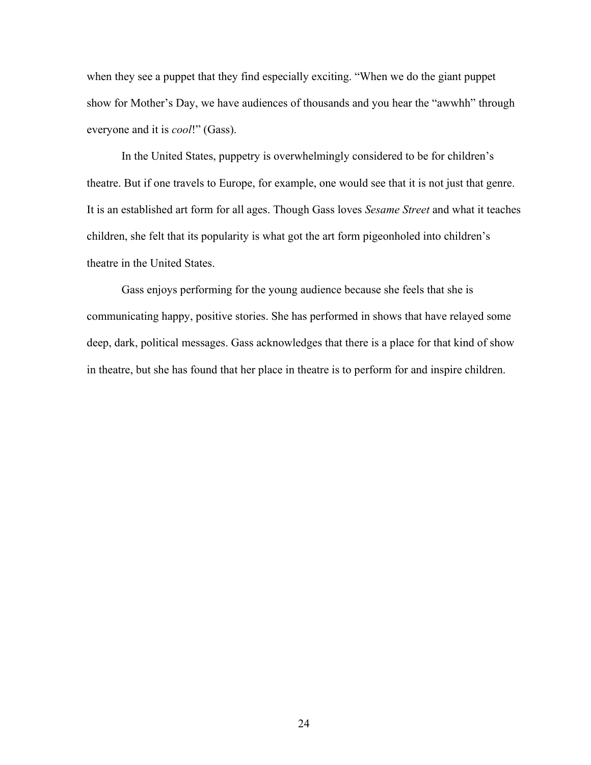when they see a puppet that they find especially exciting. "When we do the giant puppet show for Mother's Day, we have audiences of thousands and you hear the "awwhh" through everyone and it is *cool*!" (Gass).

In the United States, puppetry is overwhelmingly considered to be for children's theatre. But if one travels to Europe, for example, one would see that it is not just that genre. It is an established art form for all ages. Though Gass loves *Sesame Street* and what it teaches children, she felt that its popularity is what got the art form pigeonholed into children's theatre in the United States.

Gass enjoys performing for the young audience because she feels that she is communicating happy, positive stories. She has performed in shows that have relayed some deep, dark, political messages. Gass acknowledges that there is a place for that kind of show in theatre, but she has found that her place in theatre is to perform for and inspire children.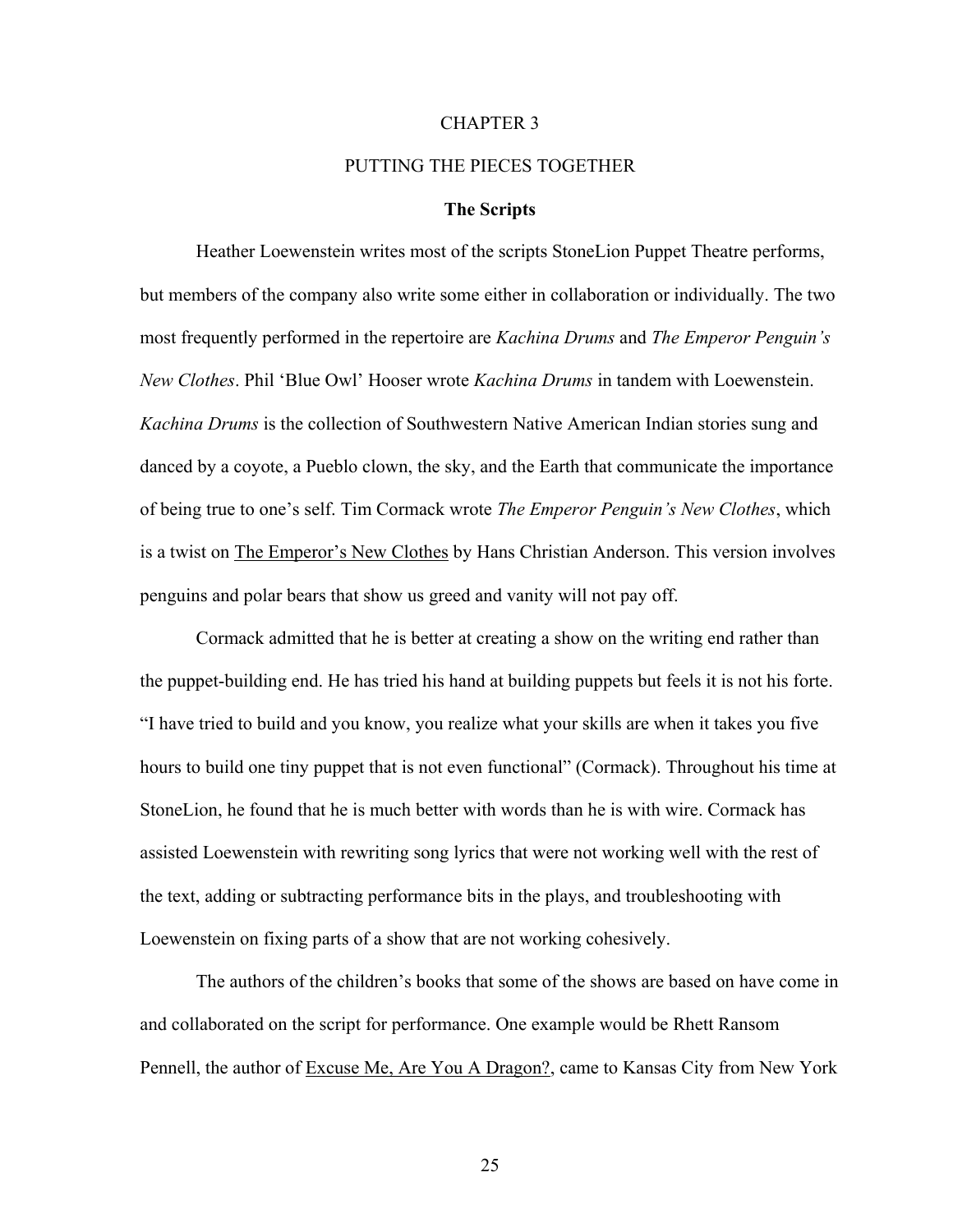# CHAPTER 3

# PUTTING THE PIECES TOGETHER

## The Scripts

Heather Loewenstein writes most of the scripts StoneLion Puppet Theatre performs, but members of the company also write some either in collaboration or individually. The two most frequently performed in the repertoire are *Kachina Drums* and *The Emperor Penguin's New Clothes*. Phil 'Blue Owl' Hooser wrote *Kachina Drums* in tandem with Loewenstein. *Kachina Drums* is the collection of Southwestern Native American Indian stories sung and danced by a coyote, a Pueblo clown, the sky, and the Earth that communicate the importance of being true to one's self. Tim Cormack wrote *The Emperor Penguin's New Clothes*, which is a twist on The Emperor's New Clothes by Hans Christian Anderson. This version involves penguins and polar bears that show us greed and vanity will not pay off.

Cormack admitted that he is better at creating a show on the writing end rather than the puppet-building end. He has tried his hand at building puppets but feels it is not his forte. "I have tried to build and you know, you realize what your skills are when it takes you five hours to build one tiny puppet that is not even functional" (Cormack). Throughout his time at StoneLion, he found that he is much better with words than he is with wire. Cormack has assisted Loewenstein with rewriting song lyrics that were not working well with the rest of the text, adding or subtracting performance bits in the plays, and troubleshooting with Loewenstein on fixing parts of a show that are not working cohesively.

The authors of the children's books that some of the shows are based on have come in and collaborated on the script for performance. One example would be Rhett Ransom Pennell, the author of Excuse Me, Are You A Dragon?, came to Kansas City from New York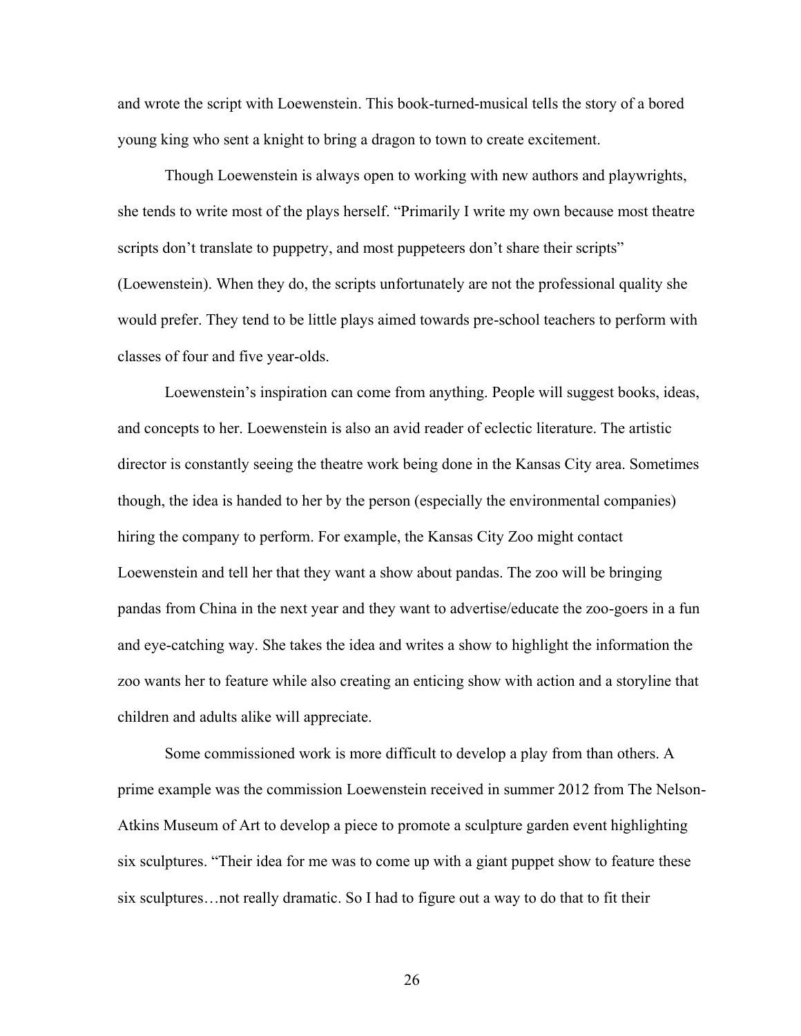and wrote the script with Loewenstein. This book-turned-musical tells the story of a bored young king who sent a knight to bring a dragon to town to create excitement.

Though Loewenstein is always open to working with new authors and playwrights, she tends to write most of the plays herself. "Primarily I write my own because most theatre scripts don't translate to puppetry, and most puppeteers don't share their scripts" (Loewenstein). When they do, the scripts unfortunately are not the professional quality she would prefer. They tend to be little plays aimed towards pre-school teachers to perform with classes of four and five year-olds.

Loewenstein's inspiration can come from anything. People will suggest books, ideas, and concepts to her. Loewenstein is also an avid reader of eclectic literature. The artistic director is constantly seeing the theatre work being done in the Kansas City area. Sometimes though, the idea is handed to her by the person (especially the environmental companies) hiring the company to perform. For example, the Kansas City Zoo might contact Loewenstein and tell her that they want a show about pandas. The zoo will be bringing pandas from China in the next year and they want to advertise/educate the zoo-goers in a fun and eye-catching way. She takes the idea and writes a show to highlight the information the zoo wants her to feature while also creating an enticing show with action and a storyline that children and adults alike will appreciate.

Some commissioned work is more difficult to develop a play from than others. A prime example was the commission Loewenstein received in summer 2012 from The Nelson-Atkins Museum of Art to develop a piece to promote a sculpture garden event highlighting six sculptures. "Their idea for me was to come up with a giant puppet show to feature these six sculptures…not really dramatic. So I had to figure out a way to do that to fit their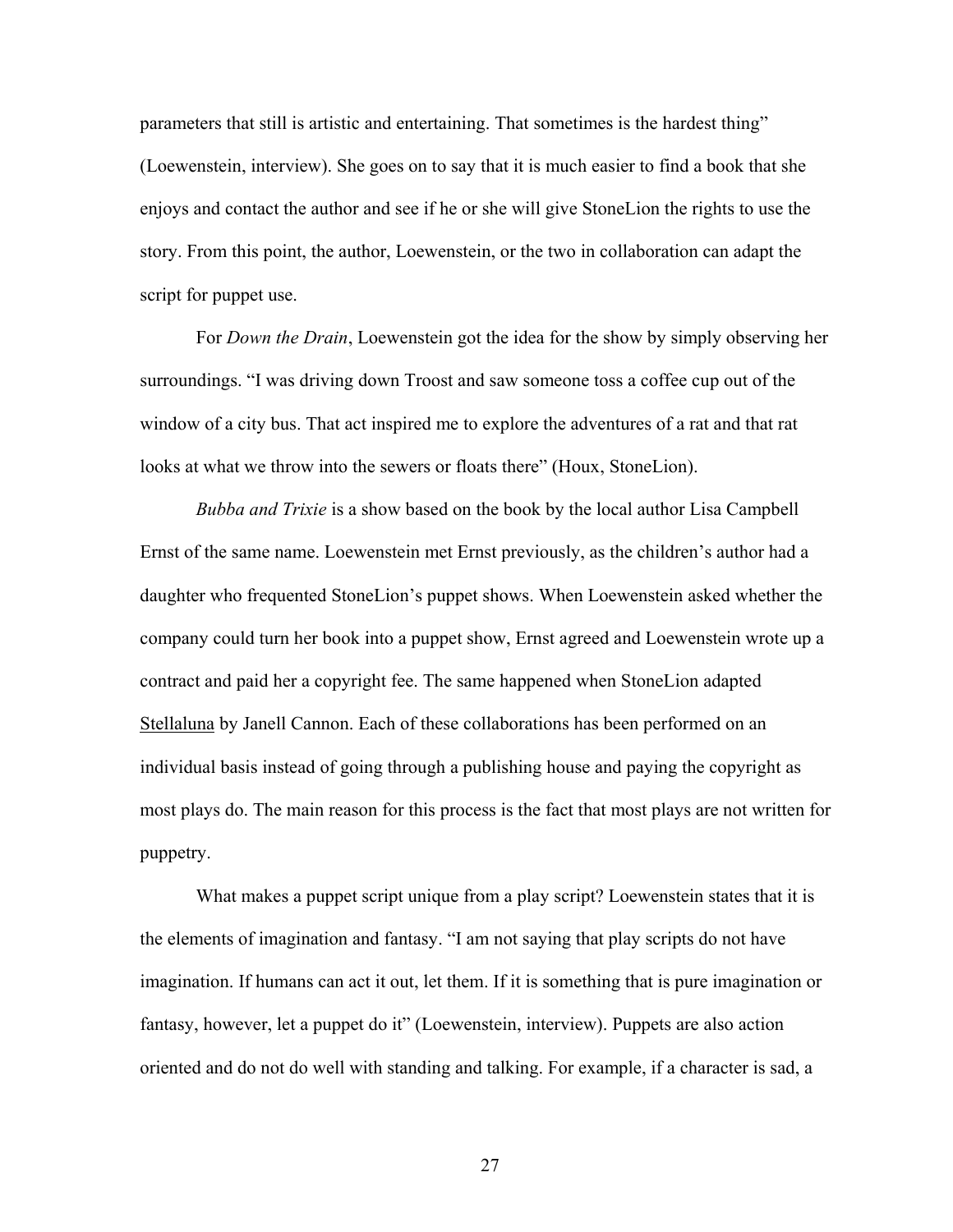parameters that still is artistic and entertaining. That sometimes is the hardest thing" (Loewenstein, interview). She goes on to say that it is much easier to find a book that she enjoys and contact the author and see if he or she will give StoneLion the rights to use the story. From this point, the author, Loewenstein, or the two in collaboration can adapt the script for puppet use.

For *Down the Drain*, Loewenstein got the idea for the show by simply observing her surroundings. "I was driving down Troost and saw someone toss a coffee cup out of the window of a city bus. That act inspired me to explore the adventures of a rat and that rat looks at what we throw into the sewers or floats there" (Houx, StoneLion).

*Bubba and Trixie* is a show based on the book by the local author Lisa Campbell Ernst of the same name. Loewenstein met Ernst previously, as the children's author had a daughter who frequented StoneLion's puppet shows. When Loewenstein asked whether the company could turn her book into a puppet show, Ernst agreed and Loewenstein wrote up a contract and paid her a copyright fee. The same happened when StoneLion adapted <u>Stellaluna</u> by Janell Cannon. Each of these collaborations has been performed on an individual basis instead of going through a publishing house and paying the copyright as most plays do. The main reason for this process is the fact that most plays are not written for puppetry.

What makes a puppet script unique from a play script? Loewenstein states that it is the elements of imagination and fantasy. "I am not saying that play scripts do not have imagination. If humans can act it out, let them. If it is something that is pure imagination or fantasy, however, let a puppet do it" (Loewenstein, interview). Puppets are also action oriented and do not do well with standing and talking. For example, if a character is sad, a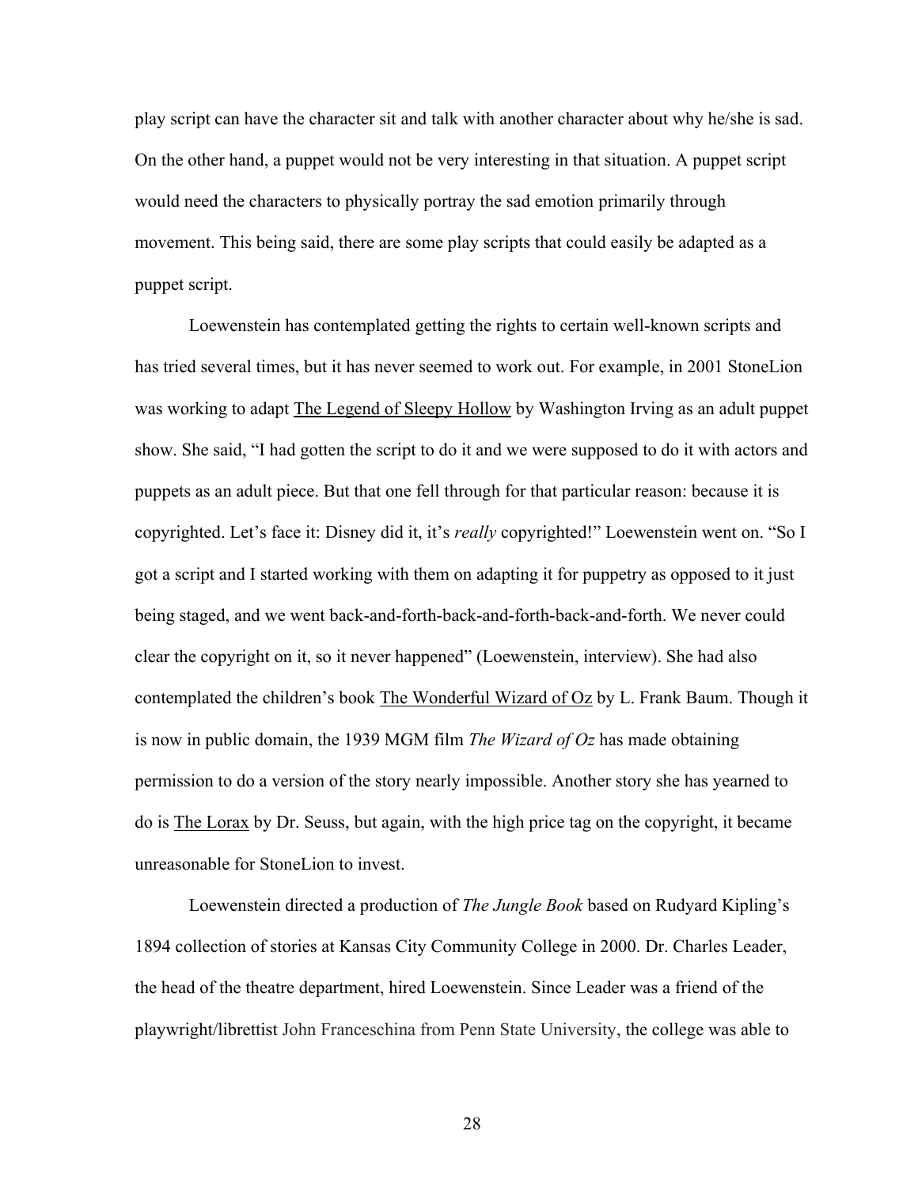play script can have the character sit and talk with another character about why he/she is sad. On the other hand, a puppet would not be very interesting in that situation. A puppet script would need the characters to physically portray the sad emotion primarily through movement. This being said, there are some play scripts that could easily be adapted as a puppet script.

Loewenstein has contemplated getting the rights to certain well-known scripts and has tried several times, but it has never seemed to work out. For example, in 2001 StoneLion was working to adapt The Legend of Sleepy Hollow by Washington Irving as an adult puppet show. She said, "I had gotten the script to do it and we were supposed to do it with actors and puppets as an adult piece. But that one fell through for that particular reason: because it is copyrighted. Let's face it: Disney did it, it's *really* copyrighted!" Loewenstein went on. "So I got a script and I started working with them on adapting it for puppetry as opposed to it just being staged, and we went back-and-forth-back-and-forth-back-and-forth. We never could clear the copyright on it, so it never happened" (Loewenstein, interview). She had also contemplated the children's book The Wonderful Wizard of Oz by L. Frank Baum. Though it is now in public domain, the 1939 MGM film *The Wizard of Oz* has made obtaining permission to do a version of the story nearly impossible. Another story she has yearned to do is The Lorax by Dr. Seuss, but again, with the high price tag on the copyright, it became unreasonable for StoneLion to invest.

Loewenstein directed a production of *The Jungle Book* based on Rudyard Kipling's 1894 collection of stories at Kansas City Community College in 2000. Dr. Charles Leader, the head of the theatre department, hired Loewenstein. Since Leader was a friend of the playwright/librettist John Franceschina from Penn State University, the college was able to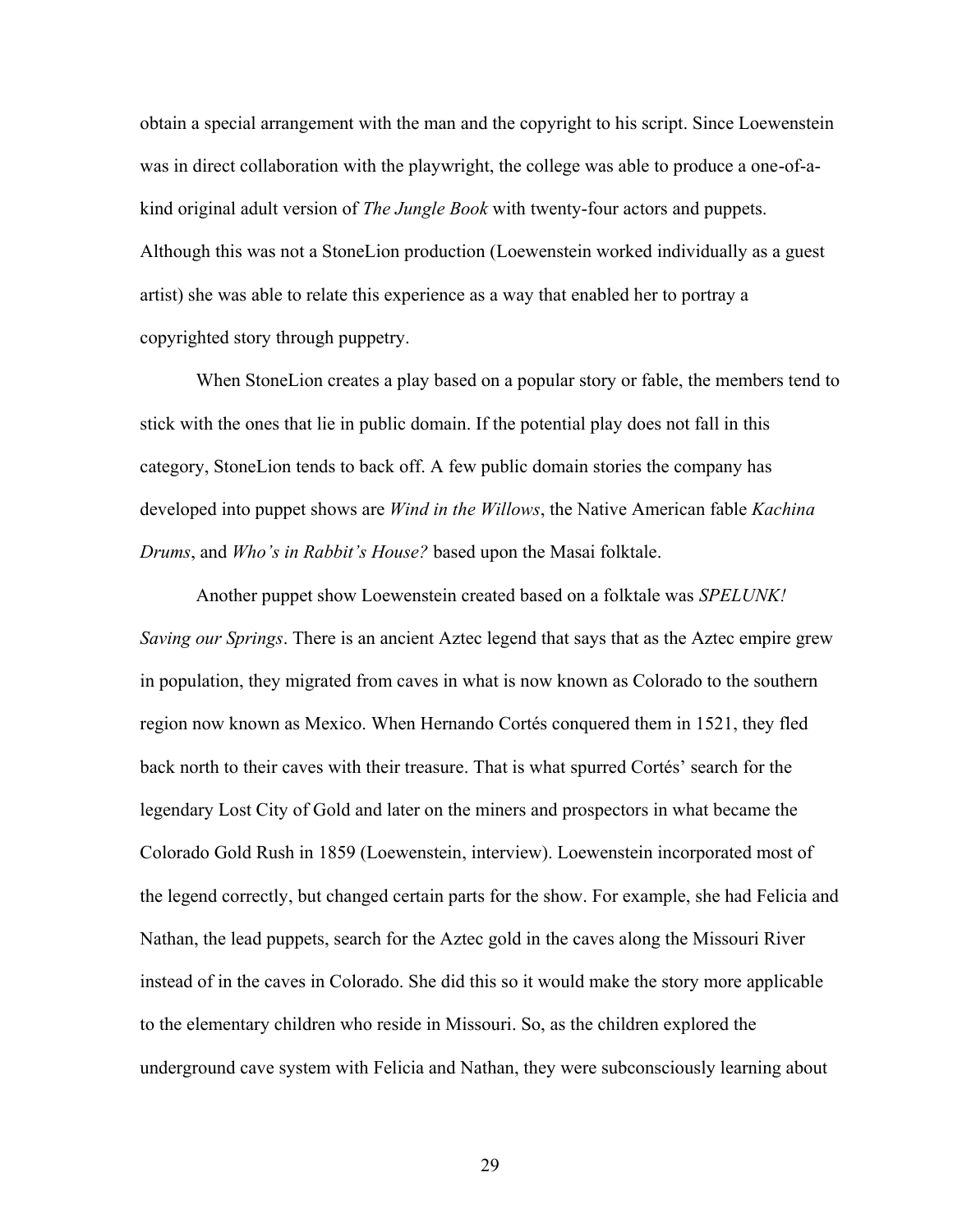obtain a special arrangement with the man and the copyright to his script. Since Loewenstein was in direct collaboration with the playwright, the college was able to produce a one-of-a-kind original adult version of *The Jungle Book* with twenty-four actors and puppets. Although this was not a StoneLion production (Loewenstein worked individually as a guest artist) she was able to relate this experience as a way that enabled her to portray a copyrighted story through puppetry.

When StoneLion creates a play based on a popular story or fable, the members tend to stick with the ones that lie in public domain. If the potential play does not fall in this category, StoneLion tends to back off. A few public domain stories the company has developed into puppet shows are *Wind in the Willows*, the Native American fable *Kachina Drums*, and *Who's in Rabbit's House?* based upon the Masai folktale.

Another puppet show Loewenstein created based on a folktale was *SPELUNK! Saving our Springs*. There is an ancient Aztec legend that says that as the Aztec empire grew in population, they migrated from caves in what is now known as Colorado to the southern region now known as Mexico. When Hernando Cortés conquered them in 1521, they fled back north to their caves with their treasure. That is what spurred Cortés' search for the legendary Lost City of Gold and later on the miners and prospectors in what became the Colorado Gold Rush in 1859 (Loewenstein, interview). Loewenstein incorporated most of the legend correctly, but changed certain parts for the show. For example, she had Felicia and Nathan, the lead puppets, search for the Aztec gold in the caves along the Missouri River instead of in the caves in Colorado. She did this so it would make the story more applicable to the elementary children who reside in Missouri. So, as the children explored the underground cave system with Felicia and Nathan, they were subconsciously learning about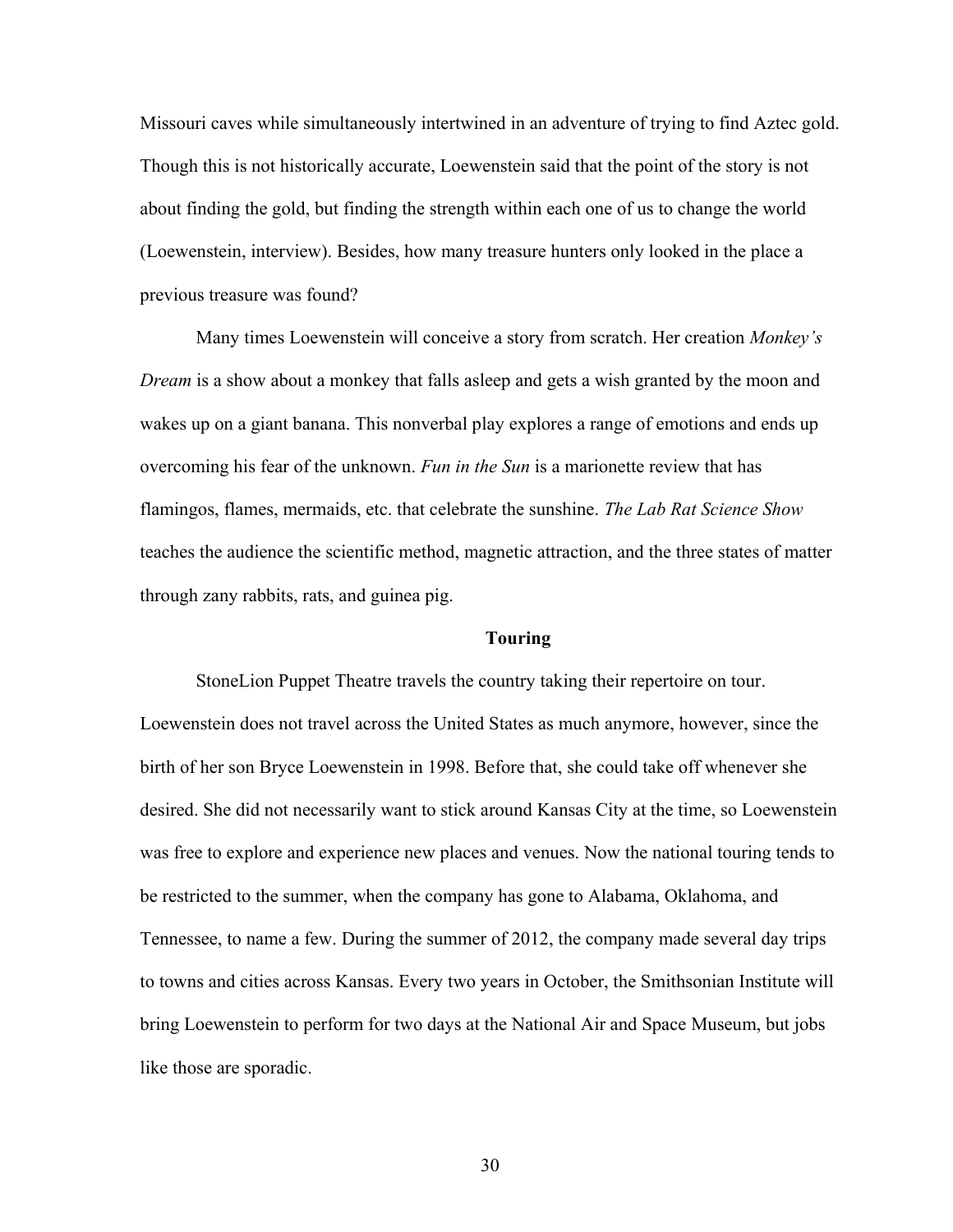Missouri caves while simultaneously intertwined in an adventure of trying to find Aztec gold. Though this is not historically accurate, Loewenstein said that the point of the story is not about finding the gold, but finding the strength within each one of us to change the world (Loewenstein, interview). Besides, how many treasure hunters only looked in the place a previous treasure was found?

Many times Loewenstein will conceive a story from scratch. Her creation *Monkey's Dream* is a show about a monkey that falls asleep and gets a wish granted by the moon and wakes up on a giant banana. This nonverbal play explores a range of emotions and ends up overcoming his fear of the unknown. *Fun in the Sun* is a marionette review that has flamingos, flames, mermaids, etc. that celebrate the sunshine. *The Lab Rat Science Show* teaches the audience the scientific method, magnetic attraction, and the three states of matter through zany rabbits, rats, and guinea pig.

## Touring

StoneLion Puppet Theatre travels the country taking their repertoire on tour. Loewenstein does not travel across the United States as much anymore, however, since the birth of her son Bryce Loewenstein in 1998. Before that, she could take off whenever she desired. She did not necessarily want to stick around Kansas City at the time, so Loewenstein was free to explore and experience new places and venues. Now the national touring tends to be restricted to the summer, when the company has gone to Alabama, Oklahoma, and Tennessee, to name a few. During the summer of 2012, the company made several day trips to towns and cities across Kansas. Every two years in October, the Smithsonian Institute will bring Loewenstein to perform for two days at the National Air and Space Museum, but jobs like those are sporadic.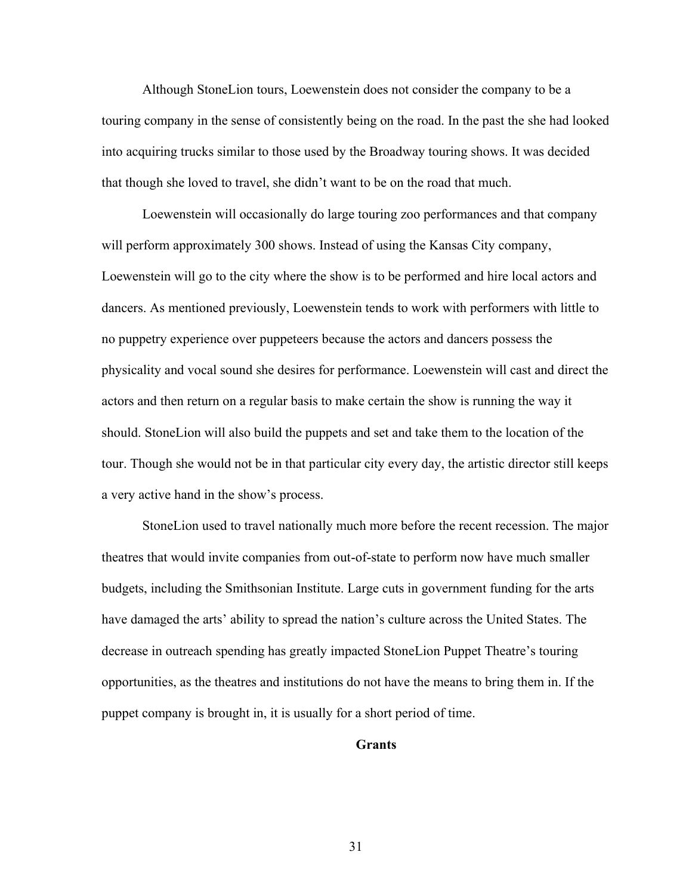Although StoneLion tours, Loewenstein does not consider the company to be a touring company in the sense of consistently being on the road. In the past the she had looked into acquiring trucks similar to those used by the Broadway touring shows. It was decided that though she loved to travel, she didn't want to be on the road that much.

Loewenstein will occasionally do large touring zoo performances and that company will perform approximately 300 shows. Instead of using the Kansas City company, Loewenstein will go to the city where the show is to be performed and hire local actors and dancers. As mentioned previously, Loewenstein tends to work with performers with little to no puppetry experience over puppeteers because the actors and dancers possess the physicality and vocal sound she desires for performance. Loewenstein will cast and direct the actors and then return on a regular basis to make certain the show is running the way it should. StoneLion will also build the puppets and set and take them to the location of the tour. Though she would not be in that particular city every day, the artistic director still keeps a very active hand in the show's process.

StoneLion used to travel nationally much more before the recent recession. The major theatres that would invite companies from out-of-state to perform now have much smaller budgets, including the Smithsonian Institute. Large cuts in government funding for the arts have damaged the arts' ability to spread the nation's culture across the United States. The decrease in outreach spending has greatly impacted StoneLion Puppet Theatre's touring opportunities, as the theatres and institutions do not have the means to bring them in. If the puppet company is brought in, it is usually for a short period of time.

## Grants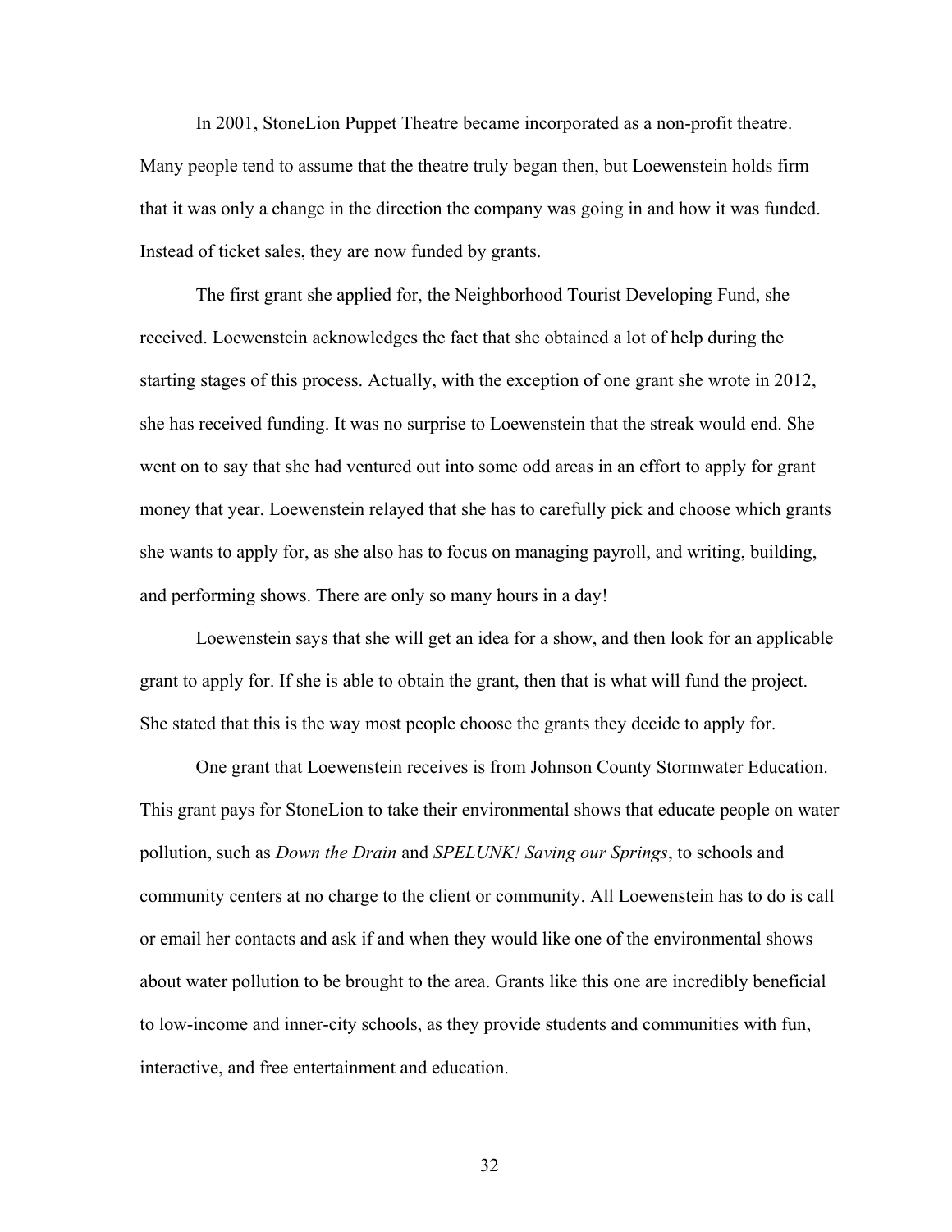In 2001, StoneLion Puppet Theatre became incorporated as a non-profit theatre. Many people tend to assume that the theatre truly began then, but Loewenstein holds firm that it was only a change in the direction the company was going in and how it was funded. Instead of ticket sales, they are now funded by grants.

The first grant she applied for, the Neighborhood Tourist Developing Fund, she received. Loewenstein acknowledges the fact that she obtained a lot of help during the starting stages of this process. Actually, with the exception of one grant she wrote in 2012, she has received funding. It was no surprise to Loewenstein that the streak would end. She went on to say that she had ventured out into some odd areas in an effort to apply for grant money that year. Loewenstein relayed that she has to carefully pick and choose which grants she wants to apply for, as she also has to focus on managing payroll, and writing, building, and performing shows. There are only so many hours in a day!

Loewenstein says that she will get an idea for a show, and then look for an applicable grant to apply for. If she is able to obtain the grant, then that is what will fund the project. She stated that this is the way most people choose the grants they decide to apply for.

One grant that Loewenstein receives is from Johnson County Stormwater Education. This grant pays for StoneLion to take their environmental shows that educate people on water pollution, such as *Down the Drain* and *SPELUNK! Saving our Springs*, to schools and community centers at no charge to the client or community. All Loewenstein has to do is call or email her contacts and ask if and when they would like one of the environmental shows about water pollution to be brought to the area. Grants like this one are incredibly beneficial to low-income and inner-city schools, as they provide students and communities with fun, interactive, and free entertainment and education.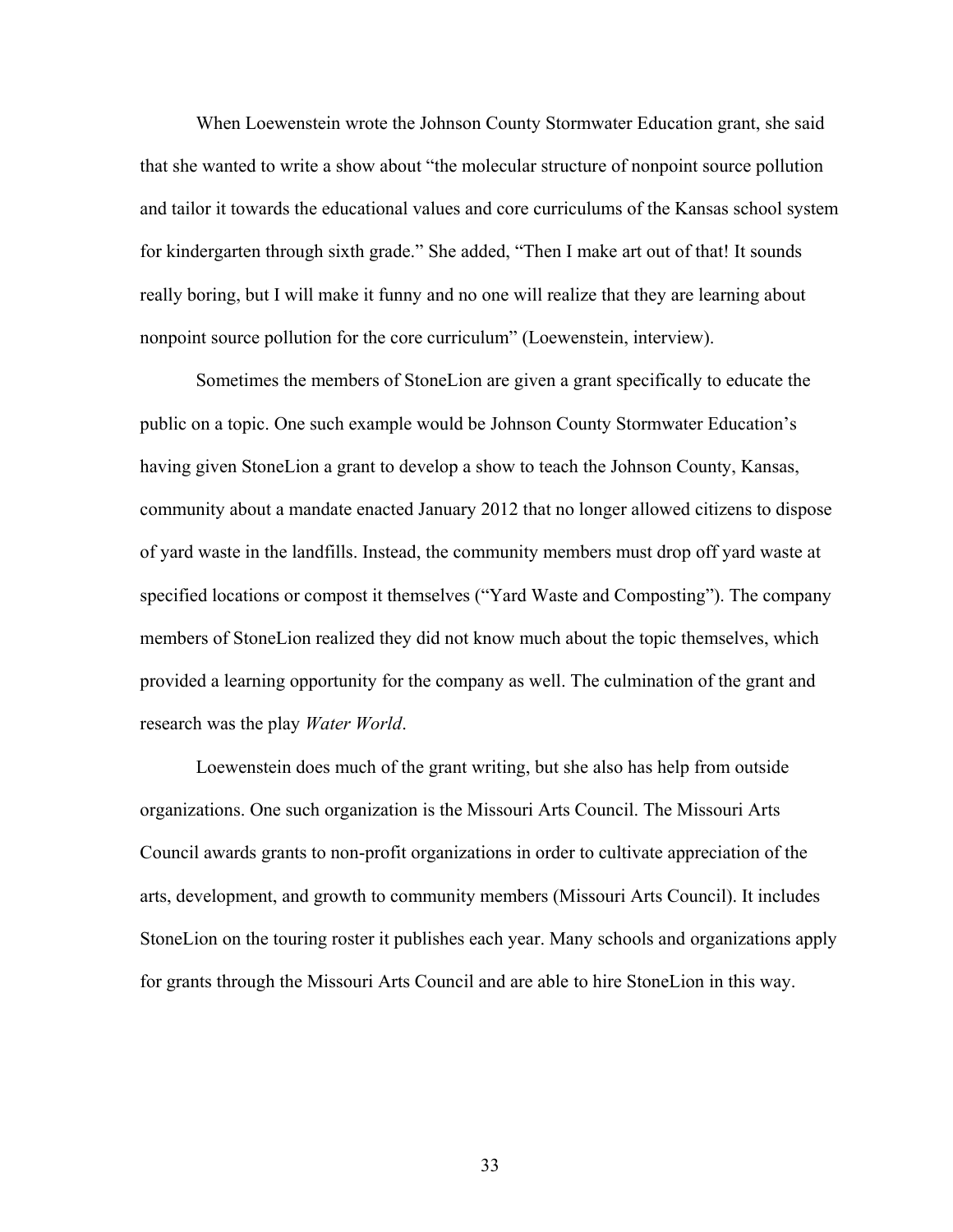When Loewenstein wrote the Johnson County Stormwater Education grant, she said that she wanted to write a show about "the molecular structure of nonpoint source pollution and tailor it towards the educational values and core curriculums of the Kansas school system for kindergarten through sixth grade." She added, "Then I make art out of that! It sounds really boring, but I will make it funny and no one will realize that they are learning about nonpoint source pollution for the core curriculum" (Loewenstein, interview).

Sometimes the members of StoneLion are given a grant specifically to educate the public on a topic. One such example would be Johnson County Stormwater Education's having given StoneLion a grant to develop a show to teach the Johnson County, Kansas, community about a mandate enacted January 2012 that no longer allowed citizens to dispose of yard waste in the landfills. Instead, the community members must drop off yard waste at specified locations or compost it themselves ("Yard Waste and Composting"). The company members of StoneLion realized they did not know much about the topic themselves, which provided a learning opportunity for the company as well. The culmination of the grant and research was the play *Water World*.

Loewenstein does much of the grant writing, but she also has help from outside organizations. One such organization is the Missouri Arts Council. The Missouri Arts Council awards grants to non-profit organizations in order to cultivate appreciation of the arts, development, and growth to community members (Missouri Arts Council). It includes StoneLion on the touring roster it publishes each year. Many schools and organizations apply for grants through the Missouri Arts Council and are able to hire StoneLion in this way.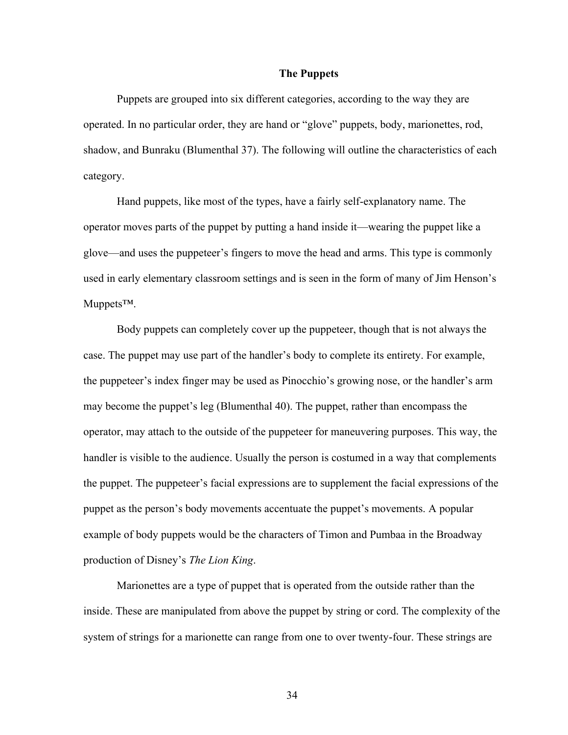## The Puppets

Puppets are grouped into six different categories, according to the way they are operated. In no particular order, they are hand or "glove" puppets, body, marionettes, rod, shadow, and Bunraku (Blumenthal 37). The following will outline the characteristics of each category.

Hand puppets, like most of the types, have a fairly self-explanatory name. The operator moves parts of the puppet by putting a hand inside it—wearing the puppet like a glove—and uses the puppeteer's fingers to move the head and arms. This type is commonly used in early elementary classroom settings and is seen in the form of many of Jim Henson's Muppets™.

Body puppets can completely cover up the puppeteer, though that is not always the case. The puppet may use part of the handler's body to complete its entirety. For example, the puppeteer's index finger may be used as Pinocchio's growing nose, or the handler's arm may become the puppet's leg (Blumenthal 40). The puppet, rather than encompass the operator, may attach to the outside of the puppeteer for maneuvering purposes. This way, the handler is visible to the audience. Usually the person is costumed in a way that complements the puppet. The puppeteer's facial expressions are to supplement the facial expressions of the puppet as the person's body movements accentuate the puppet's movements. A popular example of body puppets would be the characters of Timon and Pumbaa in the Broadway production of Disney's *The Lion King*.

Marionettes are a type of puppet that is operated from the outside rather than the inside. These are manipulated from above the puppet by string or cord. The complexity of the system of strings for a marionette can range from one to over twenty-four. These strings are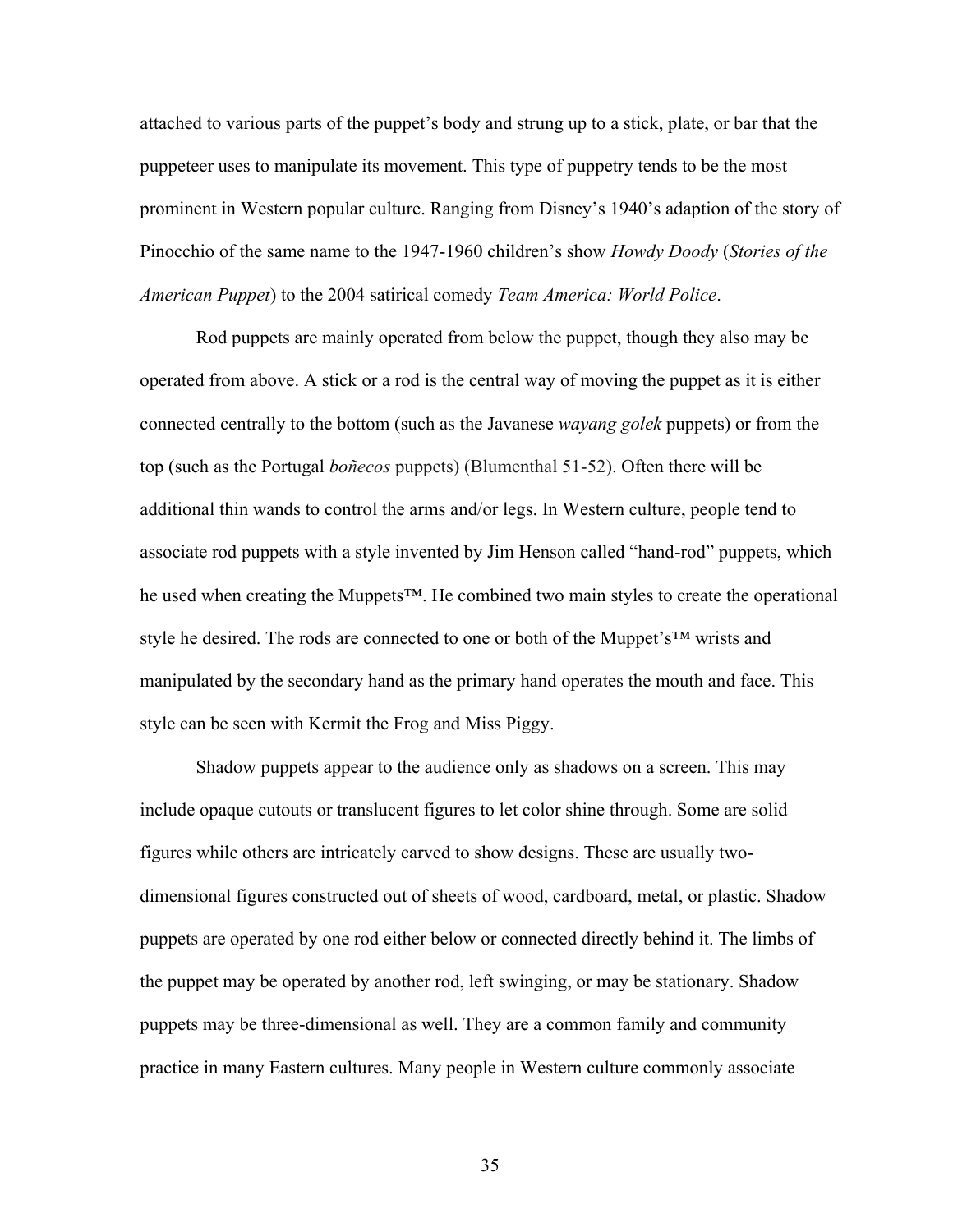attached to various parts of the puppet's body and strung up to a stick, plate, or bar that the puppeteer uses to manipulate its movement. This type of puppetry tends to be the most prominent in Western popular culture. Ranging from Disney's 1940's adaption of the story of Pinocchio of the same name to the 1947-1960 children's show *Howdy Doody* (*Stories of the American Puppet*) to the 2004 satirical comedy *Team America: World Police*.

Rod puppets are mainly operated from below the puppet, though they also may be operated from above. A stick or a rod is the central way of moving the puppet as it is either connected centrally to the bottom (such as the Javanese *wayang golek* puppets) or from the top (such as the Portugal *boñecos* puppets) (Blumenthal 51-52). Often there will be additional thin wands to control the arms and/or legs. In Western culture, people tend to associate rod puppets with a style invented by Jim Henson called "hand-rod" puppets, which he used when creating the Muppets™. He combined two main styles to create the operational style he desired. The rods are connected to one or both of the Muppet's™ wrists and manipulated by the secondary hand as the primary hand operates the mouth and face. This style can be seen with Kermit the Frog and Miss Piggy.

Shadow puppets appear to the audience only as shadows on a screen. This may include opaque cutouts or translucent figures to let color shine through. Some are solid figures while others are intricately carved to show designs. These are usually two-dimensional figures constructed out of sheets of wood, cardboard, metal, or plastic. Shadow puppets are operated by one rod either below or connected directly behind it. The limbs of the puppet may be operated by another rod, left swinging, or may be stationary. Shadow puppets may be three-dimensional as well. They are a common family and community practice in many Eastern cultures. Many people in Western culture commonly associate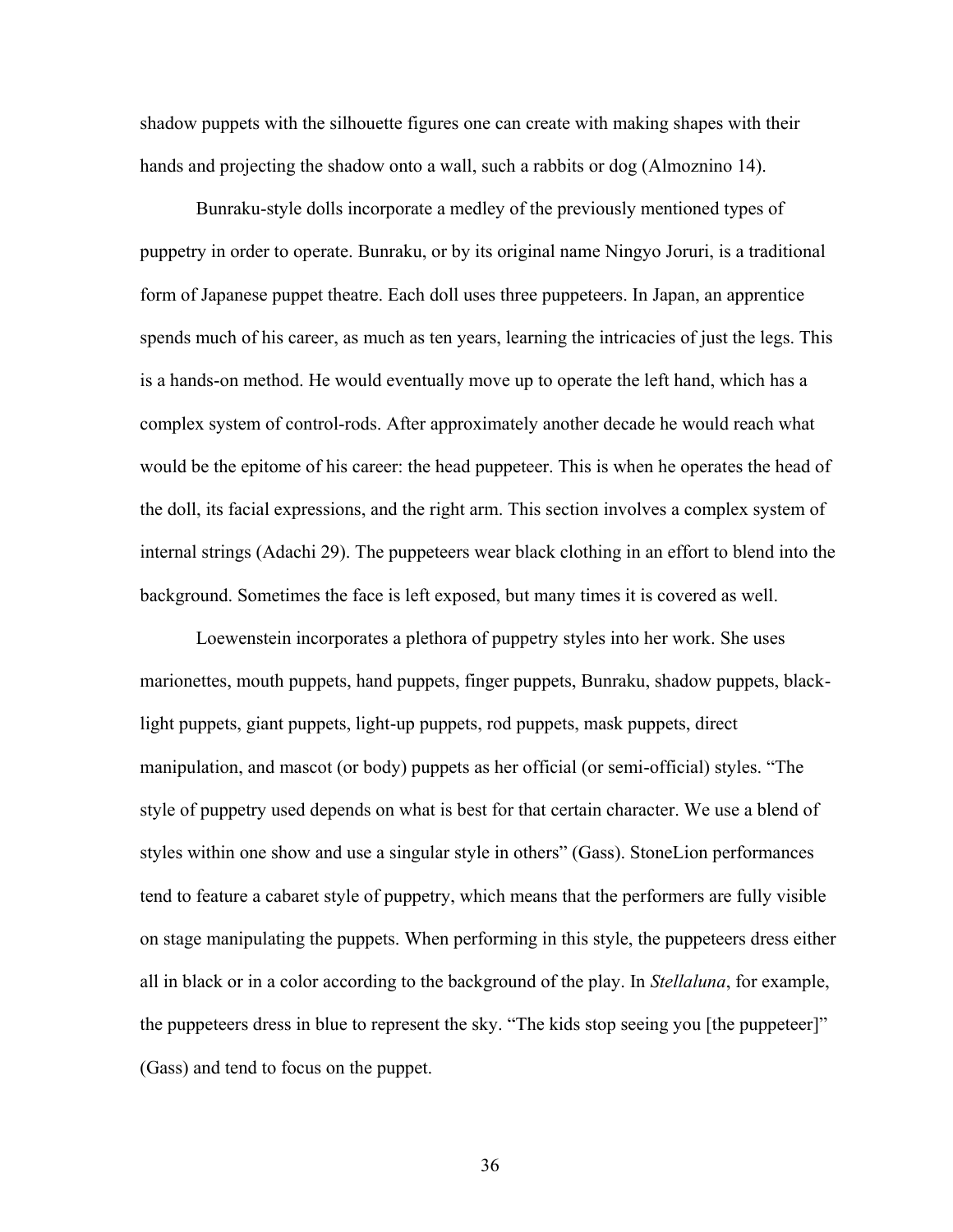shadow puppets with the silhouette figures one can create with making shapes with their hands and projecting the shadow onto a wall, such a rabbits or dog (Almoznino 14).

Bunraku-style dolls incorporate a medley of the previously mentioned types of puppetry in order to operate. Bunraku, or by its original name Ningyo Joruri, is a traditional form of Japanese puppet theatre. Each doll uses three puppeteers. In Japan, an apprentice spends much of his career, as much as ten years, learning the intricacies of just the legs. This is a hands-on method. He would eventually move up to operate the left hand, which has a complex system of control-rods. After approximately another decade he would reach what would be the epitome of his career: the head puppeteer. This is when he operates the head of the doll, its facial expressions, and the right arm. This section involves a complex system of internal strings (Adachi 29). The puppeteers wear black clothing in an effort to blend into the background. Sometimes the face is left exposed, but many times it is covered as well.

Loewenstein incorporates a plethora of puppetry styles into her work. She uses marionettes, mouth puppets, hand puppets, finger puppets, Bunraku, shadow puppets, black-light puppets, giant puppets, light-up puppets, rod puppets, mask puppets, direct manipulation, and mascot (or body) puppets as her official (or semi-official) styles. "The style of puppetry used depends on what is best for that certain character. We use a blend of styles within one show and use a singular style in others" (Gass). StoneLion performances tend to feature a cabaret style of puppetry, which means that the performers are fully visible on stage manipulating the puppets. When performing in this style, the puppeteers dress either all in black or in a color according to the background of the play. In *Stellaluna*, for example, the puppeteers dress in blue to represent the sky. "The kids stop seeing you [the puppeteer]" (Gass) and tend to focus on the puppet.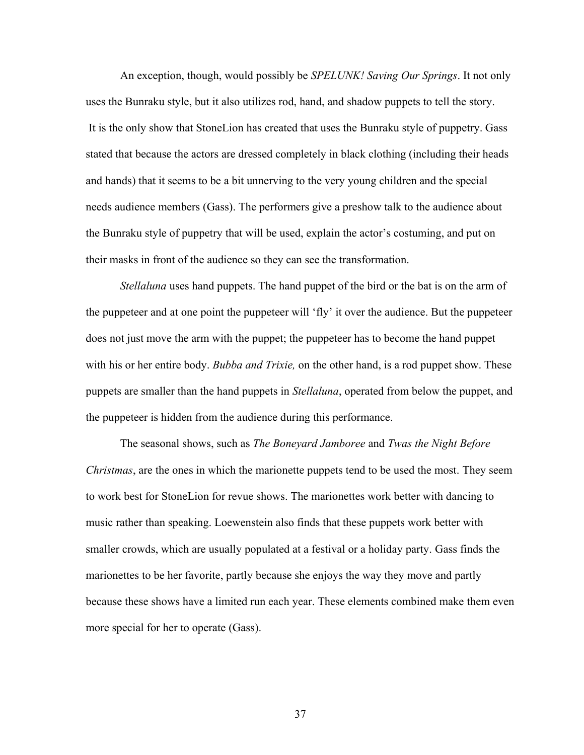An exception, though, would possibly be *SPELUNK! Saving Our Springs*. It not only uses the Bunraku style, but it also utilizes rod, hand, and shadow puppets to tell the story. It is the only show that StoneLion has created that uses the Bunraku style of puppetry. Gass stated that because the actors are dressed completely in black clothing (including their heads and hands) that it seems to be a bit unnerving to the very young children and the special needs audience members (Gass). The performers give a preshow talk to the audience about the Bunraku style of puppetry that will be used, explain the actor's costuming, and put on their masks in front of the audience so they can see the transformation.

*Stellaluna* uses hand puppets. The hand puppet of the bird or the bat is on the arm of the puppeteer and at one point the puppeteer will 'fly' it over the audience. But the puppeteer does not just move the arm with the puppet; the puppeteer has to become the hand puppet with his or her entire body. *Bubba and Trixie,* on the other hand, is a rod puppet show. These puppets are smaller than the hand puppets in *Stellaluna*, operated from below the puppet, and the puppeteer is hidden from the audience during this performance.

The seasonal shows, such as *The Boneyard Jamboree* and *Twas the Night Before Christmas*, are the ones in which the marionette puppets tend to be used the most. They seem to work best for StoneLion for revue shows. The marionettes work better with dancing to music rather than speaking. Loewenstein also finds that these puppets work better with smaller crowds, which are usually populated at a festival or a holiday party. Gass finds the marionettes to be her favorite, partly because she enjoys the way they move and partly because these shows have a limited run each year. These elements combined make them even more special for her to operate (Gass).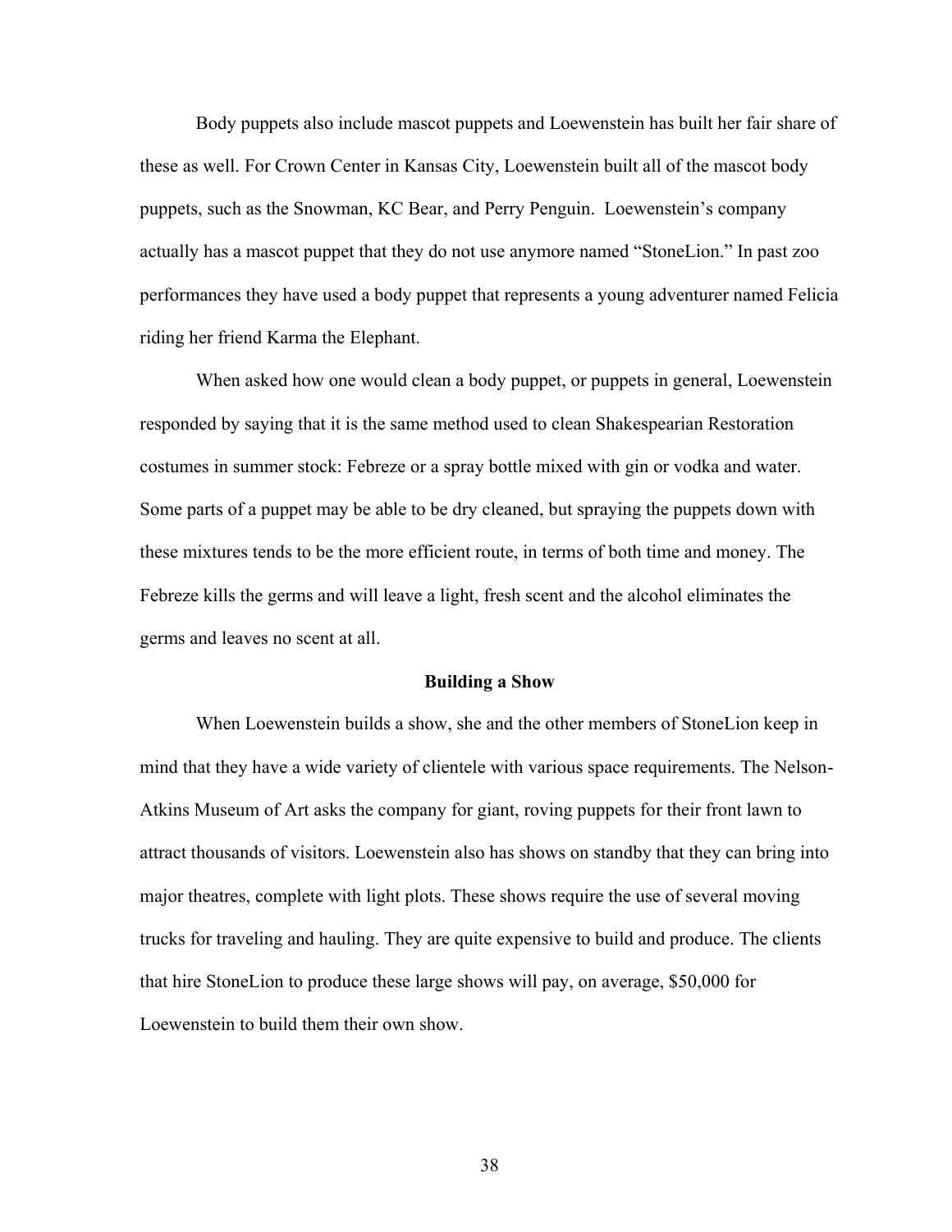Body puppets also include mascot puppets and Loewenstein has built her fair share of these as well. For Crown Center in Kansas City, Loewenstein built all of the mascot body puppets, such as the Snowman, KC Bear, and Perry Penguin. Loewenstein's company actually has a mascot puppet that they do not use anymore named "StoneLion." In past zoo performances they have used a body puppet that represents a young adventurer named Felicia riding her friend Karma the Elephant.

When asked how one would clean a body puppet, or puppets in general, Loewenstein responded by saying that it is the same method used to clean Shakespearian Restoration costumes in summer stock: Febreze or a spray bottle mixed with gin or vodka and water. Some parts of a puppet may be able to be dry cleaned, but spraying the puppets down with these mixtures tends to be the more efficient route, in terms of both time and money. The Febreze kills the germs and will leave a light, fresh scent and the alcohol eliminates the germs and leaves no scent at all.

## Building a Show

When Loewenstein builds a show, she and the other members of StoneLion keep in mind that they have a wide variety of clientele with various space requirements. The Nelson-Atkins Museum of Art asks the company for giant, roving puppets for their front lawn to attract thousands of visitors. Loewenstein also has shows on standby that they can bring into major theatres, complete with light plots. These shows require the use of several moving trucks for traveling and hauling. They are quite expensive to build and produce. The clients that hire StoneLion to produce these large shows will pay, on average, $50,000 for Loewenstein to build them their own show.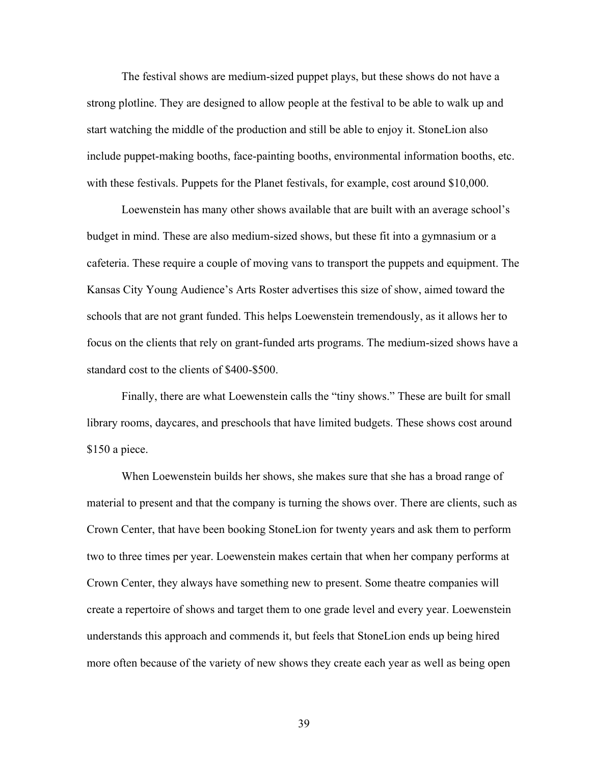The festival shows are medium-sized puppet plays, but these shows do not have a strong plotline. They are designed to allow people at the festival to be able to walk up and start watching the middle of the production and still be able to enjoy it. StoneLion also include puppet-making booths, face-painting booths, environmental information booths, etc. with these festivals. Puppets for the Planet festivals, for example, cost around $10,000.

Loewenstein has many other shows available that are built with an average school's budget in mind. These are also medium-sized shows, but these fit into a gymnasium or a cafeteria. These require a couple of moving vans to transport the puppets and equipment. The Kansas City Young Audience's Arts Roster advertises this size of show, aimed toward the schools that are not grant funded. This helps Loewenstein tremendously, as it allows her to focus on the clients that rely on grant-funded arts programs. The medium-sized shows have a standard cost to the clients of $400-$500.

Finally, there are what Loewenstein calls the "tiny shows." These are built for small library rooms, daycares, and preschools that have limited budgets. These shows cost around $150 a piece.

When Loewenstein builds her shows, she makes sure that she has a broad range of material to present and that the company is turning the shows over. There are clients, such as Crown Center, that have been booking StoneLion for twenty years and ask them to perform two to three times per year. Loewenstein makes certain that when her company performs at Crown Center, they always have something new to present. Some theatre companies will create a repertoire of shows and target them to one grade level and every year. Loewenstein understands this approach and commends it, but feels that StoneLion ends up being hired more often because of the variety of new shows they create each year as well as being open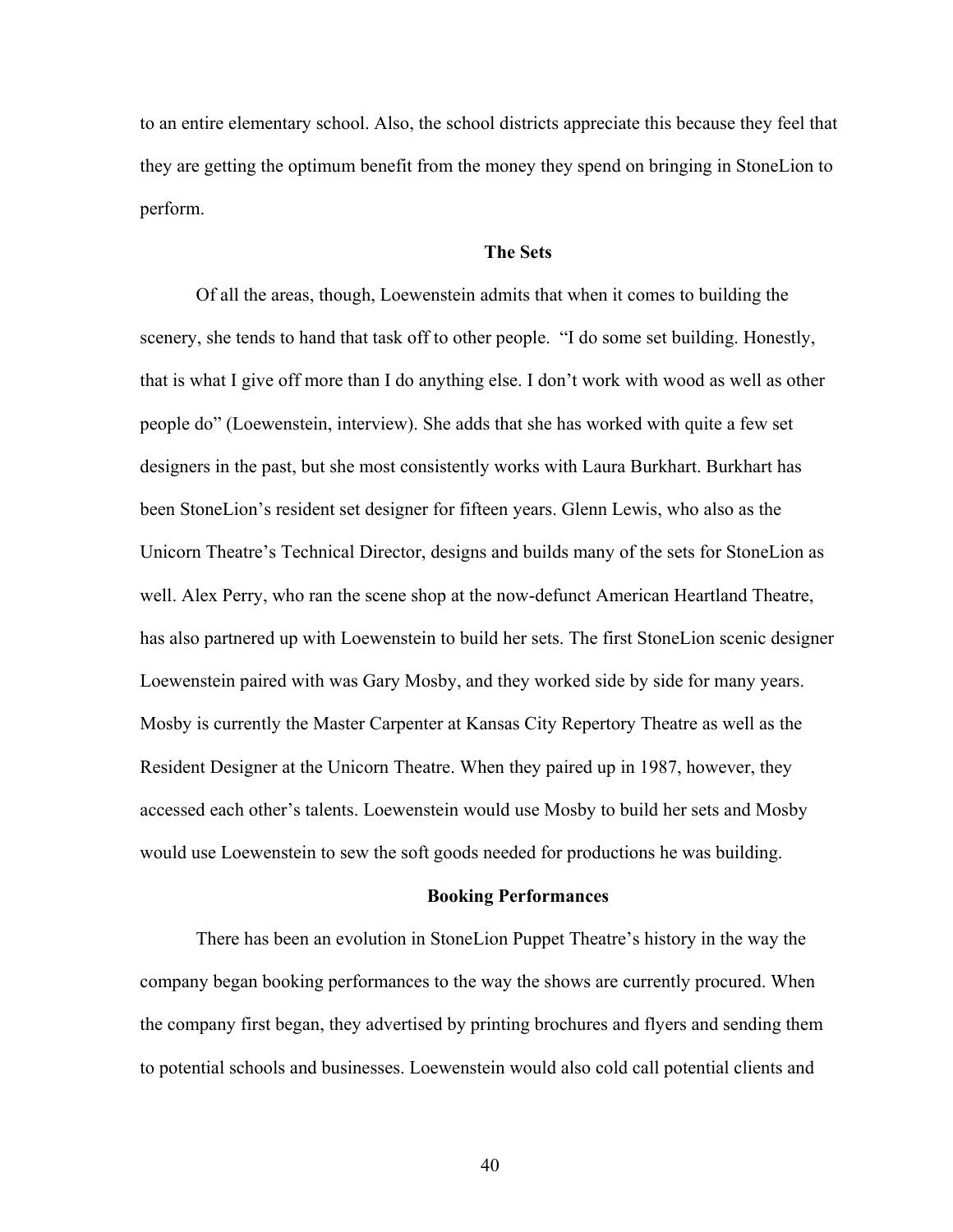to an entire elementary school. Also, the school districts appreciate this because they feel that they are getting the optimum benefit from the money they spend on bringing in StoneLion to perform.

## The Sets

Of all the areas, though, Loewenstein admits that when it comes to building the scenery, she tends to hand that task off to other people. "I do some set building. Honestly, that is what I give off more than I do anything else. I don't work with wood as well as other people do" (Loewenstein, interview). She adds that she has worked with quite a few set designers in the past, but she most consistently works with Laura Burkhart. Burkhart has been StoneLion's resident set designer for fifteen years. Glenn Lewis, who also as the Unicorn Theatre's Technical Director, designs and builds many of the sets for StoneLion as well. Alex Perry, who ran the scene shop at the now-defunct American Heartland Theatre, has also partnered up with Loewenstein to build her sets. The first StoneLion scenic designer Loewenstein paired with was Gary Mosby, and they worked side by side for many years. Mosby is currently the Master Carpenter at Kansas City Repertory Theatre as well as the Resident Designer at the Unicorn Theatre. When they paired up in 1987, however, they accessed each other's talents. Loewenstein would use Mosby to build her sets and Mosby would use Loewenstein to sew the soft goods needed for productions he was building.

## Booking Performances

There has been an evolution in StoneLion Puppet Theatre's history in the way the company began booking performances to the way the shows are currently procured. When the company first began, they advertised by printing brochures and flyers and sending them to potential schools and businesses. Loewenstein would also cold call potential clients and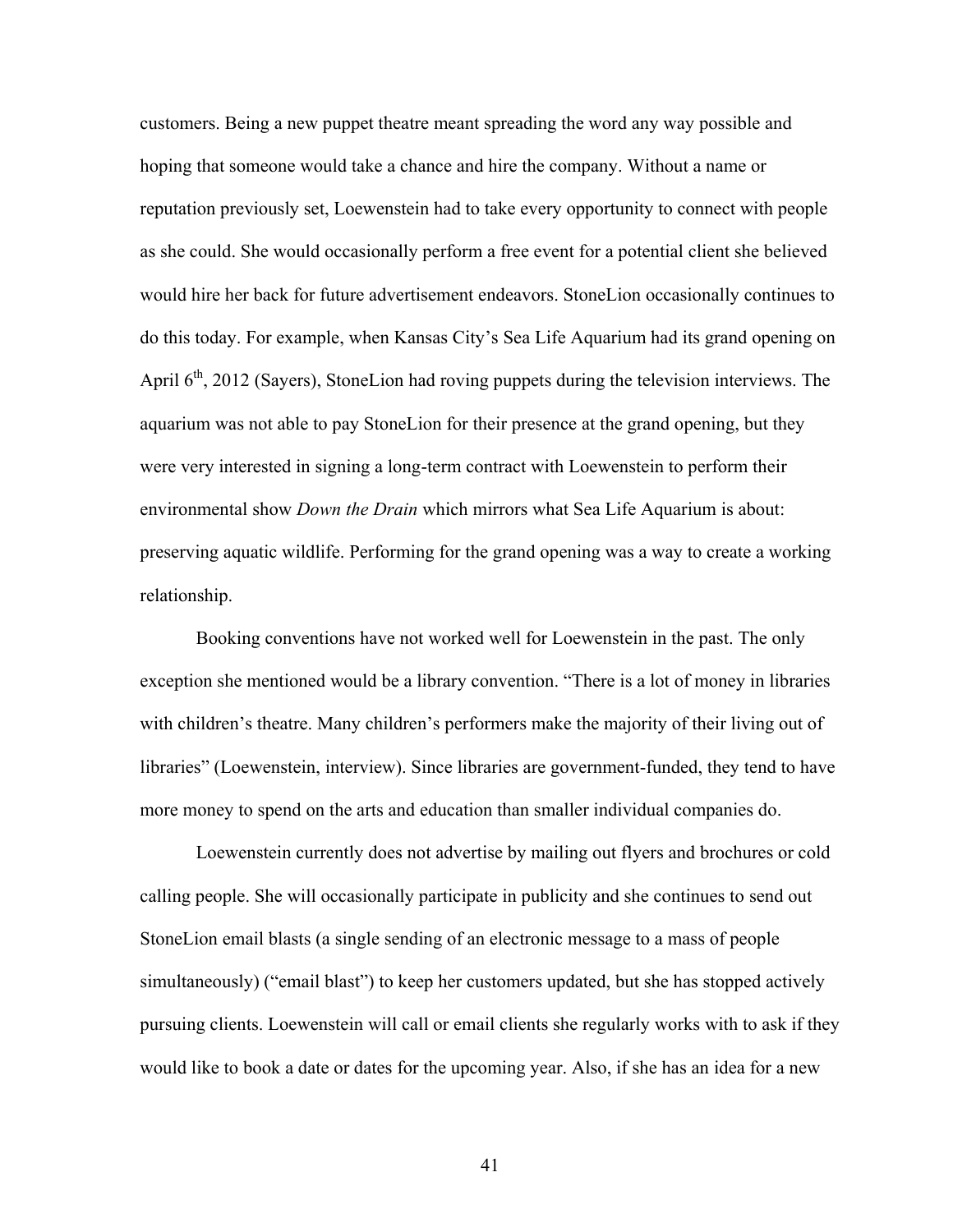customers. Being a new puppet theatre meant spreading the word any way possible and hoping that someone would take a chance and hire the company. Without a name or reputation previously set, Loewenstein had to take every opportunity to connect with people as she could. She would occasionally perform a free event for a potential client she believed would hire her back for future advertisement endeavors. StoneLion occasionally continues to do this today. For example, when Kansas City's Sea Life Aquarium had its grand opening on April 6th, 2012 (Sayers), StoneLion had roving puppets during the television interviews. The aquarium was not able to pay StoneLion for their presence at the grand opening, but they were very interested in signing a long-term contract with Loewenstein to perform their environmental show *Down the Drain* which mirrors what Sea Life Aquarium is about: preserving aquatic wildlife. Performing for the grand opening was a way to create a working relationship.

Booking conventions have not worked well for Loewenstein in the past. The only exception she mentioned would be a library convention. "There is a lot of money in libraries with children's theatre. Many children's performers make the majority of their living out of libraries" (Loewenstein, interview). Since libraries are government-funded, they tend to have more money to spend on the arts and education than smaller individual companies do.

Loewenstein currently does not advertise by mailing out flyers and brochures or cold calling people. She will occasionally participate in publicity and she continues to send out StoneLion email blasts (a single sending of an electronic message to a mass of people simultaneously) ("email blast") to keep her customers updated, but she has stopped actively pursuing clients. Loewenstein will call or email clients she regularly works with to ask if they would like to book a date or dates for the upcoming year. Also, if she has an idea for a new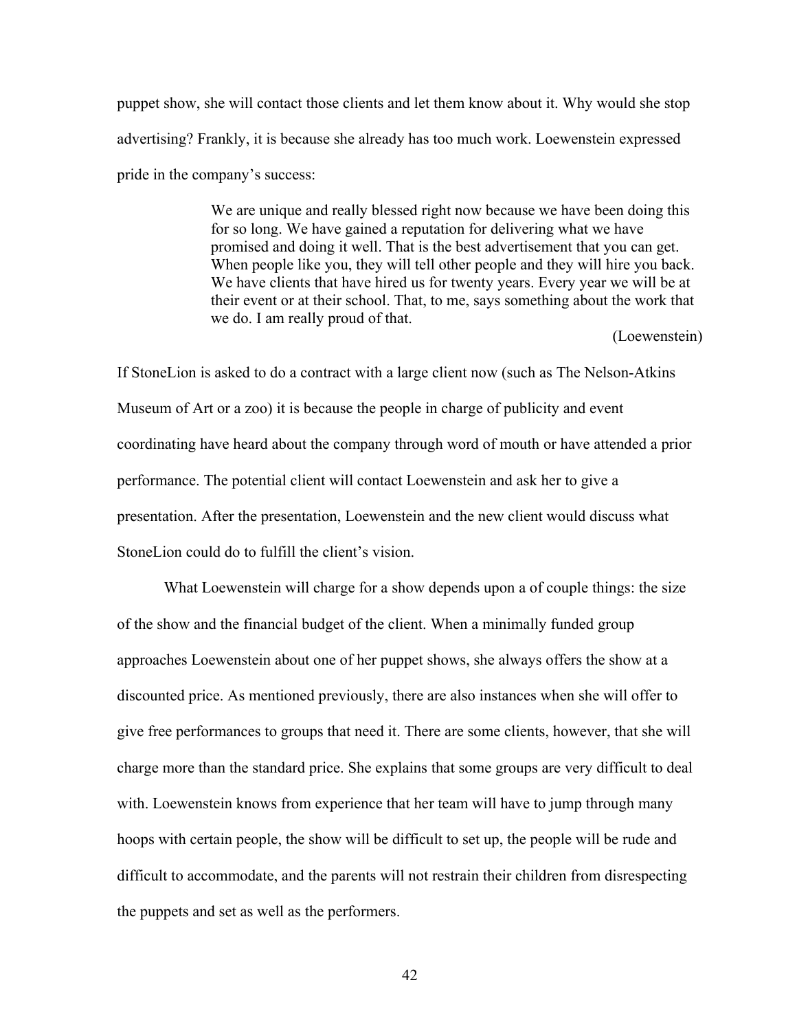puppet show, she will contact those clients and let them know about it. Why would she stop advertising? Frankly, it is because she already has too much work. Loewenstein expressed pride in the company's success:

> We are unique and really blessed right now because we have been doing this for so long. We have gained a reputation for delivering what we have promised and doing it well. That is the best advertisement that you can get. When people like you, they will tell other people and they will hire you back. We have clients that have hired us for twenty years. Every year we will be at their event or at their school. That, to me, says something about the work that we do. I am really proud of that.
>
> (Loewenstein)

If StoneLion is asked to do a contract with a large client now (such as The Nelson-Atkins Museum of Art or a zoo) it is because the people in charge of publicity and event coordinating have heard about the company through word of mouth or have attended a prior performance. The potential client will contact Loewenstein and ask her to give a presentation. After the presentation, Loewenstein and the new client would discuss what StoneLion could do to fulfill the client's vision.

What Loewenstein will charge for a show depends upon a of couple things: the size of the show and the financial budget of the client. When a minimally funded group approaches Loewenstein about one of her puppet shows, she always offers the show at a discounted price. As mentioned previously, there are also instances when she will offer to give free performances to groups that need it. There are some clients, however, that she will charge more than the standard price. She explains that some groups are very difficult to deal with. Loewenstein knows from experience that her team will have to jump through many hoops with certain people, the show will be difficult to set up, the people will be rude and difficult to accommodate, and the parents will not restrain their children from disrespecting the puppets and set as well as the performers.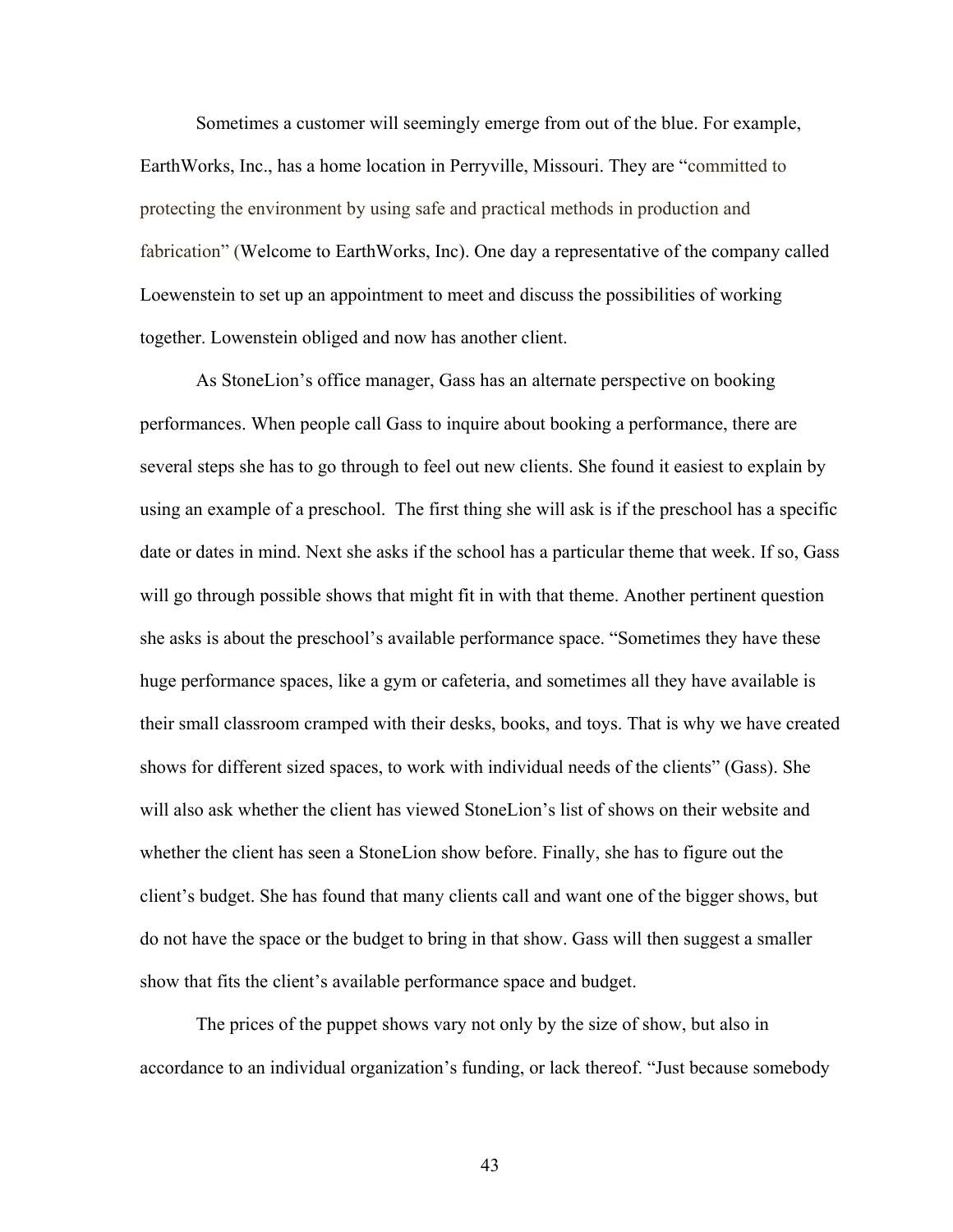Sometimes a customer will seemingly emerge from out of the blue. For example, EarthWorks, Inc., has a home location in Perryville, Missouri. They are "committed to protecting the environment by using safe and practical methods in production and fabrication" (Welcome to EarthWorks, Inc). One day a representative of the company called Loewenstein to set up an appointment to meet and discuss the possibilities of working together. Lowenstein obliged and now has another client.

As StoneLion's office manager, Gass has an alternate perspective on booking performances. When people call Gass to inquire about booking a performance, there are several steps she has to go through to feel out new clients. She found it easiest to explain by using an example of a preschool. The first thing she will ask is if the preschool has a specific date or dates in mind. Next she asks if the school has a particular theme that week. If so, Gass will go through possible shows that might fit in with that theme. Another pertinent question she asks is about the preschool's available performance space. "Sometimes they have these huge performance spaces, like a gym or cafeteria, and sometimes all they have available is their small classroom cramped with their desks, books, and toys. That is why we have created shows for different sized spaces, to work with individual needs of the clients" (Gass). She will also ask whether the client has viewed StoneLion's list of shows on their website and whether the client has seen a StoneLion show before. Finally, she has to figure out the client's budget. She has found that many clients call and want one of the bigger shows, but do not have the space or the budget to bring in that show. Gass will then suggest a smaller show that fits the client's available performance space and budget.

The prices of the puppet shows vary not only by the size of show, but also in accordance to an individual organization's funding, or lack thereof. "Just because somebody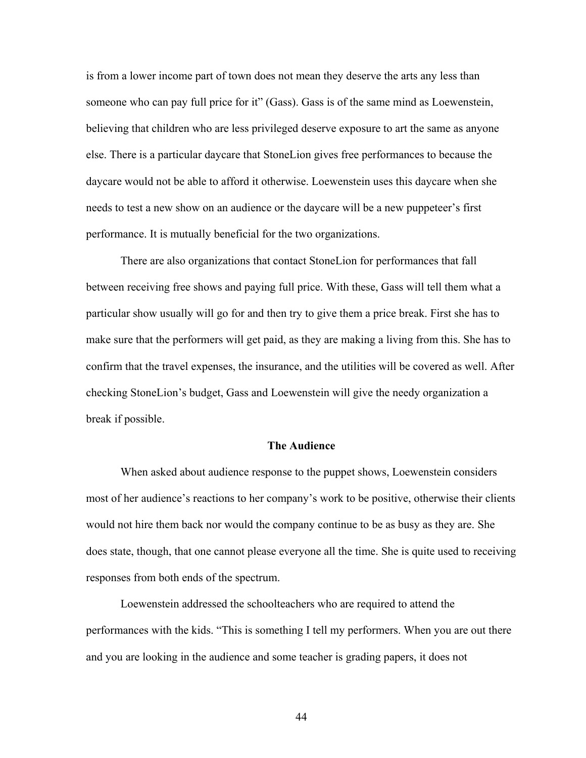is from a lower income part of town does not mean they deserve the arts any less than someone who can pay full price for it" (Gass). Gass is of the same mind as Loewenstein, believing that children who are less privileged deserve exposure to art the same as anyone else. There is a particular daycare that StoneLion gives free performances to because the daycare would not be able to afford it otherwise. Loewenstein uses this daycare when she needs to test a new show on an audience or the daycare will be a new puppeteer's first performance. It is mutually beneficial for the two organizations.

There are also organizations that contact StoneLion for performances that fall between receiving free shows and paying full price. With these, Gass will tell them what a particular show usually will go for and then try to give them a price break. First she has to make sure that the performers will get paid, as they are making a living from this. She has to confirm that the travel expenses, the insurance, and the utilities will be covered as well. After checking StoneLion's budget, Gass and Loewenstein will give the needy organization a break if possible.

## The Audience

When asked about audience response to the puppet shows, Loewenstein considers most of her audience's reactions to her company's work to be positive, otherwise their clients would not hire them back nor would the company continue to be as busy as they are. She does state, though, that one cannot please everyone all the time. She is quite used to receiving responses from both ends of the spectrum.

Loewenstein addressed the schoolteachers who are required to attend the performances with the kids. "This is something I tell my performers. When you are out there and you are looking in the audience and some teacher is grading papers, it does not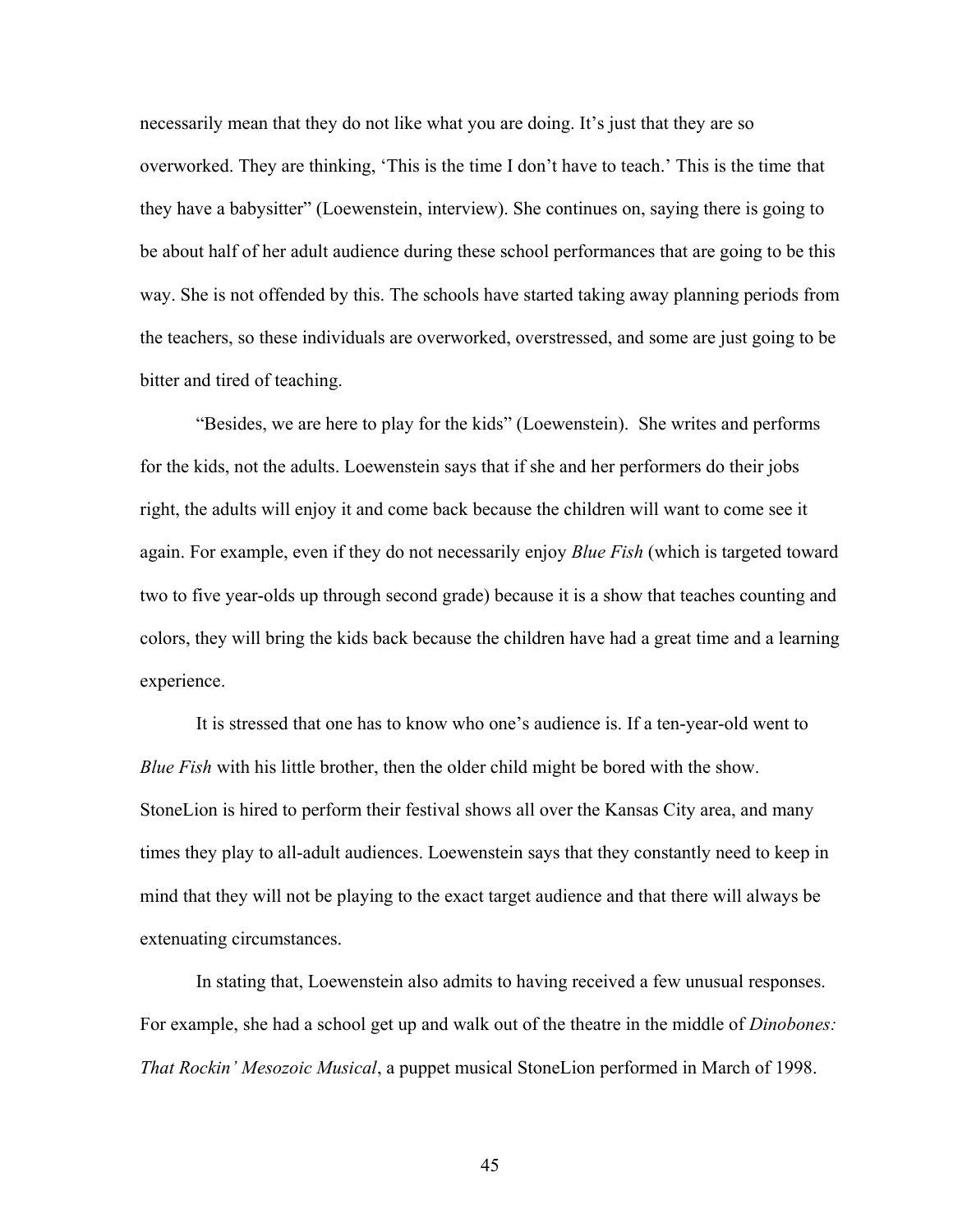necessarily mean that they do not like what you are doing. It's just that they are so overworked. They are thinking, 'This is the time I don't have to teach.' This is the time that they have a babysitter" (Loewenstein, interview). She continues on, saying there is going to be about half of her adult audience during these school performances that are going to be this way. She is not offended by this. The schools have started taking away planning periods from the teachers, so these individuals are overworked, overstressed, and some are just going to be bitter and tired of teaching.

"Besides, we are here to play for the kids" (Loewenstein). She writes and performs for the kids, not the adults. Loewenstein says that if she and her performers do their jobs right, the adults will enjoy it and come back because the children will want to come see it again. For example, even if they do not necessarily enjoy *Blue Fish* (which is targeted toward two to five year-olds up through second grade) because it is a show that teaches counting and colors, they will bring the kids back because the children have had a great time and a learning experience.

It is stressed that one has to know who one's audience is. If a ten-year-old went to *Blue Fish* with his little brother, then the older child might be bored with the show. StoneLion is hired to perform their festival shows all over the Kansas City area, and many times they play to all-adult audiences. Loewenstein says that they constantly need to keep in mind that they will not be playing to the exact target audience and that there will always be extenuating circumstances.

In stating that, Loewenstein also admits to having received a few unusual responses. For example, she had a school get up and walk out of the theatre in the middle of *Dinobones: That Rockin' Mesozoic Musical*, a puppet musical StoneLion performed in March of 1998.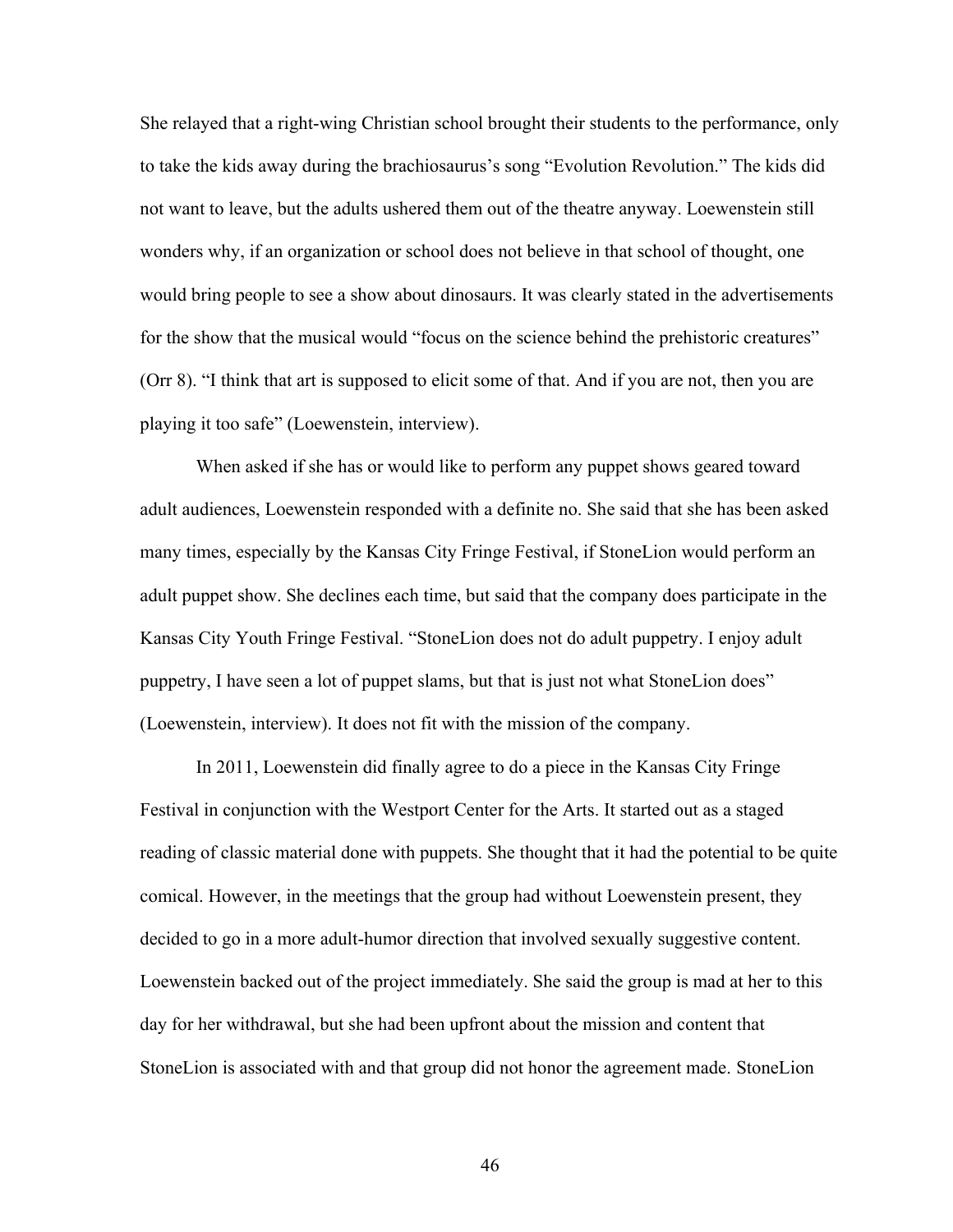She relayed that a right-wing Christian school brought their students to the performance, only to take the kids away during the brachiosaurus's song "Evolution Revolution." The kids did not want to leave, but the adults ushered them out of the theatre anyway. Loewenstein still wonders why, if an organization or school does not believe in that school of thought, one would bring people to see a show about dinosaurs. It was clearly stated in the advertisements for the show that the musical would "focus on the science behind the prehistoric creatures" (Orr 8). "I think that art is supposed to elicit some of that. And if you are not, then you are playing it too safe" (Loewenstein, interview).

When asked if she has or would like to perform any puppet shows geared toward adult audiences, Loewenstein responded with a definite no. She said that she has been asked many times, especially by the Kansas City Fringe Festival, if StoneLion would perform an adult puppet show. She declines each time, but said that the company does participate in the Kansas City Youth Fringe Festival. "StoneLion does not do adult puppetry. I enjoy adult puppetry, I have seen a lot of puppet slams, but that is just not what StoneLion does" (Loewenstein, interview). It does not fit with the mission of the company.

In 2011, Loewenstein did finally agree to do a piece in the Kansas City Fringe Festival in conjunction with the Westport Center for the Arts. It started out as a staged reading of classic material done with puppets. She thought that it had the potential to be quite comical. However, in the meetings that the group had without Loewenstein present, they decided to go in a more adult-humor direction that involved sexually suggestive content. Loewenstein backed out of the project immediately. She said the group is mad at her to this day for her withdrawal, but she had been upfront about the mission and content that StoneLion is associated with and that group did not honor the agreement made. StoneLion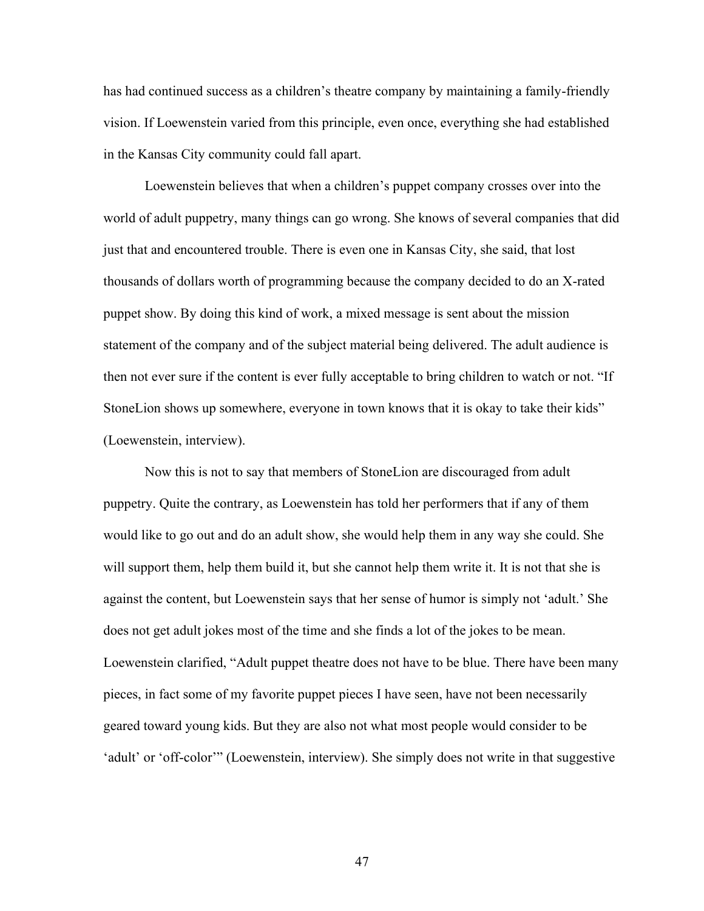has had continued success as a children's theatre company by maintaining a family-friendly vision. If Loewenstein varied from this principle, even once, everything she had established in the Kansas City community could fall apart.

Loewenstein believes that when a children's puppet company crosses over into the world of adult puppetry, many things can go wrong. She knows of several companies that did just that and encountered trouble. There is even one in Kansas City, she said, that lost thousands of dollars worth of programming because the company decided to do an X-rated puppet show. By doing this kind of work, a mixed message is sent about the mission statement of the company and of the subject material being delivered. The adult audience is then not ever sure if the content is ever fully acceptable to bring children to watch or not. "If StoneLion shows up somewhere, everyone in town knows that it is okay to take their kids" (Loewenstein, interview).

Now this is not to say that members of StoneLion are discouraged from adult puppetry. Quite the contrary, as Loewenstein has told her performers that if any of them would like to go out and do an adult show, she would help them in any way she could. She will support them, help them build it, but she cannot help them write it. It is not that she is against the content, but Loewenstein says that her sense of humor is simply not 'adult.' She does not get adult jokes most of the time and she finds a lot of the jokes to be mean. Loewenstein clarified, "Adult puppet theatre does not have to be blue. There have been many pieces, in fact some of my favorite puppet pieces I have seen, have not been necessarily geared toward young kids. But they are also not what most people would consider to be 'adult' or 'off-color'" (Loewenstein, interview). She simply does not write in that suggestive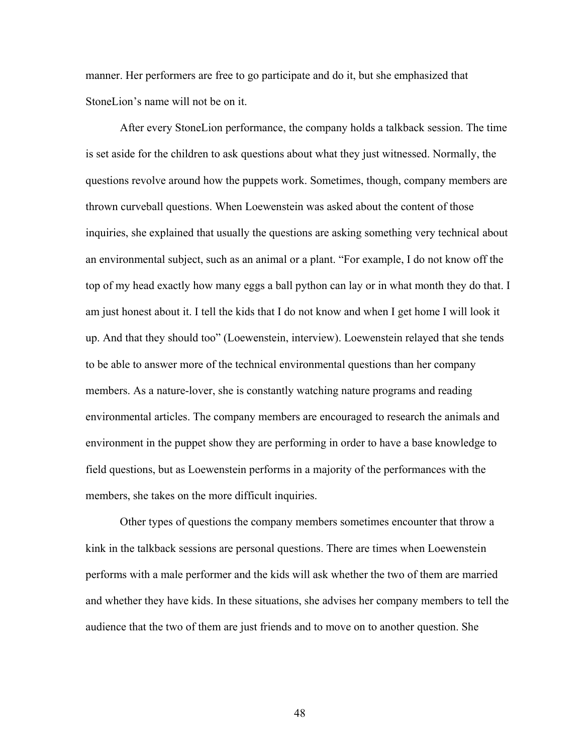manner. Her performers are free to go participate and do it, but she emphasized that StoneLion's name will not be on it.

After every StoneLion performance, the company holds a talkback session. The time is set aside for the children to ask questions about what they just witnessed. Normally, the questions revolve around how the puppets work. Sometimes, though, company members are thrown curveball questions. When Loewenstein was asked about the content of those inquiries, she explained that usually the questions are asking something very technical about an environmental subject, such as an animal or a plant. "For example, I do not know off the top of my head exactly how many eggs a ball python can lay or in what month they do that. I am just honest about it. I tell the kids that I do not know and when I get home I will look it up. And that they should too" (Loewenstein, interview). Loewenstein relayed that she tends to be able to answer more of the technical environmental questions than her company members. As a nature-lover, she is constantly watching nature programs and reading environmental articles. The company members are encouraged to research the animals and environment in the puppet show they are performing in order to have a base knowledge to field questions, but as Loewenstein performs in a majority of the performances with the members, she takes on the more difficult inquiries.

Other types of questions the company members sometimes encounter that throw a kink in the talkback sessions are personal questions. There are times when Loewenstein performs with a male performer and the kids will ask whether the two of them are married and whether they have kids. In these situations, she advises her company members to tell the audience that the two of them are just friends and to move on to another question. She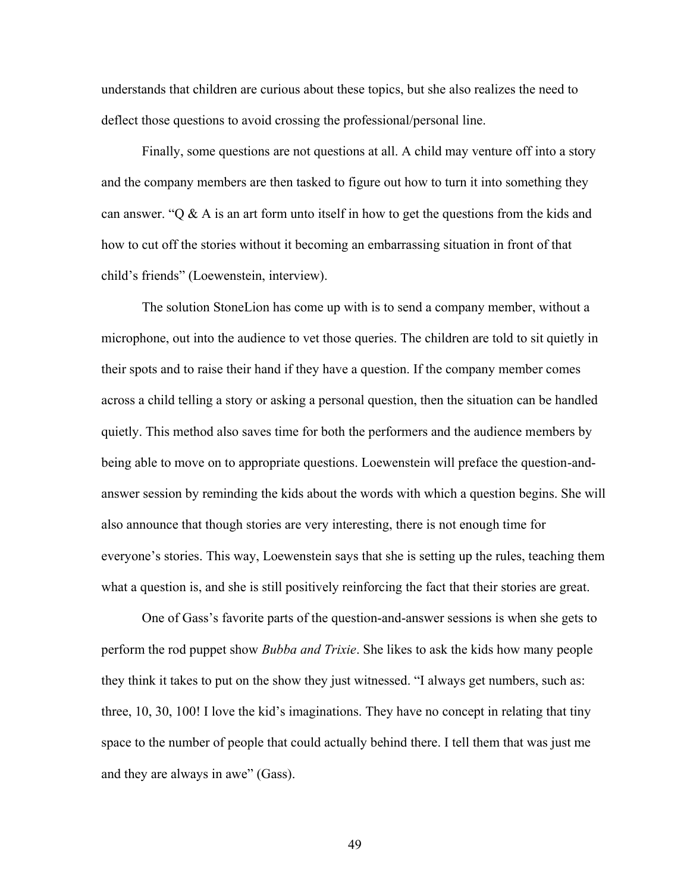understands that children are curious about these topics, but she also realizes the need to deflect those questions to avoid crossing the professional/personal line.

Finally, some questions are not questions at all. A child may venture off into a story and the company members are then tasked to figure out how to turn it into something they can answer. "Q & A is an art form unto itself in how to get the questions from the kids and how to cut off the stories without it becoming an embarrassing situation in front of that child's friends" (Loewenstein, interview).

The solution StoneLion has come up with is to send a company member, without a microphone, out into the audience to vet those queries. The children are told to sit quietly in their spots and to raise their hand if they have a question. If the company member comes across a child telling a story or asking a personal question, then the situation can be handled quietly. This method also saves time for both the performers and the audience members by being able to move on to appropriate questions. Loewenstein will preface the question-and-answer session by reminding the kids about the words with which a question begins. She will also announce that though stories are very interesting, there is not enough time for everyone's stories. This way, Loewenstein says that she is setting up the rules, teaching them what a question is, and she is still positively reinforcing the fact that their stories are great.

One of Gass's favorite parts of the question-and-answer sessions is when she gets to perform the rod puppet show *Bubba and Trixie*. She likes to ask the kids how many people they think it takes to put on the show they just witnessed. "I always get numbers, such as: three, 10, 30, 100! I love the kid's imaginations. They have no concept in relating that tiny space to the number of people that could actually behind there. I tell them that was just me and they are always in awe" (Gass).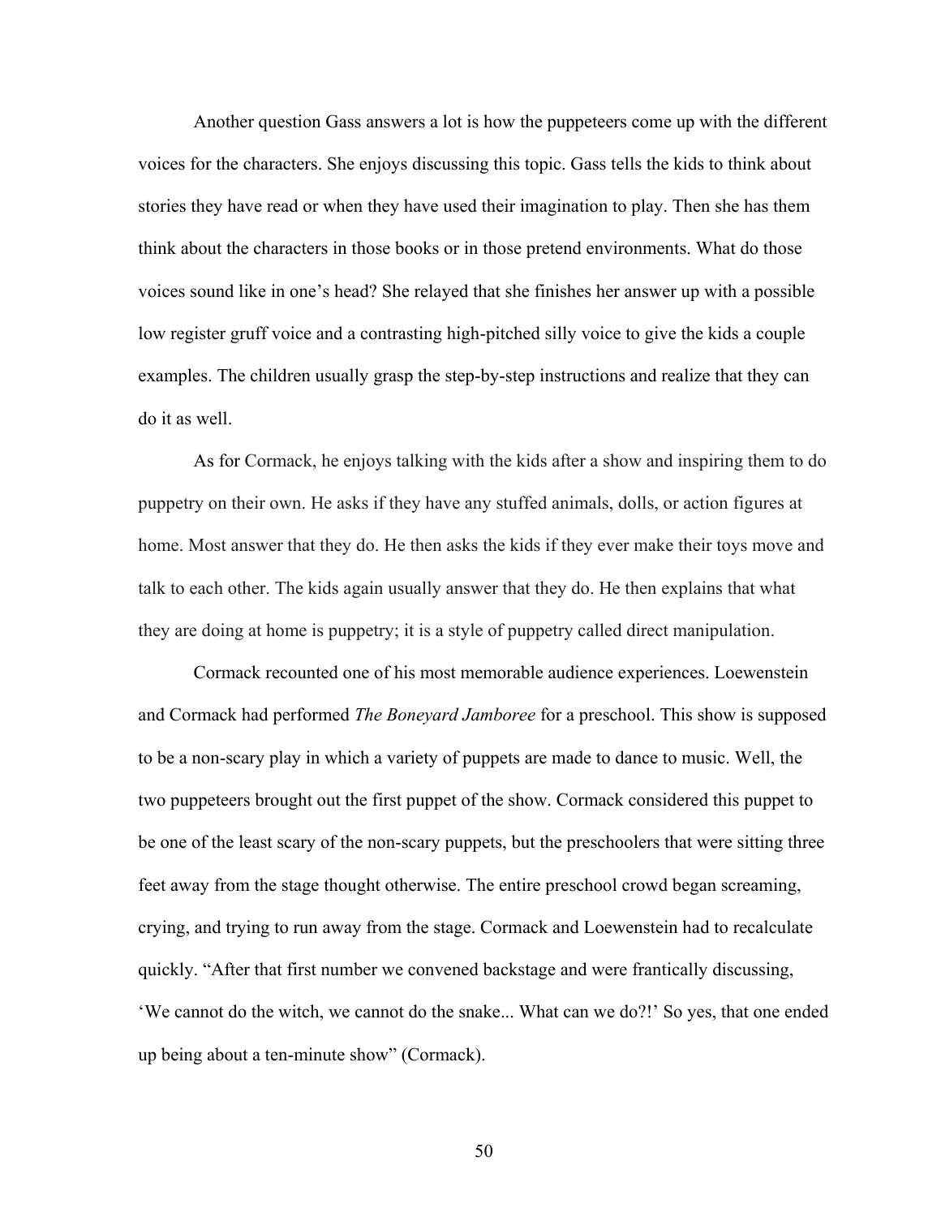Another question Gass answers a lot is how the puppeteers come up with the different voices for the characters. She enjoys discussing this topic. Gass tells the kids to think about stories they have read or when they have used their imagination to play. Then she has them think about the characters in those books or in those pretend environments. What do those voices sound like in one's head? She relayed that she finishes her answer up with a possible low register gruff voice and a contrasting high-pitched silly voice to give the kids a couple examples. The children usually grasp the step-by-step instructions and realize that they can do it as well.

As for Cormack, he enjoys talking with the kids after a show and inspiring them to do puppetry on their own. He asks if they have any stuffed animals, dolls, or action figures at home. Most answer that they do. He then asks the kids if they ever make their toys move and talk to each other. The kids again usually answer that they do. He then explains that what they are doing at home is puppetry; it is a style of puppetry called direct manipulation.

Cormack recounted one of his most memorable audience experiences. Loewenstein and Cormack had performed *The Boneyard Jamboree* for a preschool. This show is supposed to be a non-scary play in which a variety of puppets are made to dance to music. Well, the two puppeteers brought out the first puppet of the show. Cormack considered this puppet to be one of the least scary of the non-scary puppets, but the preschoolers that were sitting three feet away from the stage thought otherwise. The entire preschool crowd began screaming, crying, and trying to run away from the stage. Cormack and Loewenstein had to recalculate quickly. "After that first number we convened backstage and were frantically discussing, 'We cannot do the witch, we cannot do the snake... What can we do?!' So yes, that one ended up being about a ten-minute show" (Cormack).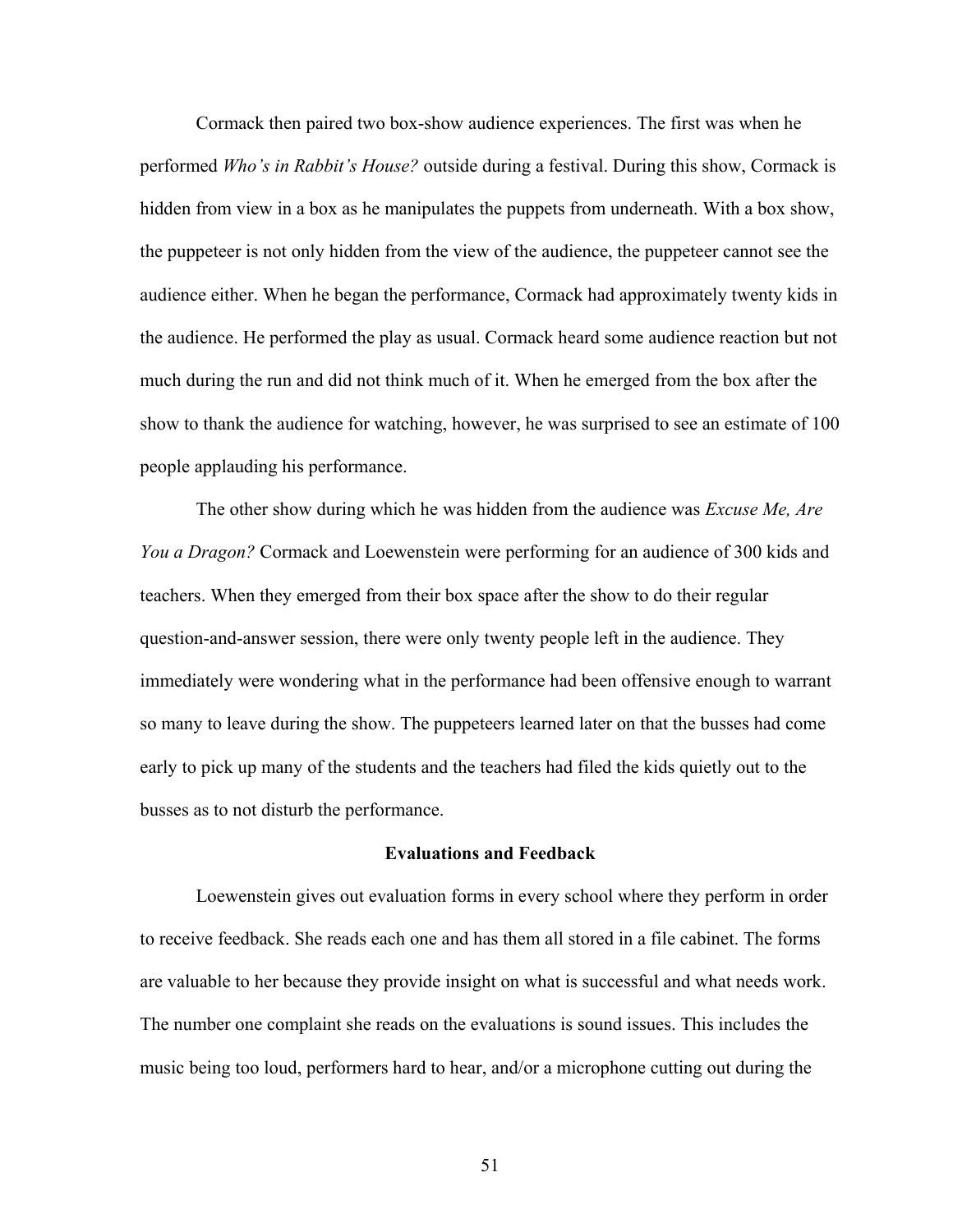Cormack then paired two box-show audience experiences. The first was when he performed *Who's in Rabbit's House?* outside during a festival. During this show, Cormack is hidden from view in a box as he manipulates the puppets from underneath. With a box show, the puppeteer is not only hidden from the view of the audience, the puppeteer cannot see the audience either. When he began the performance, Cormack had approximately twenty kids in the audience. He performed the play as usual. Cormack heard some audience reaction but not much during the run and did not think much of it. When he emerged from the box after the show to thank the audience for watching, however, he was surprised to see an estimate of 100 people applauding his performance.

The other show during which he was hidden from the audience was *Excuse Me, Are You a Dragon?* Cormack and Loewenstein were performing for an audience of 300 kids and teachers. When they emerged from their box space after the show to do their regular question-and-answer session, there were only twenty people left in the audience. They immediately were wondering what in the performance had been offensive enough to warrant so many to leave during the show. The puppeteers learned later on that the busses had come early to pick up many of the students and the teachers had filed the kids quietly out to the busses as to not disturb the performance.

### Evaluations and Feedback

Loewenstein gives out evaluation forms in every school where they perform in order to receive feedback. She reads each one and has them all stored in a file cabinet. The forms are valuable to her because they provide insight on what is successful and what needs work. The number one complaint she reads on the evaluations is sound issues. This includes the music being too loud, performers hard to hear, and/or a microphone cutting out during the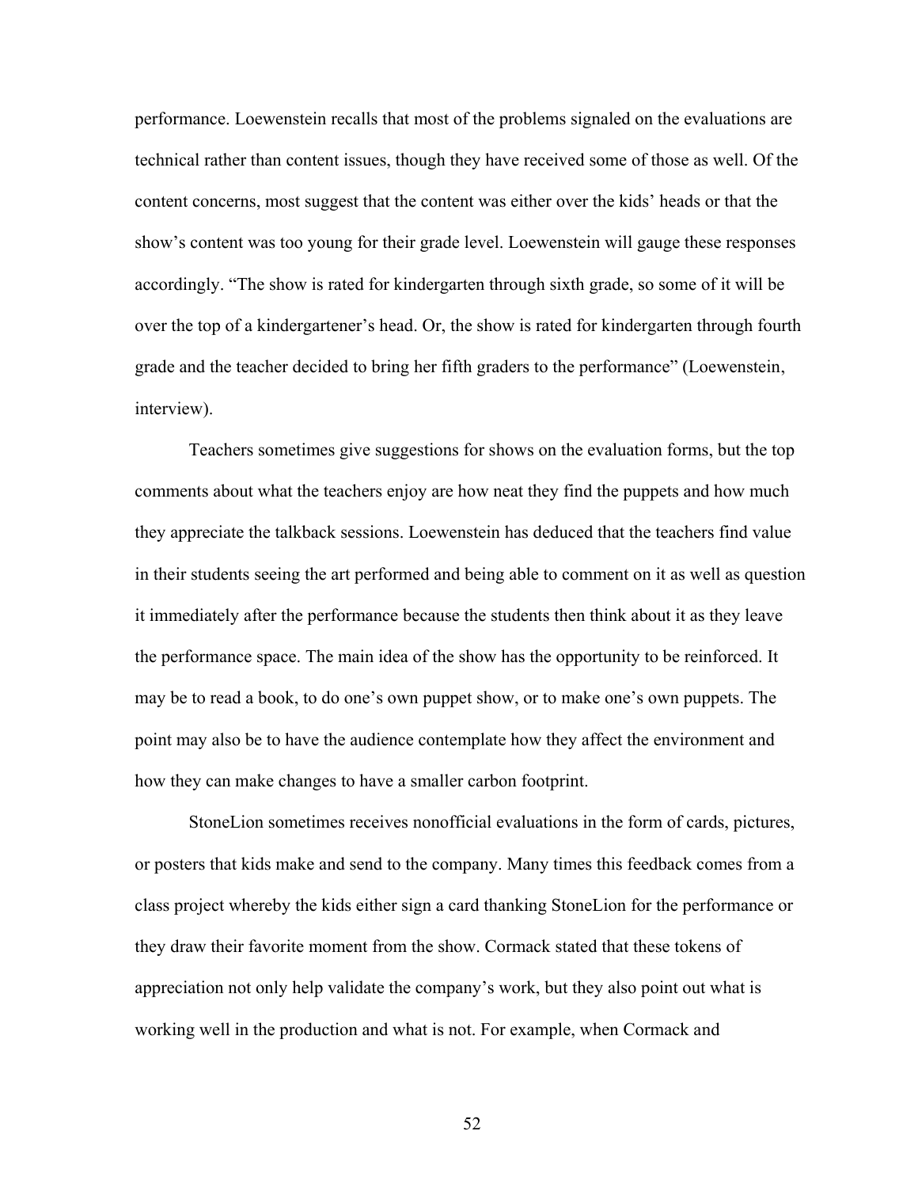performance. Loewenstein recalls that most of the problems signaled on the evaluations are technical rather than content issues, though they have received some of those as well. Of the content concerns, most suggest that the content was either over the kids' heads or that the show's content was too young for their grade level. Loewenstein will gauge these responses accordingly. "The show is rated for kindergarten through sixth grade, so some of it will be over the top of a kindergartener's head. Or, the show is rated for kindergarten through fourth grade and the teacher decided to bring her fifth graders to the performance" (Loewenstein, interview).

Teachers sometimes give suggestions for shows on the evaluation forms, but the top comments about what the teachers enjoy are how neat they find the puppets and how much they appreciate the talkback sessions. Loewenstein has deduced that the teachers find value in their students seeing the art performed and being able to comment on it as well as question it immediately after the performance because the students then think about it as they leave the performance space. The main idea of the show has the opportunity to be reinforced. It may be to read a book, to do one's own puppet show, or to make one's own puppets. The point may also be to have the audience contemplate how they affect the environment and how they can make changes to have a smaller carbon footprint.

StoneLion sometimes receives nonofficial evaluations in the form of cards, pictures, or posters that kids make and send to the company. Many times this feedback comes from a class project whereby the kids either sign a card thanking StoneLion for the performance or they draw their favorite moment from the show. Cormack stated that these tokens of appreciation not only help validate the company's work, but they also point out what is working well in the production and what is not. For example, when Cormack and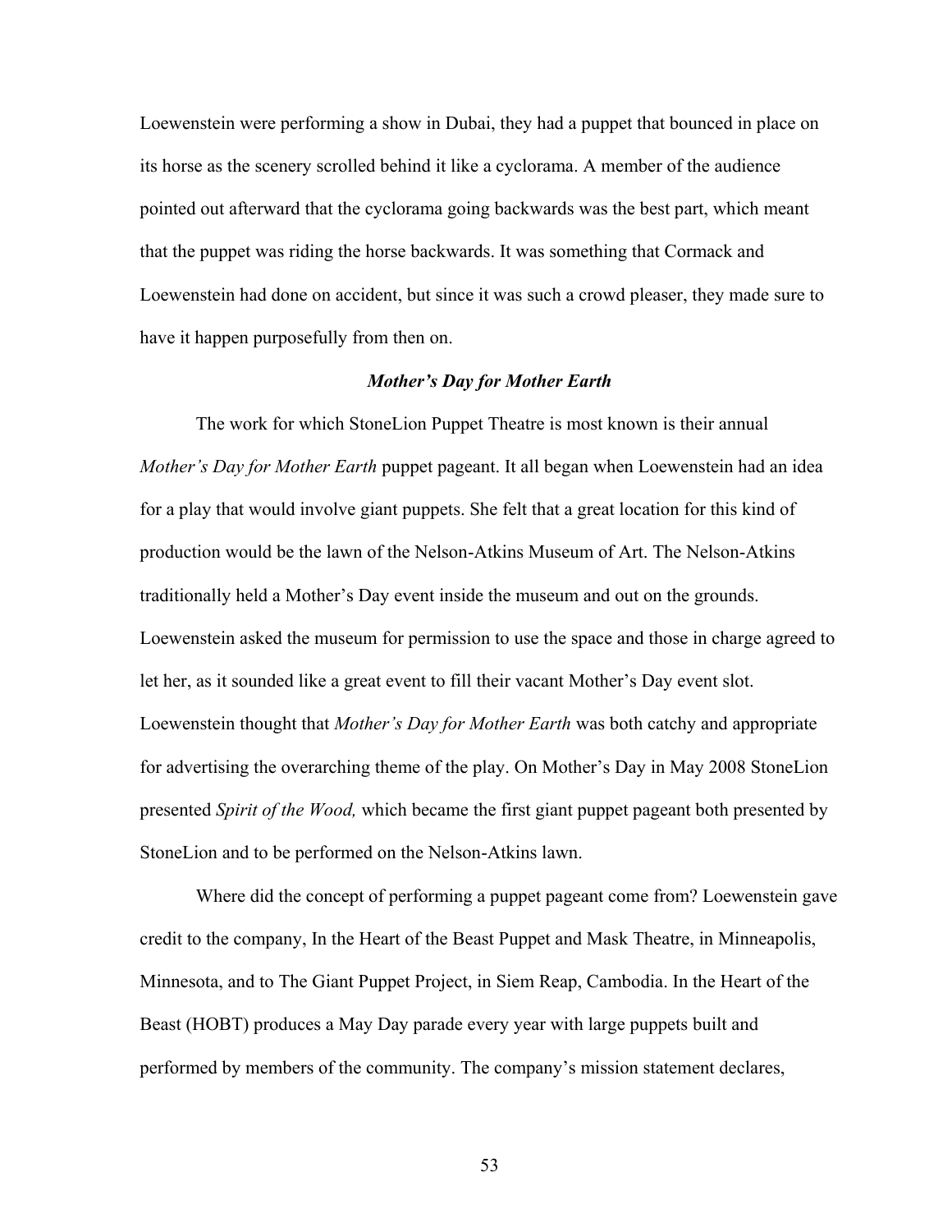Loewenstein were performing a show in Dubai, they had a puppet that bounced in place on its horse as the scenery scrolled behind it like a cyclorama. A member of the audience pointed out afterward that the cyclorama going backwards was the best part, which meant that the puppet was riding the horse backwards. It was something that Cormack and Loewenstein had done on accident, but since it was such a crowd pleaser, they made sure to have it happen purposefully from then on.

### ***Mother's Day for Mother Earth***

The work for which StoneLion Puppet Theatre is most known is their annual *Mother's Day for Mother Earth* puppet pageant. It all began when Loewenstein had an idea for a play that would involve giant puppets. She felt that a great location for this kind of production would be the lawn of the Nelson-Atkins Museum of Art. The Nelson-Atkins traditionally held a Mother's Day event inside the museum and out on the grounds. Loewenstein asked the museum for permission to use the space and those in charge agreed to let her, as it sounded like a great event to fill their vacant Mother's Day event slot. Loewenstein thought that *Mother's Day for Mother Earth* was both catchy and appropriate for advertising the overarching theme of the play. On Mother's Day in May 2008 StoneLion presented *Spirit of the Wood,* which became the first giant puppet pageant both presented by StoneLion and to be performed on the Nelson-Atkins lawn.

Where did the concept of performing a puppet pageant come from? Loewenstein gave credit to the company, In the Heart of the Beast Puppet and Mask Theatre, in Minneapolis, Minnesota, and to The Giant Puppet Project, in Siem Reap, Cambodia. In the Heart of the Beast (HOBT) produces a May Day parade every year with large puppets built and performed by members of the community. The company's mission statement declares,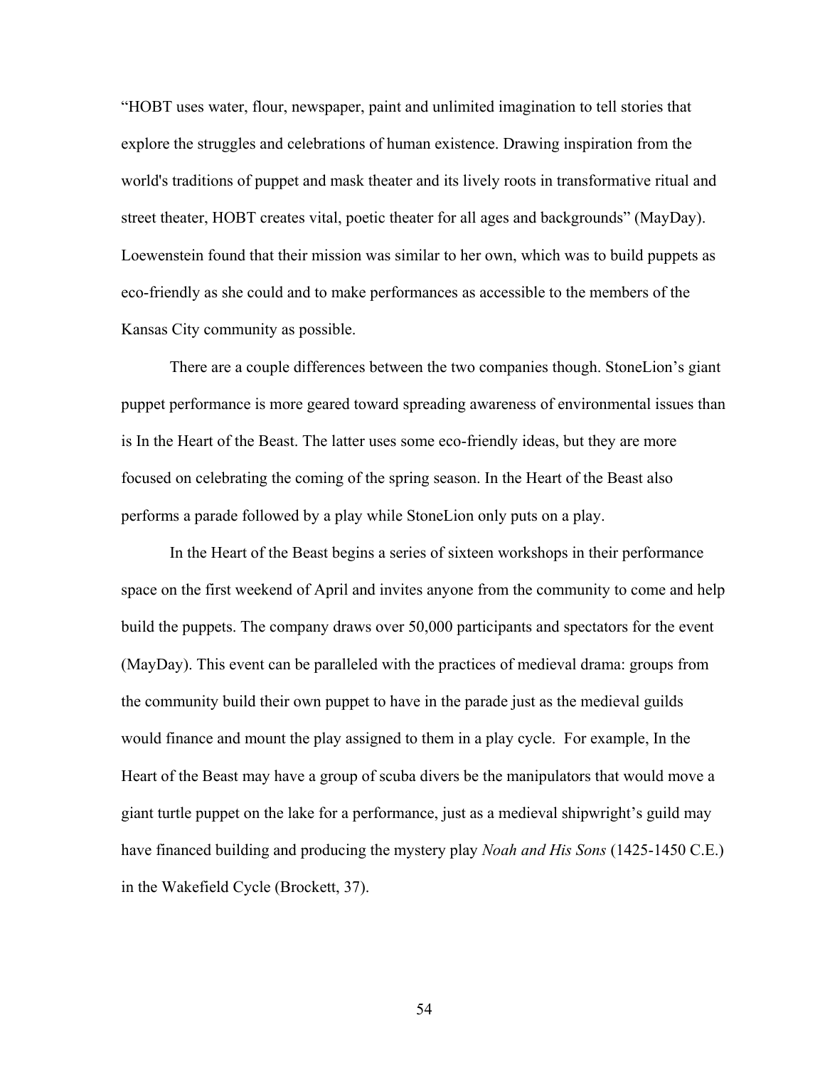"HOBT uses water, flour, newspaper, paint and unlimited imagination to tell stories that explore the struggles and celebrations of human existence. Drawing inspiration from the world's traditions of puppet and mask theater and its lively roots in transformative ritual and street theater, HOBT creates vital, poetic theater for all ages and backgrounds" (MayDay). Loewenstein found that their mission was similar to her own, which was to build puppets as eco-friendly as she could and to make performances as accessible to the members of the Kansas City community as possible.

There are a couple differences between the two companies though. StoneLion's giant puppet performance is more geared toward spreading awareness of environmental issues than is In the Heart of the Beast. The latter uses some eco-friendly ideas, but they are more focused on celebrating the coming of the spring season. In the Heart of the Beast also performs a parade followed by a play while StoneLion only puts on a play.

In the Heart of the Beast begins a series of sixteen workshops in their performance space on the first weekend of April and invites anyone from the community to come and help build the puppets. The company draws over 50,000 participants and spectators for the event (MayDay). This event can be paralleled with the practices of medieval drama: groups from the community build their own puppet to have in the parade just as the medieval guilds would finance and mount the play assigned to them in a play cycle. For example, In the Heart of the Beast may have a group of scuba divers be the manipulators that would move a giant turtle puppet on the lake for a performance, just as a medieval shipwright's guild may have financed building and producing the mystery play *Noah and His Sons* (1425-1450 C.E.) in the Wakefield Cycle (Brockett, 37).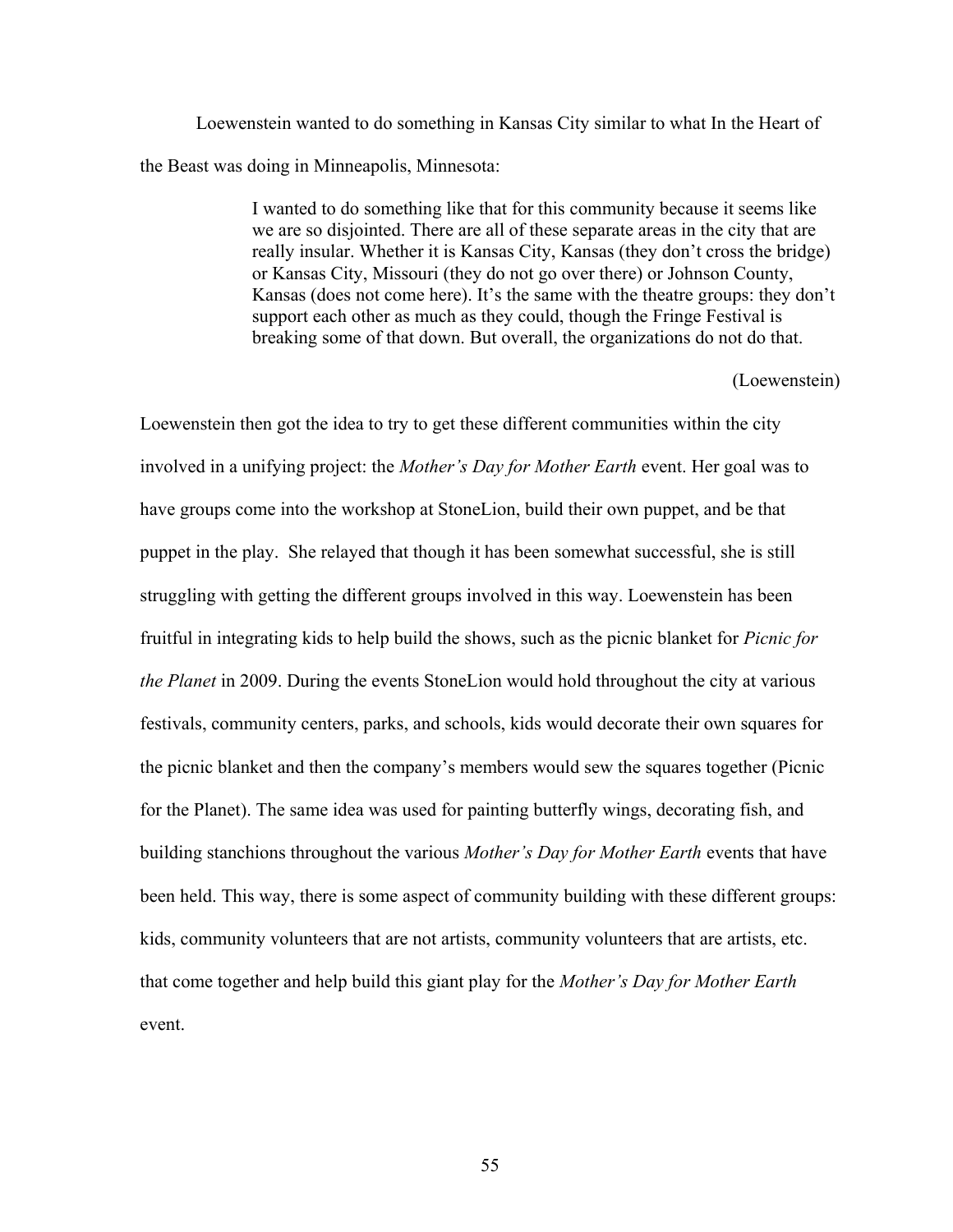Loewenstein wanted to do something in Kansas City similar to what In the Heart of the Beast was doing in Minneapolis, Minnesota:

> I wanted to do something like that for this community because it seems like we are so disjointed. There are all of these separate areas in the city that are really insular. Whether it is Kansas City, Kansas (they don't cross the bridge) or Kansas City, Missouri (they do not go over there) or Johnson County, Kansas (does not come here). It's the same with the theatre groups: they don't support each other as much as they could, though the Fringe Festival is breaking some of that down. But overall, the organizations do not do that.
>
> (Loewenstein)

Loewenstein then got the idea to try to get these different communities within the city involved in a unifying project: the *Mother's Day for Mother Earth* event. Her goal was to have groups come into the workshop at StoneLion, build their own puppet, and be that puppet in the play. She relayed that though it has been somewhat successful, she is still struggling with getting the different groups involved in this way. Loewenstein has been fruitful in integrating kids to help build the shows, such as the picnic blanket for *Picnic for the Planet* in 2009. During the events StoneLion would hold throughout the city at various festivals, community centers, parks, and schools, kids would decorate their own squares for the picnic blanket and then the company's members would sew the squares together (Picnic for the Planet). The same idea was used for painting butterfly wings, decorating fish, and building stanchions throughout the various *Mother's Day for Mother Earth* events that have been held. This way, there is some aspect of community building with these different groups: kids, community volunteers that are not artists, community volunteers that are artists, etc. that come together and help build this giant play for the *Mother's Day for Mother Earth* event.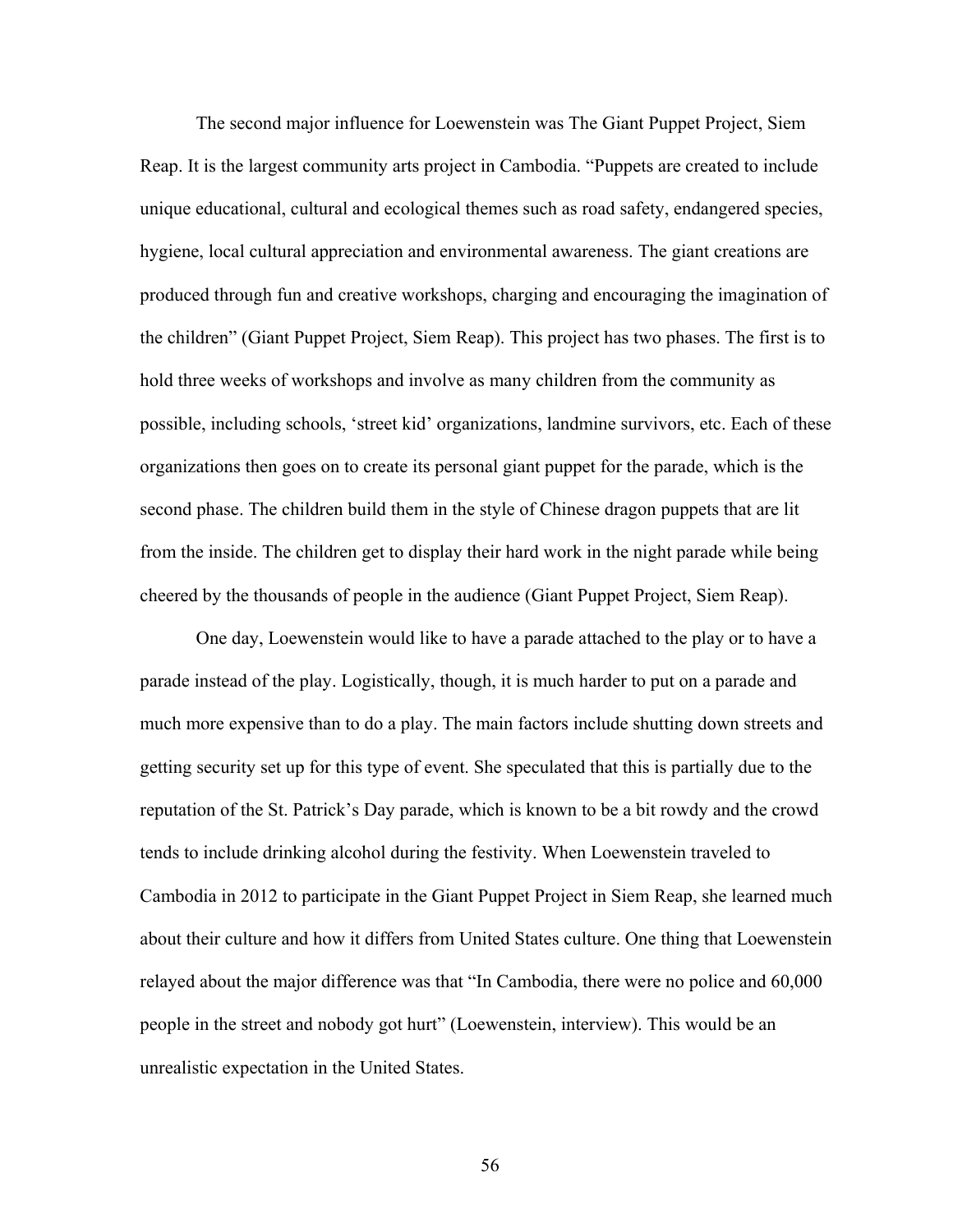The second major influence for Loewenstein was The Giant Puppet Project, Siem Reap. It is the largest community arts project in Cambodia. "Puppets are created to include unique educational, cultural and ecological themes such as road safety, endangered species, hygiene, local cultural appreciation and environmental awareness. The giant creations are produced through fun and creative workshops, charging and encouraging the imagination of the children" (Giant Puppet Project, Siem Reap). This project has two phases. The first is to hold three weeks of workshops and involve as many children from the community as possible, including schools, 'street kid' organizations, landmine survivors, etc. Each of these organizations then goes on to create its personal giant puppet for the parade, which is the second phase. The children build them in the style of Chinese dragon puppets that are lit from the inside. The children get to display their hard work in the night parade while being cheered by the thousands of people in the audience (Giant Puppet Project, Siem Reap).

One day, Loewenstein would like to have a parade attached to the play or to have a parade instead of the play. Logistically, though, it is much harder to put on a parade and much more expensive than to do a play. The main factors include shutting down streets and getting security set up for this type of event. She speculated that this is partially due to the reputation of the St. Patrick's Day parade, which is known to be a bit rowdy and the crowd tends to include drinking alcohol during the festivity. When Loewenstein traveled to Cambodia in 2012 to participate in the Giant Puppet Project in Siem Reap, she learned much about their culture and how it differs from United States culture. One thing that Loewenstein relayed about the major difference was that "In Cambodia, there were no police and 60,000 people in the street and nobody got hurt" (Loewenstein, interview). This would be an unrealistic expectation in the United States.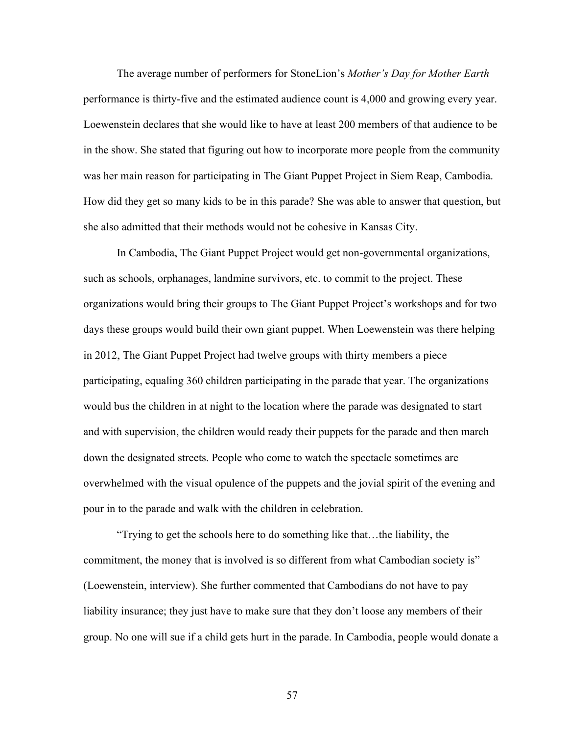The average number of performers for StoneLion's *Mother's Day for Mother Earth* performance is thirty-five and the estimated audience count is 4,000 and growing every year. Loewenstein declares that she would like to have at least 200 members of that audience to be in the show. She stated that figuring out how to incorporate more people from the community was her main reason for participating in The Giant Puppet Project in Siem Reap, Cambodia. How did they get so many kids to be in this parade? She was able to answer that question, but she also admitted that their methods would not be cohesive in Kansas City.

In Cambodia, The Giant Puppet Project would get non-governmental organizations, such as schools, orphanages, landmine survivors, etc. to commit to the project. These organizations would bring their groups to The Giant Puppet Project's workshops and for two days these groups would build their own giant puppet. When Loewenstein was there helping in 2012, The Giant Puppet Project had twelve groups with thirty members a piece participating, equaling 360 children participating in the parade that year. The organizations would bus the children in at night to the location where the parade was designated to start and with supervision, the children would ready their puppets for the parade and then march down the designated streets. People who come to watch the spectacle sometimes are overwhelmed with the visual opulence of the puppets and the jovial spirit of the evening and pour in to the parade and walk with the children in celebration.

"Trying to get the schools here to do something like that…the liability, the commitment, the money that is involved is so different from what Cambodian society is" (Loewenstein, interview). She further commented that Cambodians do not have to pay liability insurance; they just have to make sure that they don't loose any members of their group. No one will sue if a child gets hurt in the parade. In Cambodia, people would donate a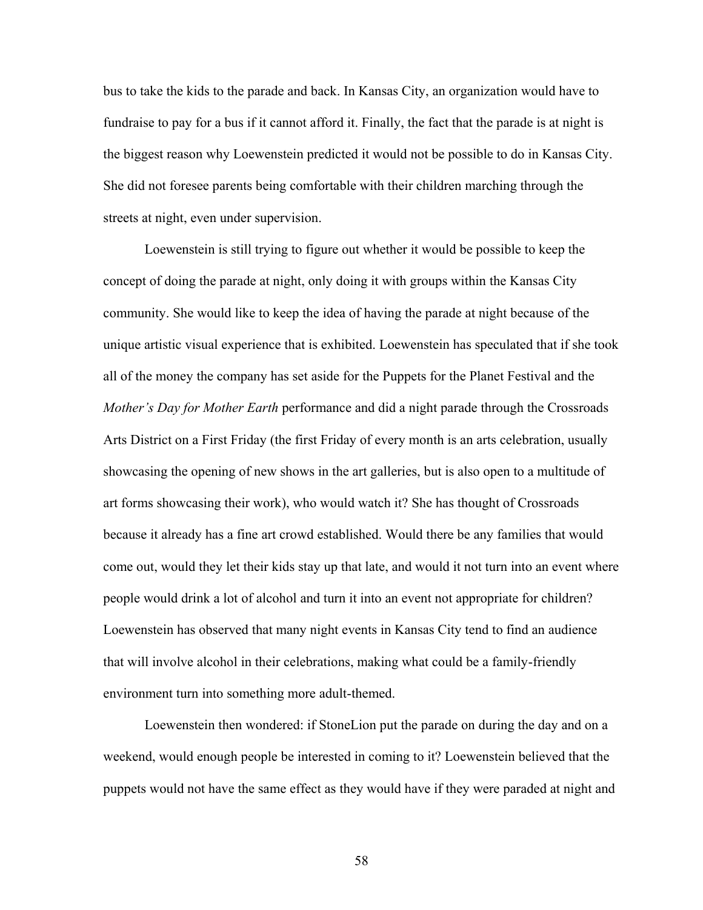bus to take the kids to the parade and back. In Kansas City, an organization would have to fundraise to pay for a bus if it cannot afford it. Finally, the fact that the parade is at night is the biggest reason why Loewenstein predicted it would not be possible to do in Kansas City. She did not foresee parents being comfortable with their children marching through the streets at night, even under supervision.

Loewenstein is still trying to figure out whether it would be possible to keep the concept of doing the parade at night, only doing it with groups within the Kansas City community. She would like to keep the idea of having the parade at night because of the unique artistic visual experience that is exhibited. Loewenstein has speculated that if she took all of the money the company has set aside for the Puppets for the Planet Festival and the *Mother's Day for Mother Earth* performance and did a night parade through the Crossroads Arts District on a First Friday (the first Friday of every month is an arts celebration, usually showcasing the opening of new shows in the art galleries, but is also open to a multitude of art forms showcasing their work), who would watch it? She has thought of Crossroads because it already has a fine art crowd established. Would there be any families that would come out, would they let their kids stay up that late, and would it not turn into an event where people would drink a lot of alcohol and turn it into an event not appropriate for children? Loewenstein has observed that many night events in Kansas City tend to find an audience that will involve alcohol in their celebrations, making what could be a family-friendly environment turn into something more adult-themed.

Loewenstein then wondered: if StoneLion put the parade on during the day and on a weekend, would enough people be interested in coming to it? Loewenstein believed that the puppets would not have the same effect as they would have if they were paraded at night and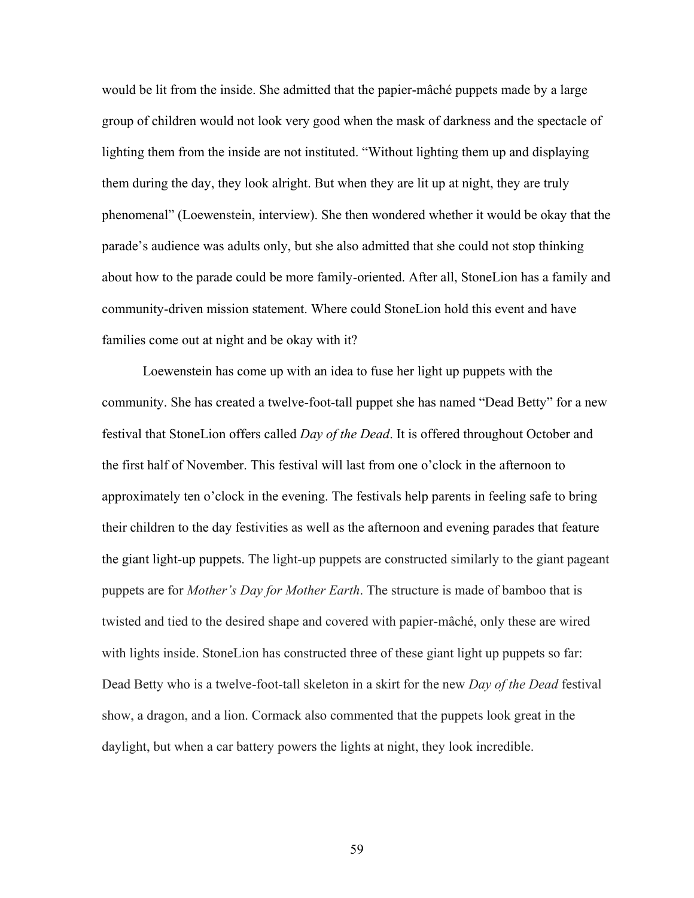would be lit from the inside. She admitted that the papier-mâché puppets made by a large group of children would not look very good when the mask of darkness and the spectacle of lighting them from the inside are not instituted. "Without lighting them up and displaying them during the day, they look alright. But when they are lit up at night, they are truly phenomenal" (Loewenstein, interview). She then wondered whether it would be okay that the parade's audience was adults only, but she also admitted that she could not stop thinking about how to the parade could be more family-oriented. After all, StoneLion has a family and community-driven mission statement. Where could StoneLion hold this event and have families come out at night and be okay with it?

Loewenstein has come up with an idea to fuse her light up puppets with the community. She has created a twelve-foot-tall puppet she has named "Dead Betty" for a new festival that StoneLion offers called *Day of the Dead*. It is offered throughout October and the first half of November. This festival will last from one o'clock in the afternoon to approximately ten o'clock in the evening. The festivals help parents in feeling safe to bring their children to the day festivities as well as the afternoon and evening parades that feature the giant light-up puppets. The light-up puppets are constructed similarly to the giant pageant puppets are for *Mother's Day for Mother Earth*. The structure is made of bamboo that is twisted and tied to the desired shape and covered with papier-mâché, only these are wired with lights inside. StoneLion has constructed three of these giant light up puppets so far: Dead Betty who is a twelve-foot-tall skeleton in a skirt for the new *Day of the Dead* festival show, a dragon, and a lion. Cormack also commented that the puppets look great in the daylight, but when a car battery powers the lights at night, they look incredible.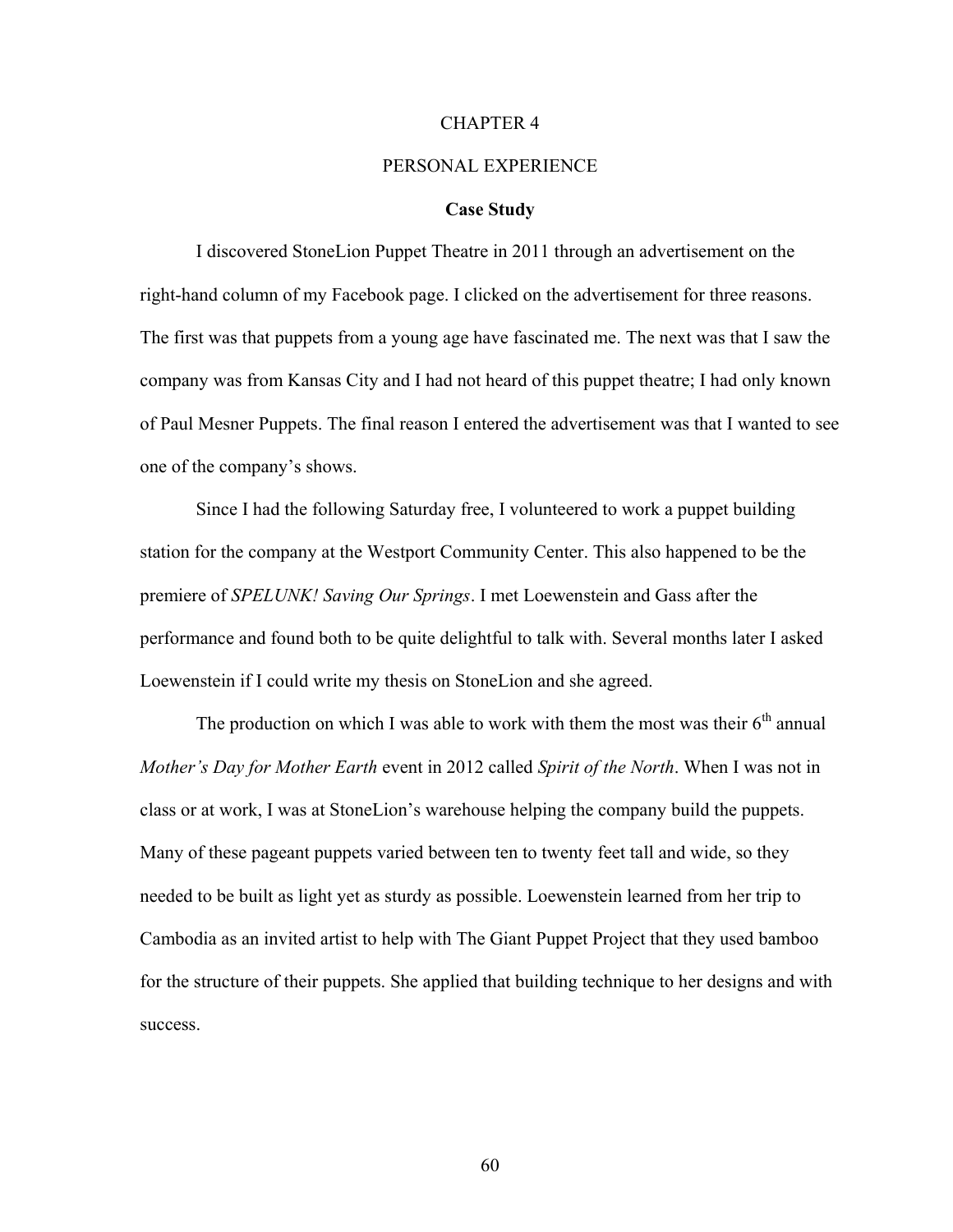# CHAPTER 4

# PERSONAL EXPERIENCE

## Case Study

I discovered StoneLion Puppet Theatre in 2011 through an advertisement on the right-hand column of my Facebook page. I clicked on the advertisement for three reasons. The first was that puppets from a young age have fascinated me. The next was that I saw the company was from Kansas City and I had not heard of this puppet theatre; I had only known of Paul Mesner Puppets. The final reason I entered the advertisement was that I wanted to see one of the company's shows.

Since I had the following Saturday free, I volunteered to work a puppet building station for the company at the Westport Community Center. This also happened to be the premiere of *SPELUNK! Saving Our Springs*. I met Loewenstein and Gass after the performance and found both to be quite delightful to talk with. Several months later I asked Loewenstein if I could write my thesis on StoneLion and she agreed.

The production on which I was able to work with them the most was their 6th annual *Mother's Day for Mother Earth* event in 2012 called *Spirit of the North*. When I was not in class or at work, I was at StoneLion's warehouse helping the company build the puppets. Many of these pageant puppets varied between ten to twenty feet tall and wide, so they needed to be built as light yet as sturdy as possible. Loewenstein learned from her trip to Cambodia as an invited artist to help with The Giant Puppet Project that they used bamboo for the structure of their puppets. She applied that building technique to her designs and with success.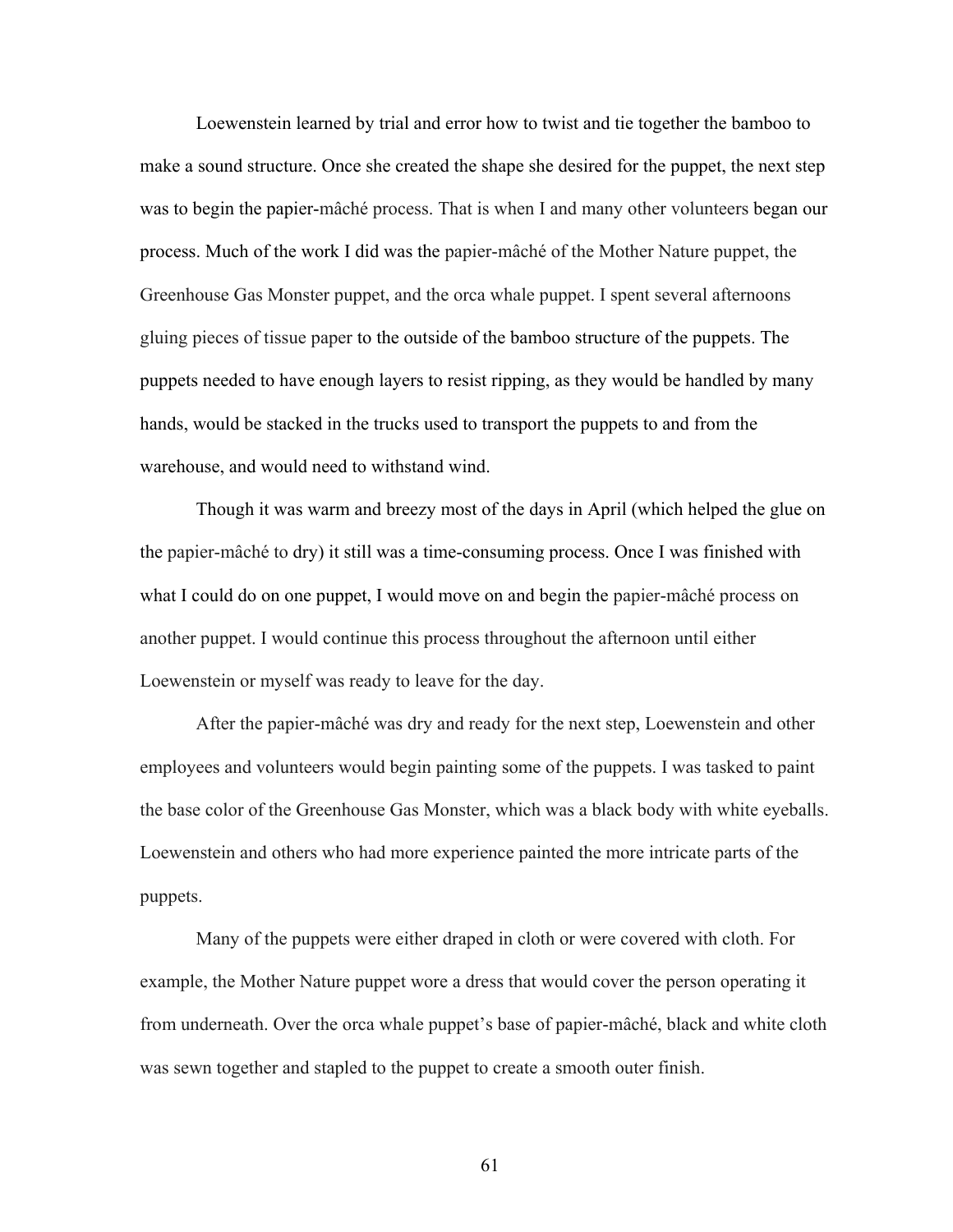Loewenstein learned by trial and error how to twist and tie together the bamboo to make a sound structure. Once she created the shape she desired for the puppet, the next step was to begin the papier-mâché process. That is when I and many other volunteers began our process. Much of the work I did was the papier-mâché of the Mother Nature puppet, the Greenhouse Gas Monster puppet, and the orca whale puppet. I spent several afternoons gluing pieces of tissue paper to the outside of the bamboo structure of the puppets. The puppets needed to have enough layers to resist ripping, as they would be handled by many hands, would be stacked in the trucks used to transport the puppets to and from the warehouse, and would need to withstand wind.

Though it was warm and breezy most of the days in April (which helped the glue on the papier-mâché to dry) it still was a time-consuming process. Once I was finished with what I could do on one puppet, I would move on and begin the papier-mâché process on another puppet. I would continue this process throughout the afternoon until either Loewenstein or myself was ready to leave for the day.

After the papier-mâché was dry and ready for the next step, Loewenstein and other employees and volunteers would begin painting some of the puppets. I was tasked to paint the base color of the Greenhouse Gas Monster, which was a black body with white eyeballs. Loewenstein and others who had more experience painted the more intricate parts of the puppets.

Many of the puppets were either draped in cloth or were covered with cloth. For example, the Mother Nature puppet wore a dress that would cover the person operating it from underneath. Over the orca whale puppet's base of papier-mâché, black and white cloth was sewn together and stapled to the puppet to create a smooth outer finish.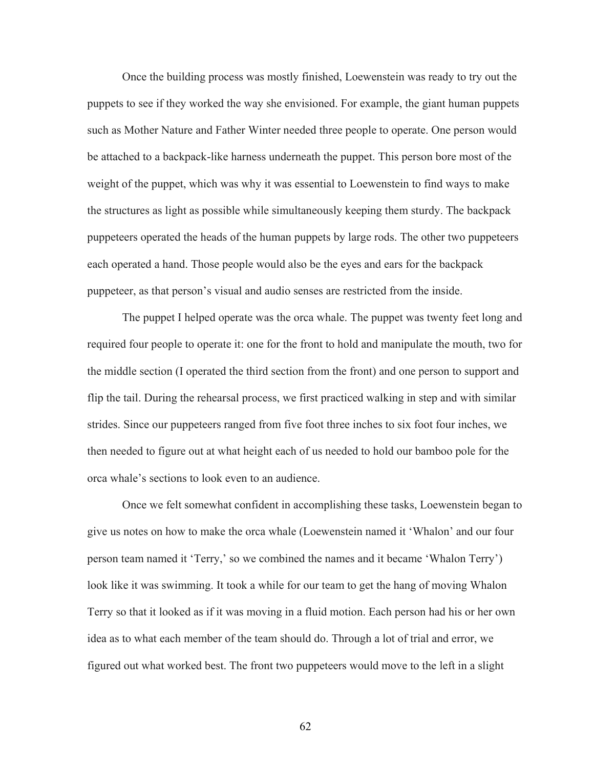Once the building process was mostly finished, Loewenstein was ready to try out the puppets to see if they worked the way she envisioned. For example, the giant human puppets such as Mother Nature and Father Winter needed three people to operate. One person would be attached to a backpack-like harness underneath the puppet. This person bore most of the weight of the puppet, which was why it was essential to Loewenstein to find ways to make the structures as light as possible while simultaneously keeping them sturdy. The backpack puppeteers operated the heads of the human puppets by large rods. The other two puppeteers each operated a hand. Those people would also be the eyes and ears for the backpack puppeteer, as that person's visual and audio senses are restricted from the inside.

The puppet I helped operate was the orca whale. The puppet was twenty feet long and required four people to operate it: one for the front to hold and manipulate the mouth, two for the middle section (I operated the third section from the front) and one person to support and flip the tail. During the rehearsal process, we first practiced walking in step and with similar strides. Since our puppeteers ranged from five foot three inches to six foot four inches, we then needed to figure out at what height each of us needed to hold our bamboo pole for the orca whale's sections to look even to an audience.

Once we felt somewhat confident in accomplishing these tasks, Loewenstein began to give us notes on how to make the orca whale (Loewenstein named it 'Whalon' and our four person team named it 'Terry,' so we combined the names and it became 'Whalon Terry') look like it was swimming. It took a while for our team to get the hang of moving Whalon Terry so that it looked as if it was moving in a fluid motion. Each person had his or her own idea as to what each member of the team should do. Through a lot of trial and error, we figured out what worked best. The front two puppeteers would move to the left in a slight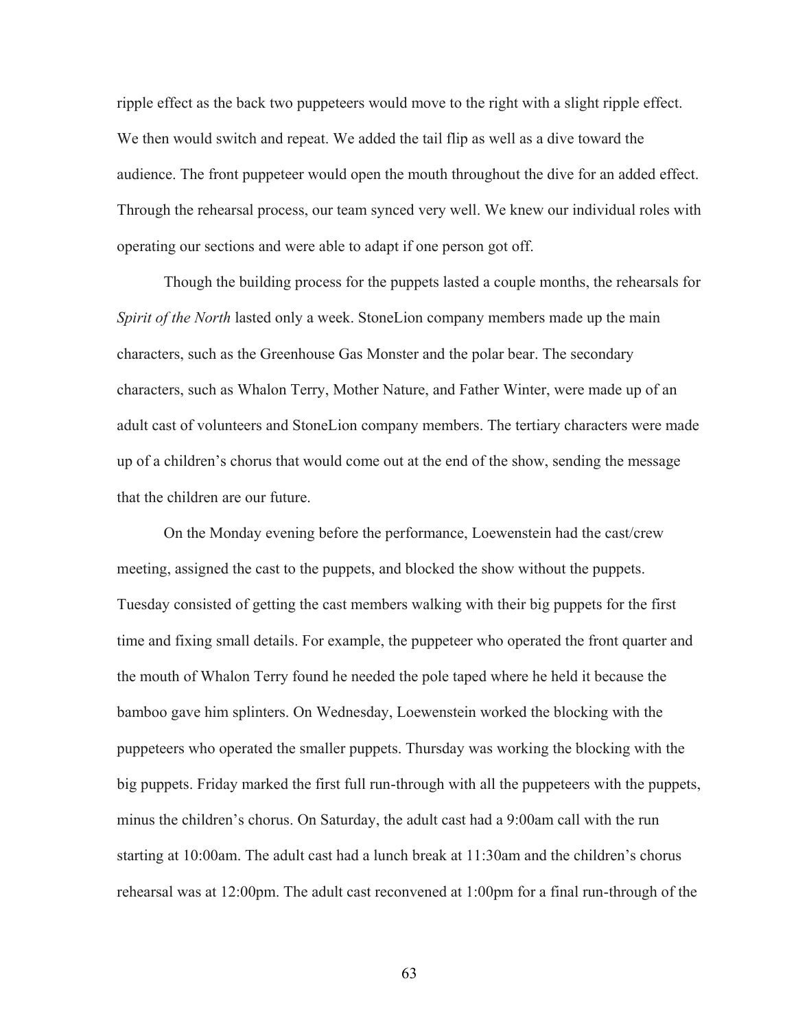ripple effect as the back two puppeteers would move to the right with a slight ripple effect. We then would switch and repeat. We added the tail flip as well as a dive toward the audience. The front puppeteer would open the mouth throughout the dive for an added effect. Through the rehearsal process, our team synced very well. We knew our individual roles with operating our sections and were able to adapt if one person got off.

Though the building process for the puppets lasted a couple months, the rehearsals for *Spirit of the North* lasted only a week. StoneLion company members made up the main characters, such as the Greenhouse Gas Monster and the polar bear. The secondary characters, such as Whalon Terry, Mother Nature, and Father Winter, were made up of an adult cast of volunteers and StoneLion company members. The tertiary characters were made up of a children's chorus that would come out at the end of the show, sending the message that the children are our future.

On the Monday evening before the performance, Loewenstein had the cast/crew meeting, assigned the cast to the puppets, and blocked the show without the puppets. Tuesday consisted of getting the cast members walking with their big puppets for the first time and fixing small details. For example, the puppeteer who operated the front quarter and the mouth of Whalon Terry found he needed the pole taped where he held it because the bamboo gave him splinters. On Wednesday, Loewenstein worked the blocking with the puppeteers who operated the smaller puppets. Thursday was working the blocking with the big puppets. Friday marked the first full run-through with all the puppeteers with the puppets, minus the children's chorus. On Saturday, the adult cast had a 9:00am call with the run starting at 10:00am. The adult cast had a lunch break at 11:30am and the children's chorus rehearsal was at 12:00pm. The adult cast reconvened at 1:00pm for a final run-through of the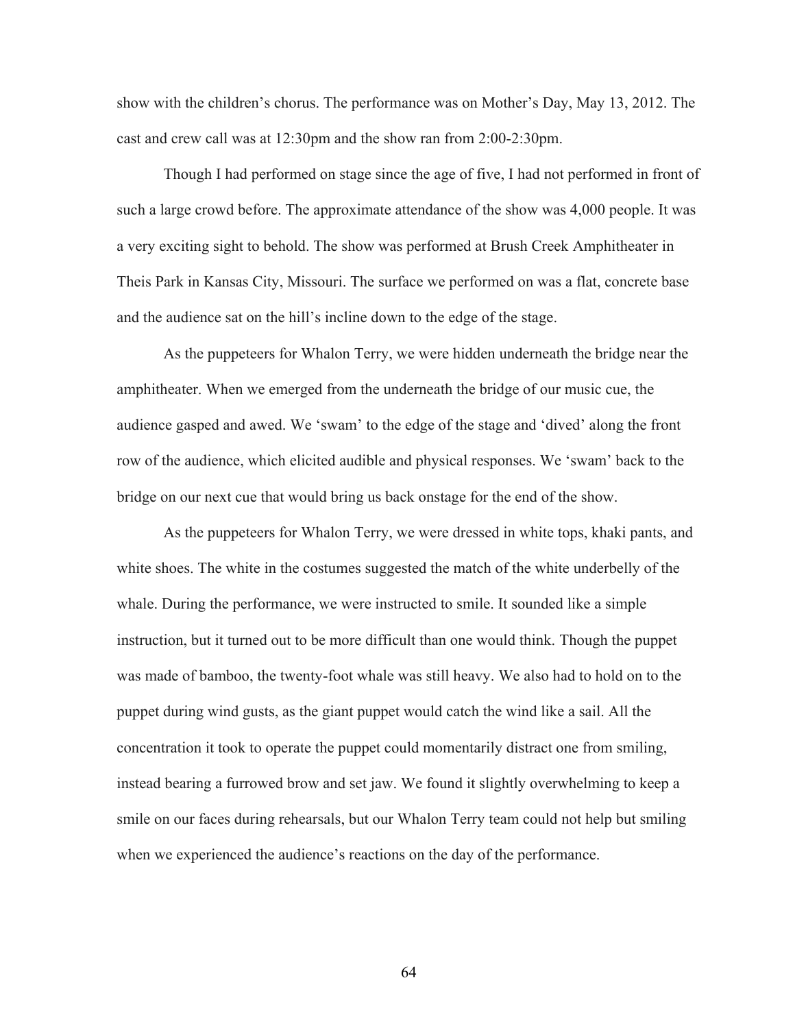show with the children's chorus. The performance was on Mother's Day, May 13, 2012. The cast and crew call was at 12:30pm and the show ran from 2:00-2:30pm.

Though I had performed on stage since the age of five, I had not performed in front of such a large crowd before. The approximate attendance of the show was 4,000 people. It was a very exciting sight to behold. The show was performed at Brush Creek Amphitheater in Theis Park in Kansas City, Missouri. The surface we performed on was a flat, concrete base and the audience sat on the hill's incline down to the edge of the stage.

As the puppeteers for Whalon Terry, we were hidden underneath the bridge near the amphitheater. When we emerged from the underneath the bridge of our music cue, the audience gasped and awed. We 'swam' to the edge of the stage and 'dived' along the front row of the audience, which elicited audible and physical responses. We 'swam' back to the bridge on our next cue that would bring us back onstage for the end of the show.

As the puppeteers for Whalon Terry, we were dressed in white tops, khaki pants, and white shoes. The white in the costumes suggested the match of the white underbelly of the whale. During the performance, we were instructed to smile. It sounded like a simple instruction, but it turned out to be more difficult than one would think. Though the puppet was made of bamboo, the twenty-foot whale was still heavy. We also had to hold on to the puppet during wind gusts, as the giant puppet would catch the wind like a sail. All the concentration it took to operate the puppet could momentarily distract one from smiling, instead bearing a furrowed brow and set jaw. We found it slightly overwhelming to keep a smile on our faces during rehearsals, but our Whalon Terry team could not help but smiling when we experienced the audience's reactions on the day of the performance.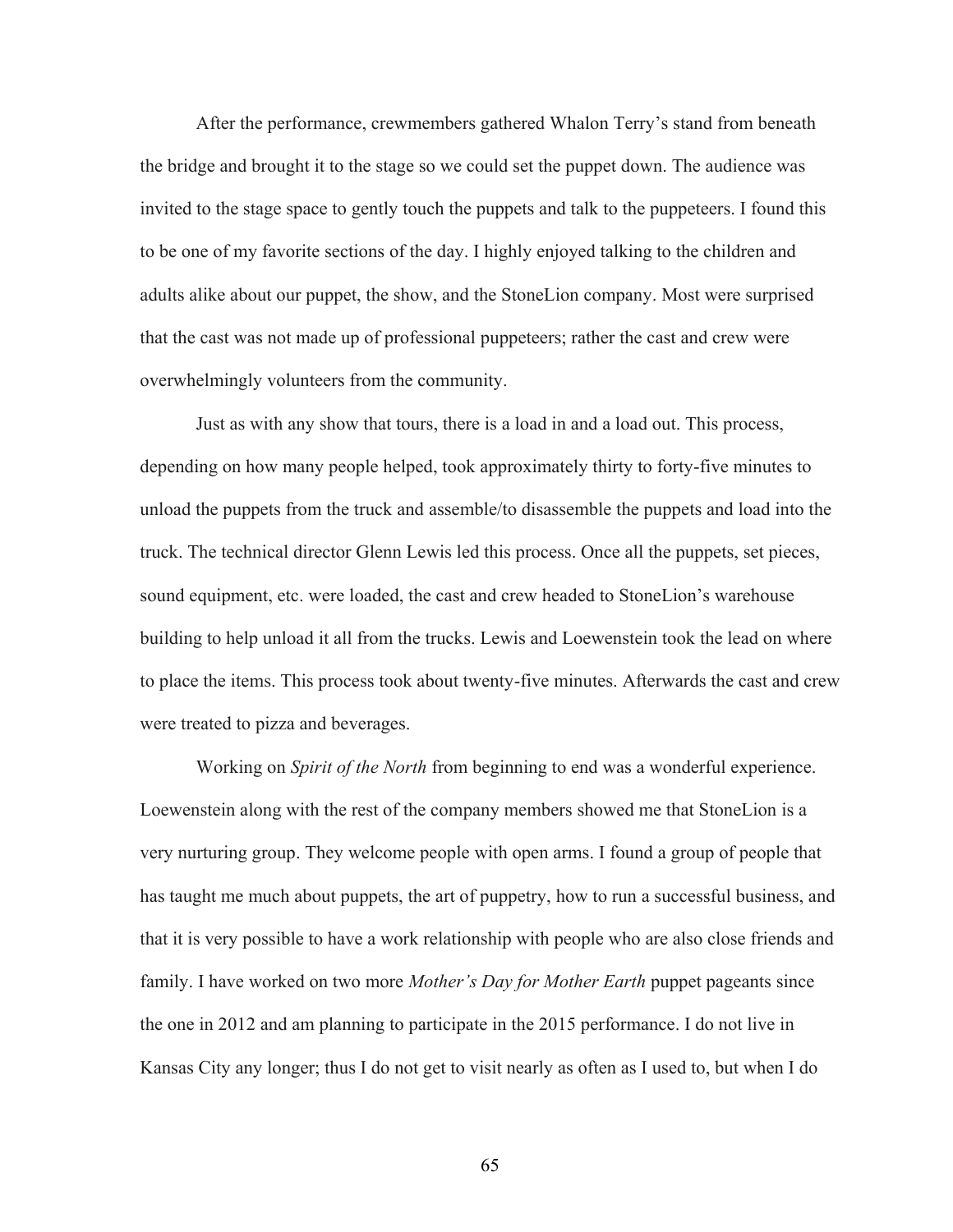After the performance, crewmembers gathered Whalon Terry's stand from beneath the bridge and brought it to the stage so we could set the puppet down. The audience was invited to the stage space to gently touch the puppets and talk to the puppeteers. I found this to be one of my favorite sections of the day. I highly enjoyed talking to the children and adults alike about our puppet, the show, and the StoneLion company. Most were surprised that the cast was not made up of professional puppeteers; rather the cast and crew were overwhelmingly volunteers from the community.

Just as with any show that tours, there is a load in and a load out. This process, depending on how many people helped, took approximately thirty to forty-five minutes to unload the puppets from the truck and assemble/to disassemble the puppets and load into the truck. The technical director Glenn Lewis led this process. Once all the puppets, set pieces, sound equipment, etc. were loaded, the cast and crew headed to StoneLion's warehouse building to help unload it all from the trucks. Lewis and Loewenstein took the lead on where to place the items. This process took about twenty-five minutes. Afterwards the cast and crew were treated to pizza and beverages.

Working on *Spirit of the North* from beginning to end was a wonderful experience. Loewenstein along with the rest of the company members showed me that StoneLion is a very nurturing group. They welcome people with open arms. I found a group of people that has taught me much about puppets, the art of puppetry, how to run a successful business, and that it is very possible to have a work relationship with people who are also close friends and family. I have worked on two more *Mother's Day for Mother Earth* puppet pageants since the one in 2012 and am planning to participate in the 2015 performance. I do not live in Kansas City any longer; thus I do not get to visit nearly as often as I used to, but when I do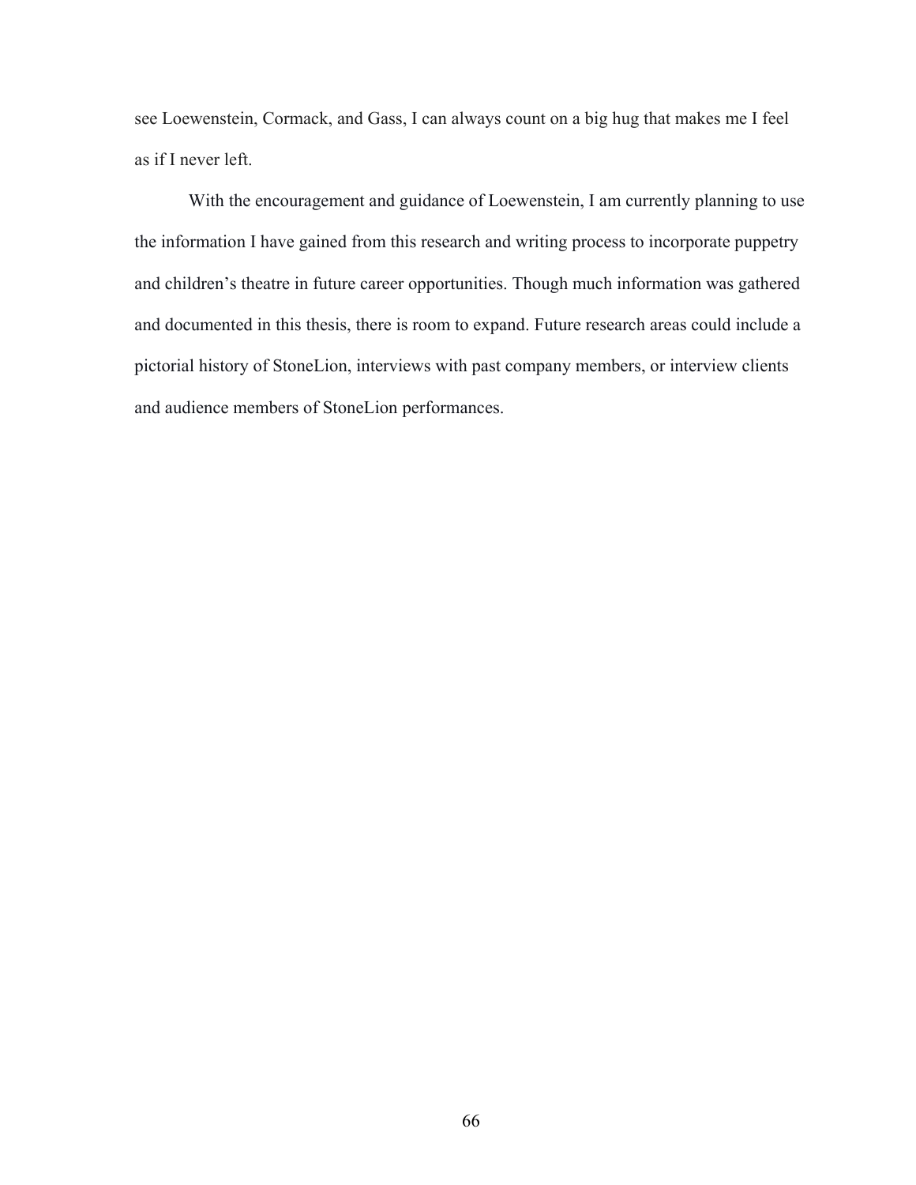see Loewenstein, Cormack, and Gass, I can always count on a big hug that makes me I feel as if I never left.

With the encouragement and guidance of Loewenstein, I am currently planning to use the information I have gained from this research and writing process to incorporate puppetry and children's theatre in future career opportunities. Though much information was gathered and documented in this thesis, there is room to expand. Future research areas could include a pictorial history of StoneLion, interviews with past company members, or interview clients and audience members of StoneLion performances.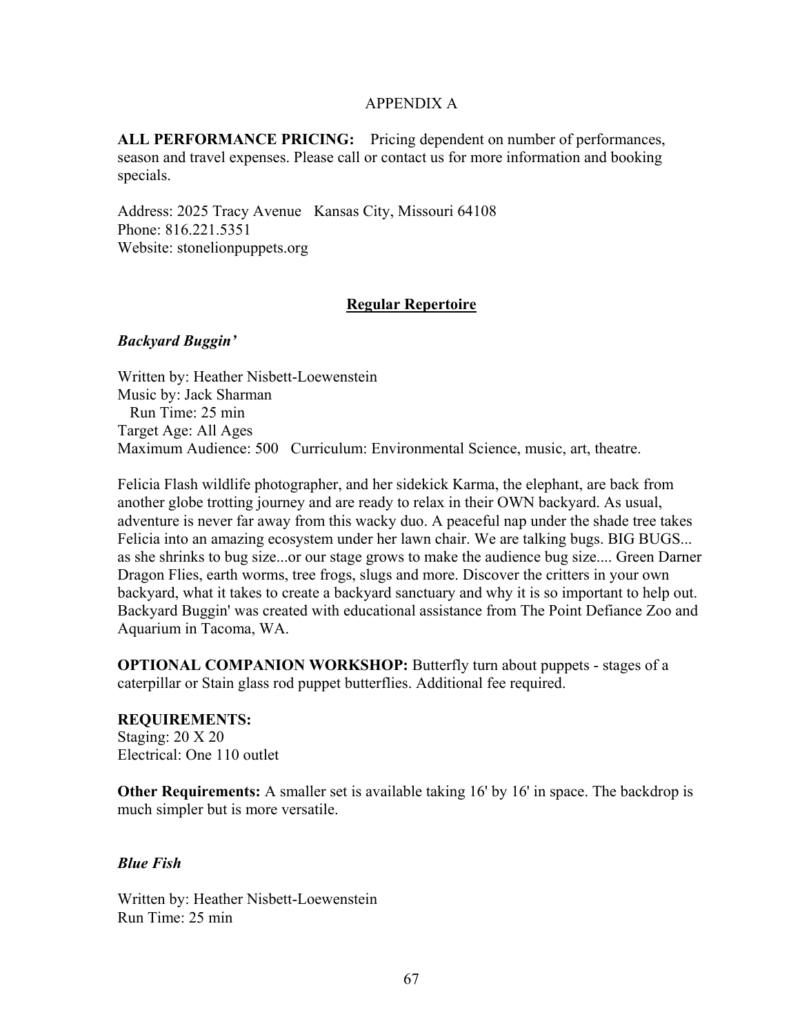APPENDIX A

**ALL PERFORMANCE PRICING:** Pricing dependent on number of performances, season and travel expenses. Please call or contact us for more information and booking specials.

Address: 2025 Tracy Avenue Kansas City, Missouri 64108
Phone: 816.221.5351
Website: stonelionpuppets.org

## Regular Repertoire

### *Backyard Buggin'*

Written by: Heather Nisbett-Loewenstein
Music by: Jack Sharman
Run Time: 25 min
Target Age: All Ages
Maximum Audience: 500 Curriculum: Environmental Science, music, art, theatre.

Felicia Flash wildlife photographer, and her sidekick Karma, the elephant, are back from another globe trotting journey and are ready to relax in their OWN backyard. As usual, adventure is never far away from this wacky duo. A peaceful nap under the shade tree takes Felicia into an amazing ecosystem under her lawn chair. We are talking bugs. BIG BUGS... as she shrinks to bug size...or our stage grows to make the audience bug size.... Green Darner Dragon Flies, earth worms, tree frogs, slugs and more. Discover the critters in your own backyard, what it takes to create a backyard sanctuary and why it is so important to help out. Backyard Buggin' was created with educational assistance from The Point Defiance Zoo and Aquarium in Tacoma, WA.

**OPTIONAL COMPANION WORKSHOP:** Butterfly turn about puppets - stages of a caterpillar or Stain glass rod puppet butterflies. Additional fee required.

**REQUIREMENTS:**
Staging: 20 X 20
Electrical: One 110 outlet

**Other Requirements:** A smaller set is available taking 16' by 16' in space. The backdrop is much simpler but is more versatile.

### *Blue Fish*

Written by: Heather Nisbett-Loewenstein
Run Time: 25 min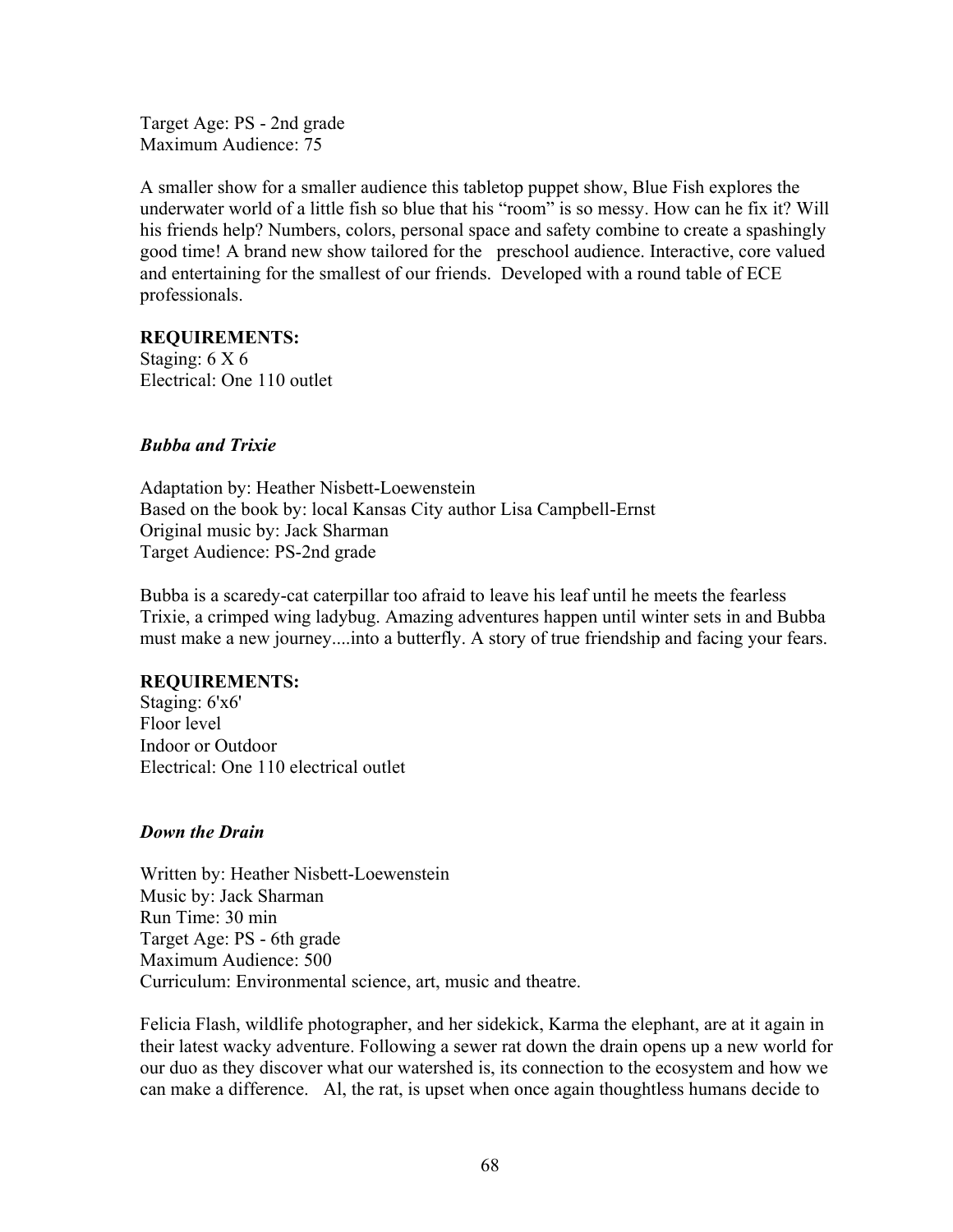Target Age: PS - 2nd grade
Maximum Audience: 75

A smaller show for a smaller audience this tabletop puppet show, Blue Fish explores the underwater world of a little fish so blue that his "room" is so messy. How can he fix it? Will his friends help? Numbers, colors, personal space and safety combine to create a spashingly good time! A brand new show tailored for the preschool audience. Interactive, core valued and entertaining for the smallest of our friends. Developed with a round table of ECE professionals.

**REQUIREMENTS:**
Staging: 6 X 6
Electrical: One 110 outlet

### *Bubba and Trixie*

Adaptation by: Heather Nisbett-Loewenstein
Based on the book by: local Kansas City author Lisa Campbell-Ernst
Original music by: Jack Sharman
Target Audience: PS-2nd grade

Bubba is a scaredy-cat caterpillar too afraid to leave his leaf until he meets the fearless Trixie, a crimped wing ladybug. Amazing adventures happen until winter sets in and Bubba must make a new journey....into a butterfly. A story of true friendship and facing your fears.

**REQUIREMENTS:**
Staging: 6'x6'
Floor level
Indoor or Outdoor
Electrical: One 110 electrical outlet

### *Down the Drain*

Written by: Heather Nisbett-Loewenstein
Music by: Jack Sharman
Run Time: 30 min
Target Age: PS - 6th grade
Maximum Audience: 500
Curriculum: Environmental science, art, music and theatre.

Felicia Flash, wildlife photographer, and her sidekick, Karma the elephant, are at it again in their latest wacky adventure. Following a sewer rat down the drain opens up a new world for our duo as they discover what our watershed is, its connection to the ecosystem and how we can make a difference. Al, the rat, is upset when once again thoughtless humans decide to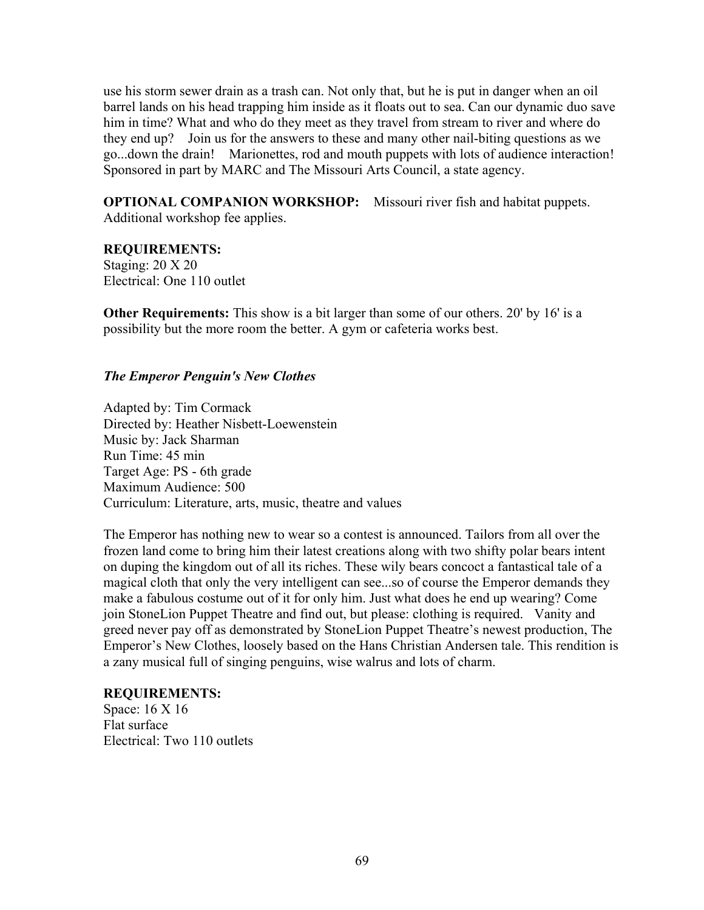use his storm sewer drain as a trash can. Not only that, but he is put in danger when an oil barrel lands on his head trapping him inside as it floats out to sea. Can our dynamic duo save him in time? What and who do they meet as they travel from stream to river and where do they end up? Join us for the answers to these and many other nail-biting questions as we go...down the drain! Marionettes, rod and mouth puppets with lots of audience interaction! Sponsored in part by MARC and The Missouri Arts Council, a state agency.

**OPTIONAL COMPANION WORKSHOP:** Missouri river fish and habitat puppets. Additional workshop fee applies.

**REQUIREMENTS:**
Staging: 20 X 20
Electrical: One 110 outlet

**Other Requirements:** This show is a bit larger than some of our others. 20' by 16' is a possibility but the more room the better. A gym or cafeteria works best.

***The Emperor Penguin's New Clothes***

Adapted by: Tim Cormack
Directed by: Heather Nisbett-Loewenstein
Music by: Jack Sharman
Run Time: 45 min
Target Age: PS - 6th grade
Maximum Audience: 500
Curriculum: Literature, arts, music, theatre and values

The Emperor has nothing new to wear so a contest is announced. Tailors from all over the frozen land come to bring him their latest creations along with two shifty polar bears intent on duping the kingdom out of all its riches. These wily bears concoct a fantastical tale of a magical cloth that only the very intelligent can see...so of course the Emperor demands they make a fabulous costume out of it for only him. Just what does he end up wearing? Come join StoneLion Puppet Theatre and find out, but please: clothing is required. Vanity and greed never pay off as demonstrated by StoneLion Puppet Theatre's newest production, The Emperor's New Clothes, loosely based on the Hans Christian Andersen tale. This rendition is a zany musical full of singing penguins, wise walrus and lots of charm.

**REQUIREMENTS:**
Space: 16 X 16
Flat surface
Electrical: Two 110 outlets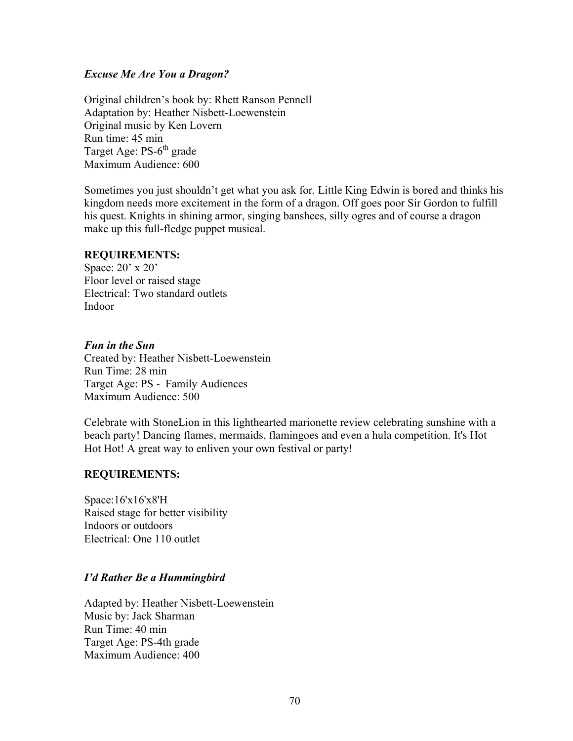### *Excuse Me Are You a Dragon?*

Original children's book by: Rhett Ranson Pennell
Adaptation by: Heather Nisbett-Loewenstein
Original music by Ken Lovern
Run time: 45 min
Target Age: PS-6th grade
Maximum Audience: 600

Sometimes you just shouldn't get what you ask for. Little King Edwin is bored and thinks his kingdom needs more excitement in the form of a dragon. Off goes poor Sir Gordon to fulfill his quest. Knights in shining armor, singing banshees, silly ogres and of course a dragon make up this full-fledge puppet musical.

**REQUIREMENTS:**
Space: 20' x 20'
Floor level or raised stage
Electrical: Two standard outlets
Indoor

### *Fun in the Sun*

Created by: Heather Nisbett-Loewenstein
Run Time: 28 min
Target Age: PS - Family Audiences
Maximum Audience: 500

Celebrate with StoneLion in this lighthearted marionette review celebrating sunshine with a beach party! Dancing flames, mermaids, flamingoes and even a hula competition. It's Hot Hot Hot! A great way to enliven your own festival or party!

**REQUIREMENTS:**

Space:16'x16'x8'H
Raised stage for better visibility
Indoors or outdoors
Electrical: One 110 outlet

### *I'd Rather Be a Hummingbird*

Adapted by: Heather Nisbett-Loewenstein
Music by: Jack Sharman
Run Time: 40 min
Target Age: PS-4th grade
Maximum Audience: 400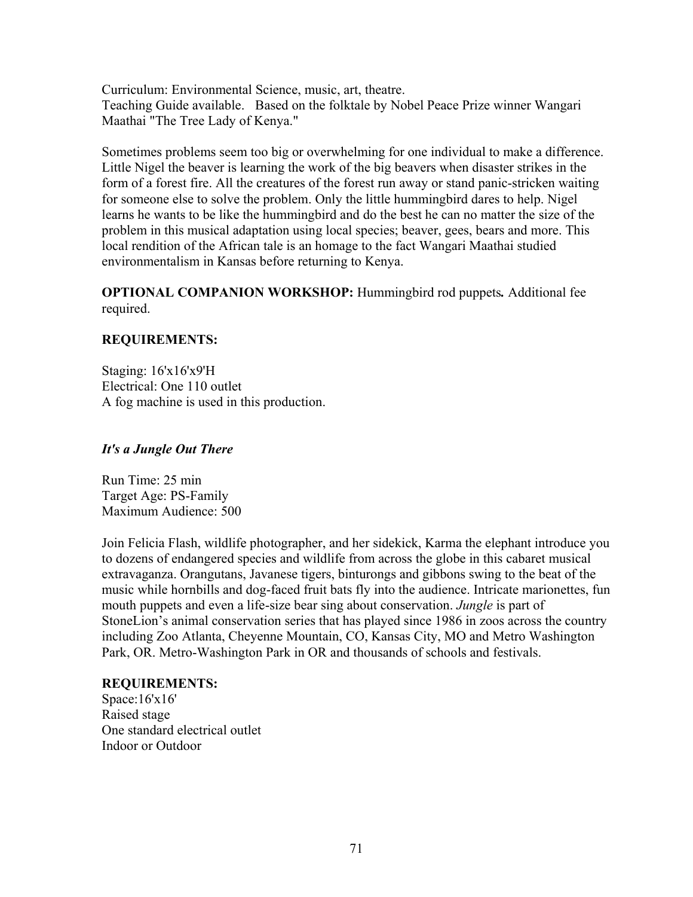Curriculum: Environmental Science, music, art, theatre.
Teaching Guide available. Based on the folktale by Nobel Peace Prize winner Wangari Maathai "The Tree Lady of Kenya."

Sometimes problems seem too big or overwhelming for one individual to make a difference. Little Nigel the beaver is learning the work of the big beavers when disaster strikes in the form of a forest fire. All the creatures of the forest run away or stand panic-stricken waiting for someone else to solve the problem. Only the little hummingbird dares to help. Nigel learns he wants to be like the hummingbird and do the best he can no matter the size of the problem in this musical adaptation using local species; beaver, gees, bears and more. This local rendition of the African tale is an homage to the fact Wangari Maathai studied environmentalism in Kansas before returning to Kenya.

**OPTIONAL COMPANION WORKSHOP:** Hummingbird rod puppets*.* Additional fee required.

**REQUIREMENTS:**

Staging: 16'x16'x9'H
Electrical: One 110 outlet
A fog machine is used in this production.

***It's a Jungle Out There***

Run Time: 25 min
Target Age: PS-Family
Maximum Audience: 500

Join Felicia Flash, wildlife photographer, and her sidekick, Karma the elephant introduce you to dozens of endangered species and wildlife from across the globe in this cabaret musical extravaganza. Orangutans, Javanese tigers, binturongs and gibbons swing to the beat of the music while hornbills and dog-faced fruit bats fly into the audience. Intricate marionettes, fun mouth puppets and even a life-size bear sing about conservation. *Jungle* is part of StoneLion's animal conservation series that has played since 1986 in zoos across the country including Zoo Atlanta, Cheyenne Mountain, CO, Kansas City, MO and Metro Washington Park, OR. Metro-Washington Park in OR and thousands of schools and festivals.

**REQUIREMENTS:**
Space:16'x16'
Raised stage
One standard electrical outlet
Indoor or Outdoor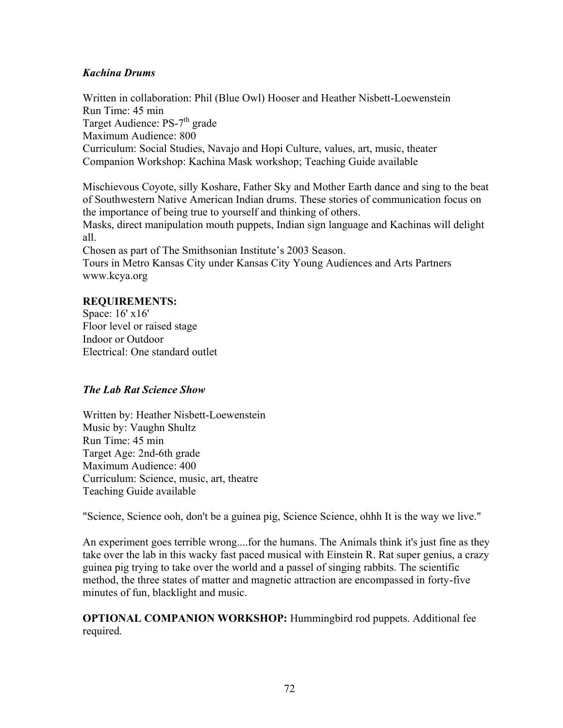### *Kachina Drums*

Written in collaboration: Phil (Blue Owl) Hooser and Heather Nisbett-Loewenstein
Run Time: 45 min
Target Audience: PS-7th grade
Maximum Audience: 800
Curriculum: Social Studies, Navajo and Hopi Culture, values, art, music, theater
Companion Workshop: Kachina Mask workshop; Teaching Guide available

Mischievous Coyote, silly Koshare, Father Sky and Mother Earth dance and sing to the beat of Southwestern Native American Indian drums. These stories of communication focus on the importance of being true to yourself and thinking of others.
Masks, direct manipulation mouth puppets, Indian sign language and Kachinas will delight all.
Chosen as part of The Smithsonian Institute's 2003 Season.
Tours in Metro Kansas City under Kansas City Young Audiences and Arts Partners www.kcya.org

**REQUIREMENTS:**
Space: 16' x16'
Floor level or raised stage
Indoor or Outdoor
Electrical: One standard outlet

### *The Lab Rat Science Show*

Written by: Heather Nisbett-Loewenstein
Music by: Vaughn Shultz
Run Time: 45 min
Target Age: 2nd-6th grade
Maximum Audience: 400
Curriculum: Science, music, art, theatre
Teaching Guide available

"Science, Science ooh, don't be a guinea pig, Science Science, ohhh It is the way we live."

An experiment goes terrible wrong....for the humans. The Animals think it's just fine as they take over the lab in this wacky fast paced musical with Einstein R. Rat super genius, a crazy guinea pig trying to take over the world and a passel of singing rabbits. The scientific method, the three states of matter and magnetic attraction are encompassed in forty-five minutes of fun, blacklight and music.

**OPTIONAL COMPANION WORKSHOP:** Hummingbird rod puppets. Additional fee required.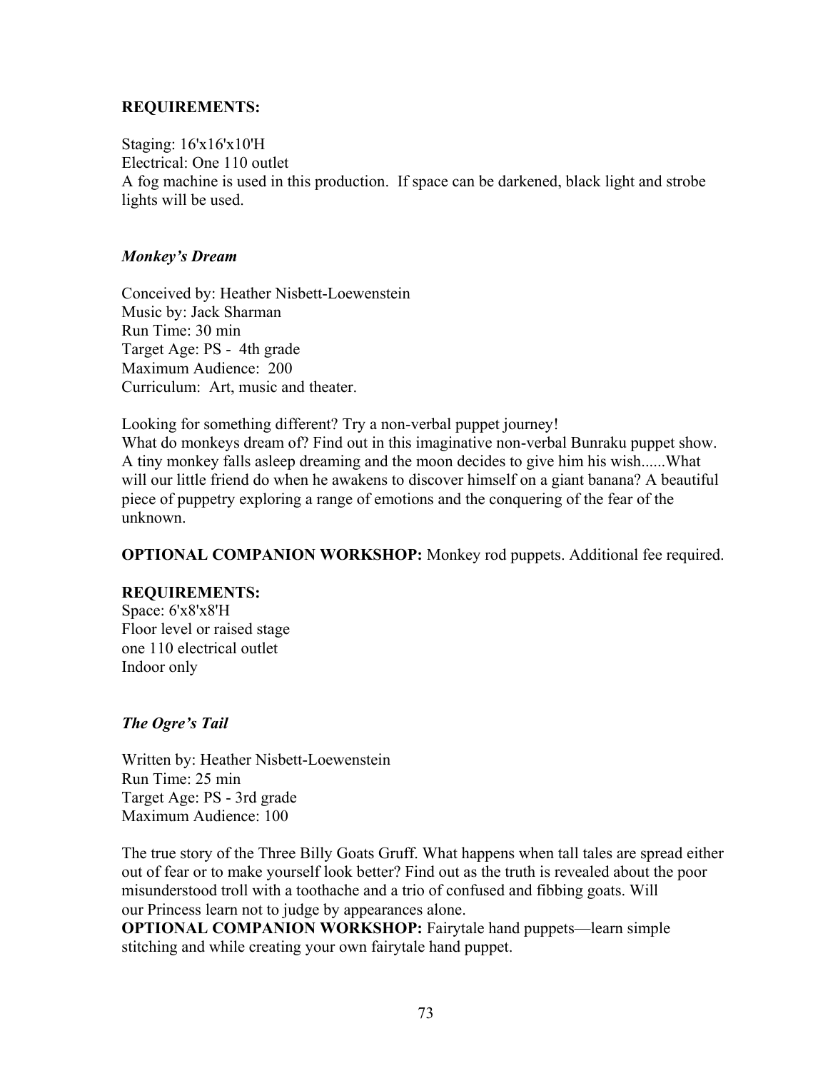**REQUIREMENTS:**

Staging: 16'x16'x10'H
Electrical: One 110 outlet
A fog machine is used in this production. If space can be darkened, black light and strobe lights will be used.

### *Monkey's Dream*

Conceived by: Heather Nisbett-Loewenstein
Music by: Jack Sharman
Run Time: 30 min
Target Age: PS - 4th grade
Maximum Audience: 200
Curriculum: Art, music and theater.

Looking for something different? Try a non-verbal puppet journey!
What do monkeys dream of? Find out in this imaginative non-verbal Bunraku puppet show. A tiny monkey falls asleep dreaming and the moon decides to give him his wish......What will our little friend do when he awakens to discover himself on a giant banana? A beautiful piece of puppetry exploring a range of emotions and the conquering of the fear of the unknown.

**OPTIONAL COMPANION WORKSHOP:** Monkey rod puppets. Additional fee required.

**REQUIREMENTS:**
Space: 6'x8'x8'H
Floor level or raised stage
one 110 electrical outlet
Indoor only

### *The Ogre's Tail*

Written by: Heather Nisbett-Loewenstein
Run Time: 25 min
Target Age: PS - 3rd grade
Maximum Audience: 100

The true story of the Three Billy Goats Gruff. What happens when tall tales are spread either out of fear or to make yourself look better? Find out as the truth is revealed about the poor misunderstood troll with a toothache and a trio of confused and fibbing goats. Will our Princess learn not to judge by appearances alone.
**OPTIONAL COMPANION WORKSHOP:** Fairytale hand puppets—learn simple stitching and while creating your own fairytale hand puppet.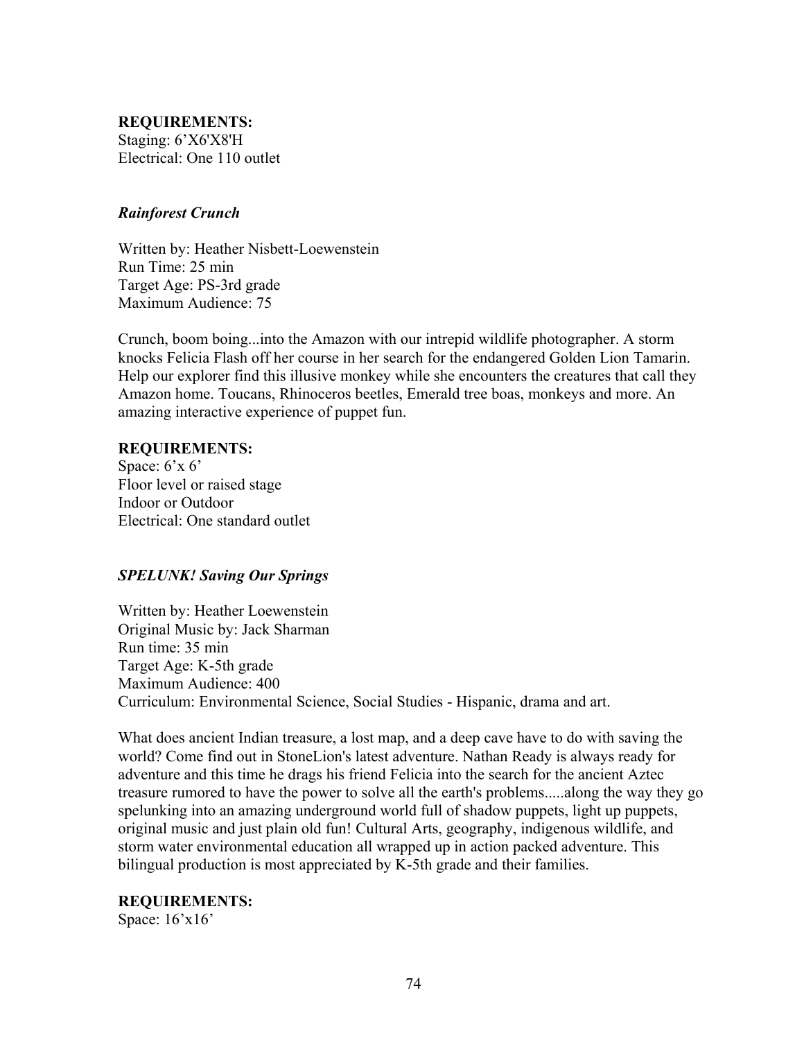**REQUIREMENTS:**
Staging: 6'X6'X8'H
Electrical: One 110 outlet

### *Rainforest Crunch*

Written by: Heather Nisbett-Loewenstein
Run Time: 25 min
Target Age: PS-3rd grade
Maximum Audience: 75

Crunch, boom boing...into the Amazon with our intrepid wildlife photographer. A storm knocks Felicia Flash off her course in her search for the endangered Golden Lion Tamarin. Help our explorer find this illusive monkey while she encounters the creatures that call they Amazon home. Toucans, Rhinoceros beetles, Emerald tree boas, monkeys and more. An amazing interactive experience of puppet fun.

**REQUIREMENTS:**
Space: 6'x 6'
Floor level or raised stage
Indoor or Outdoor
Electrical: One standard outlet

### *SPELUNK! Saving Our Springs*

Written by: Heather Loewenstein
Original Music by: Jack Sharman
Run time: 35 min
Target Age: K-5th grade
Maximum Audience: 400
Curriculum: Environmental Science, Social Studies - Hispanic, drama and art.

What does ancient Indian treasure, a lost map, and a deep cave have to do with saving the world? Come find out in StoneLion's latest adventure. Nathan Ready is always ready for adventure and this time he drags his friend Felicia into the search for the ancient Aztec treasure rumored to have the power to solve all the earth's problems.....along the way they go spelunking into an amazing underground world full of shadow puppets, light up puppets, original music and just plain old fun! Cultural Arts, geography, indigenous wildlife, and storm water environmental education all wrapped up in action packed adventure. This bilingual production is most appreciated by K-5th grade and their families.

**REQUIREMENTS:**
Space: 16'x16'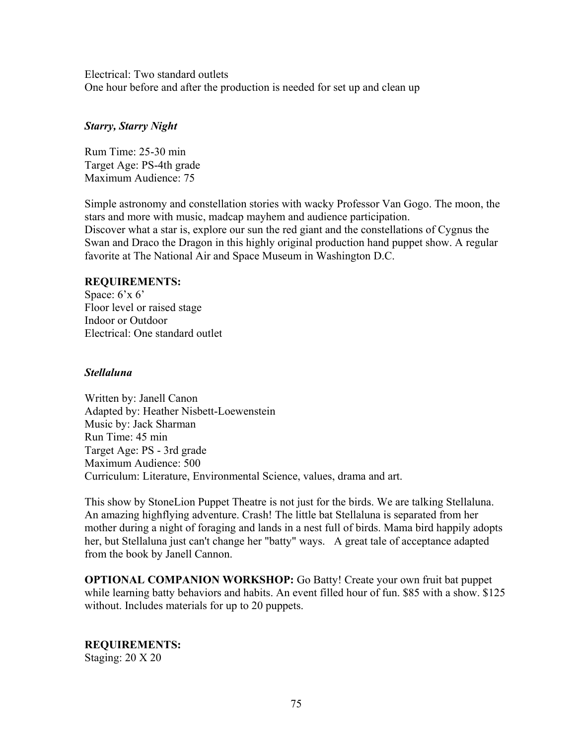Electrical: Two standard outlets
One hour before and after the production is needed for set up and clean up

### *Starry, Starry Night*

Rum Time: 25-30 min
Target Age: PS-4th grade
Maximum Audience: 75

Simple astronomy and constellation stories with wacky Professor Van Gogo. The moon, the stars and more with music, madcap mayhem and audience participation.
Discover what a star is, explore our sun the red giant and the constellations of Cygnus the Swan and Draco the Dragon in this highly original production hand puppet show. A regular favorite at The National Air and Space Museum in Washington D.C.

**REQUIREMENTS:**
Space: 6'x 6'
Floor level or raised stage
Indoor or Outdoor
Electrical: One standard outlet

### *Stellaluna*

Written by: Janell Canon
Adapted by: Heather Nisbett-Loewenstein
Music by: Jack Sharman
Run Time: 45 min
Target Age: PS - 3rd grade
Maximum Audience: 500
Curriculum: Literature, Environmental Science, values, drama and art.

This show by StoneLion Puppet Theatre is not just for the birds. We are talking Stellaluna. An amazing highflying adventure. Crash! The little bat Stellaluna is separated from her mother during a night of foraging and lands in a nest full of birds. Mama bird happily adopts her, but Stellaluna just can't change her "batty" ways. A great tale of acceptance adapted from the book by Janell Cannon.

**OPTIONAL COMPANION WORKSHOP:** Go Batty! Create your own fruit bat puppet while learning batty behaviors and habits. An event filled hour of fun. $85 with a show. $125 without. Includes materials for up to 20 puppets.

**REQUIREMENTS:**
Staging: 20 X 20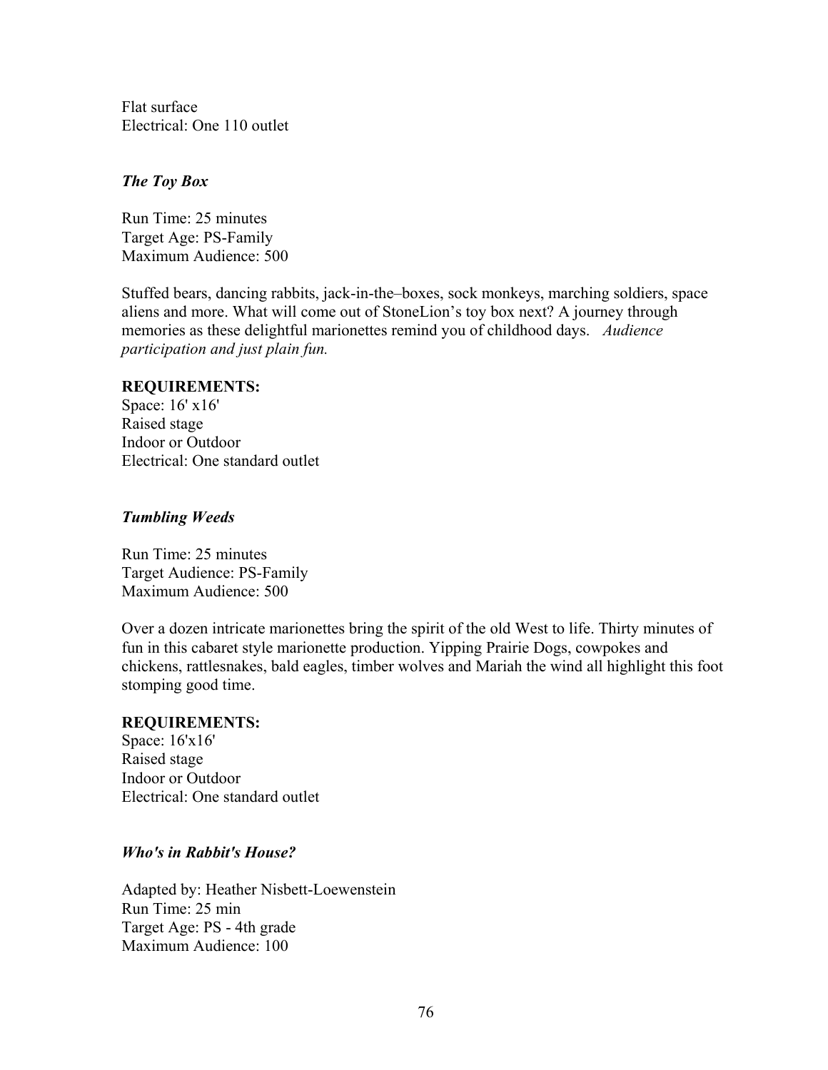Flat surface
Electrical: One 110 outlet

### *The Toy Box*

Run Time: 25 minutes
Target Age: PS-Family
Maximum Audience: 500

Stuffed bears, dancing rabbits, jack-in-the–boxes, sock monkeys, marching soldiers, space aliens and more. What will come out of StoneLion's toy box next? A journey through memories as these delightful marionettes remind you of childhood days. *Audience participation and just plain fun.*

**REQUIREMENTS:**
Space: 16' x16'
Raised stage
Indoor or Outdoor
Electrical: One standard outlet

### *Tumbling Weeds*

Run Time: 25 minutes
Target Audience: PS-Family
Maximum Audience: 500

Over a dozen intricate marionettes bring the spirit of the old West to life. Thirty minutes of fun in this cabaret style marionette production. Yipping Prairie Dogs, cowpokes and chickens, rattlesnakes, bald eagles, timber wolves and Mariah the wind all highlight this foot stomping good time.

**REQUIREMENTS:**
Space: 16'x16'
Raised stage
Indoor or Outdoor
Electrical: One standard outlet

### *Who's in Rabbit's House?*

Adapted by: Heather Nisbett-Loewenstein
Run Time: 25 min
Target Age: PS - 4th grade
Maximum Audience: 100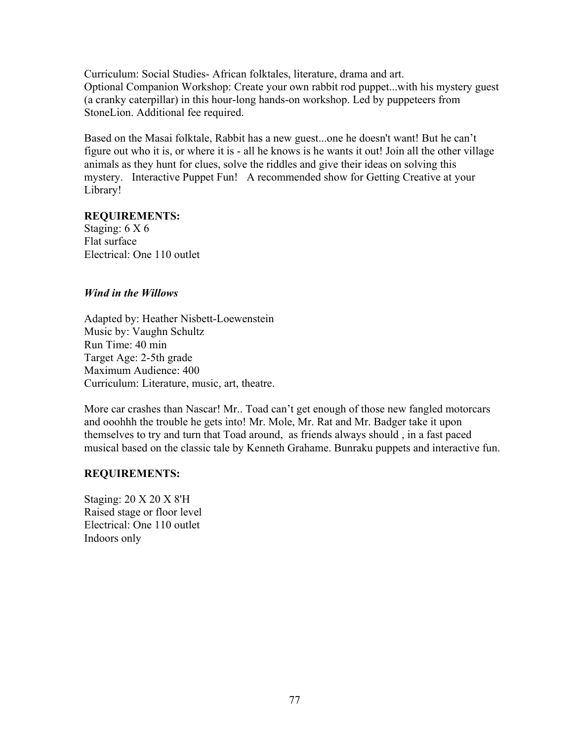Curriculum: Social Studies- African folktales, literature, drama and art.
Optional Companion Workshop: Create your own rabbit rod puppet...with his mystery guest (a cranky caterpillar) in this hour-long hands-on workshop. Led by puppeteers from StoneLion. Additional fee required.

Based on the Masai folktale, Rabbit has a new guest...one he doesn't want! But he can't figure out who it is, or where it is - all he knows is he wants it out! Join all the other village animals as they hunt for clues, solve the riddles and give their ideas on solving this mystery.   Interactive Puppet Fun!   A recommended show for Getting Creative at your Library!

**REQUIREMENTS:**
Staging: 6 X 6
Flat surface
Electrical: One 110 outlet

***Wind in the Willows***

Adapted by: Heather Nisbett-Loewenstein
Music by: Vaughn Schultz
Run Time: 40 min
Target Age: 2-5th grade
Maximum Audience: 400
Curriculum: Literature, music, art, theatre.

More car crashes than Nascar! Mr.. Toad can't get enough of those new fangled motorcars and ooohhh the trouble he gets into! Mr. Mole, Mr. Rat and Mr. Badger take it upon themselves to try and turn that Toad around,  as friends always should , in a fast paced musical based on the classic tale by Kenneth Grahame. Bunraku puppets and interactive fun.

**REQUIREMENTS:**

Staging: 20 X 20 X 8'H
Raised stage or floor level
Electrical: One 110 outlet
Indoors only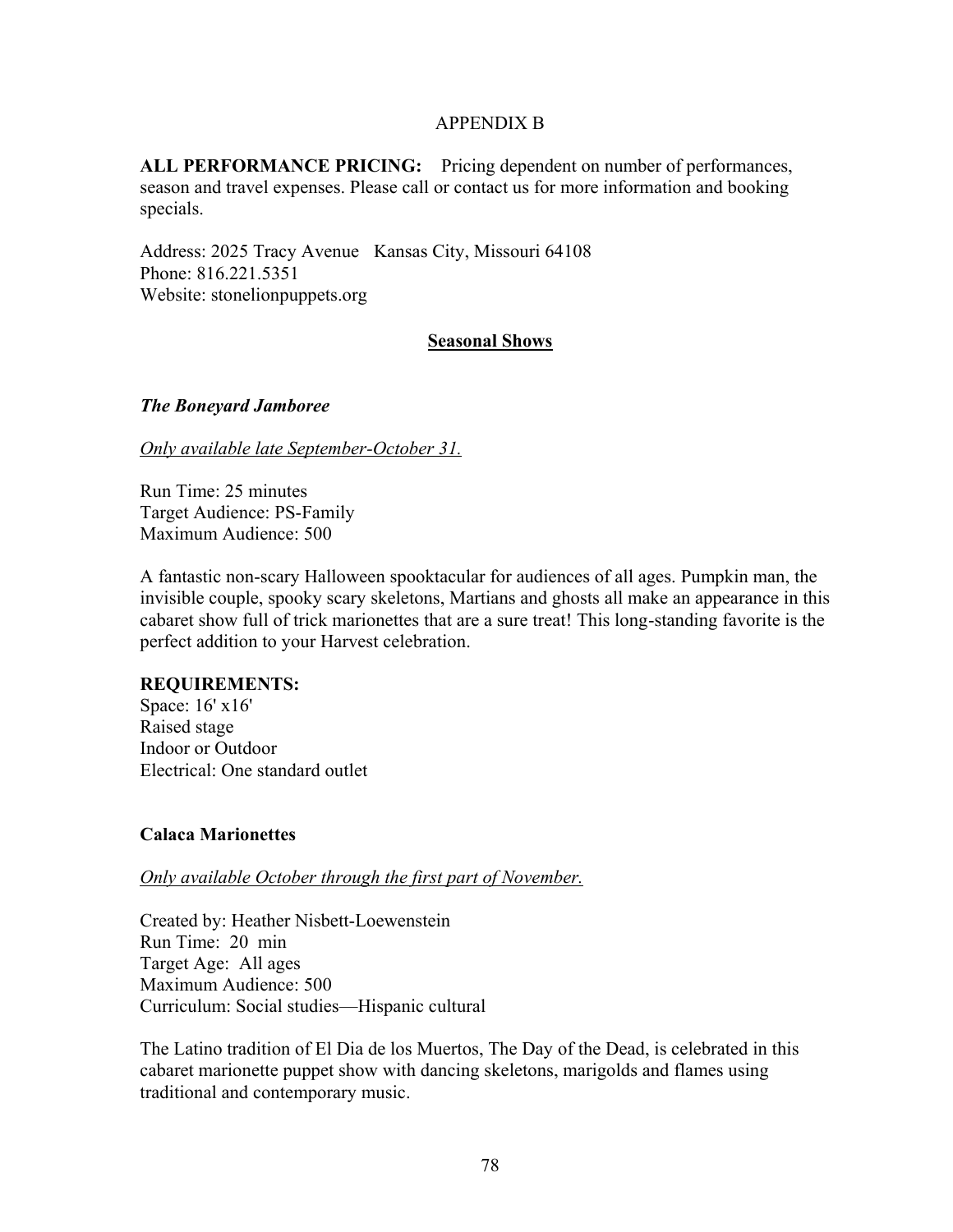APPENDIX B

**ALL PERFORMANCE PRICING:** Pricing dependent on number of performances, season and travel expenses. Please call or contact us for more information and booking specials.

Address: 2025 Tracy Avenue Kansas City, Missouri 64108
Phone: 816.221.5351
Website: stonelionpuppets.org

## Seasonal Shows

### *The Boneyard Jamboree*

*Only available late September-October 31.*

Run Time: 25 minutes
Target Audience: PS-Family
Maximum Audience: 500

A fantastic non-scary Halloween spooktacular for audiences of all ages. Pumpkin man, the invisible couple, spooky scary skeletons, Martians and ghosts all make an appearance in this cabaret show full of trick marionettes that are a sure treat! This long-standing favorite is the perfect addition to your Harvest celebration.

**REQUIREMENTS:**
Space: 16' x16'
Raised stage
Indoor or Outdoor
Electrical: One standard outlet

### Calaca Marionettes

*Only available October through the first part of November.*

Created by: Heather Nisbett-Loewenstein
Run Time: 20 min
Target Age: All ages
Maximum Audience: 500
Curriculum: Social studies—Hispanic cultural

The Latino tradition of El Dia de los Muertos, The Day of the Dead, is celebrated in this cabaret marionette puppet show with dancing skeletons, marigolds and flames using traditional and contemporary music.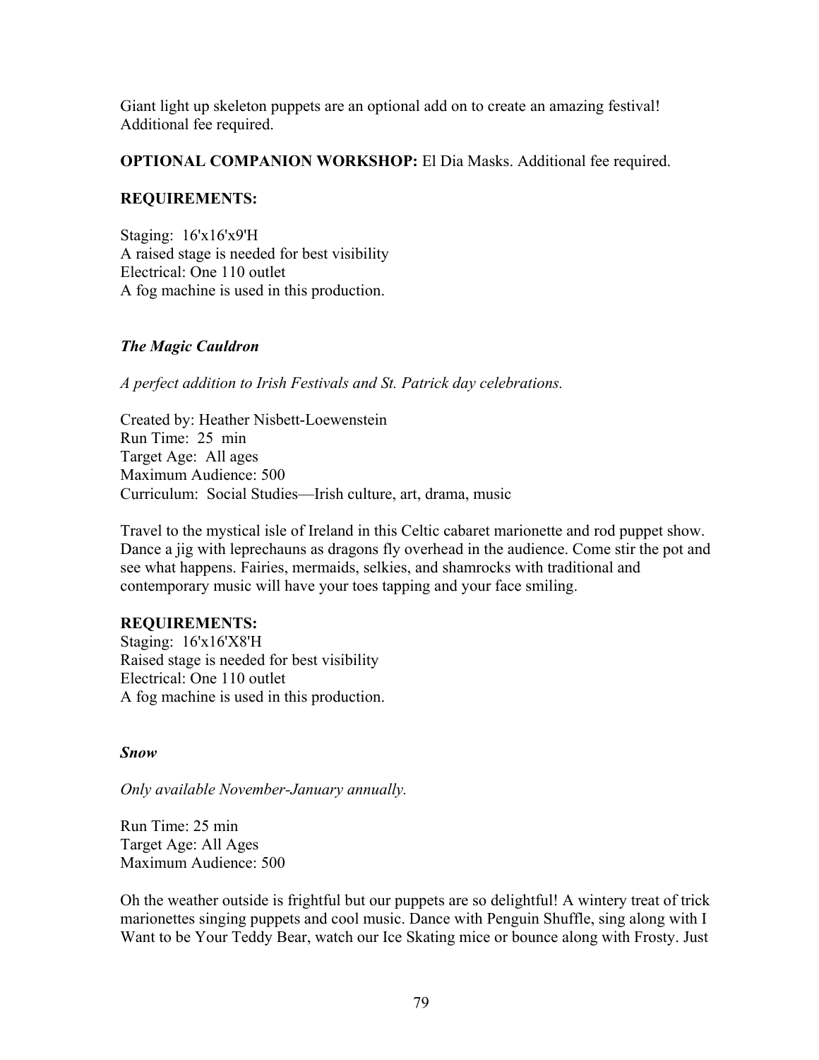Giant light up skeleton puppets are an optional add on to create an amazing festival! Additional fee required.

**OPTIONAL COMPANION WORKSHOP:** El Dia Masks. Additional fee required.

**REQUIREMENTS:**

Staging: 16'x16'x9'H
A raised stage is needed for best visibility
Electrical: One 110 outlet
A fog machine is used in this production.

***The Magic Cauldron***

*A perfect addition to Irish Festivals and St. Patrick day celebrations.*

Created by: Heather Nisbett-Loewenstein
Run Time: 25 min
Target Age: All ages
Maximum Audience: 500
Curriculum: Social Studies—Irish culture, art, drama, music

Travel to the mystical isle of Ireland in this Celtic cabaret marionette and rod puppet show. Dance a jig with leprechauns as dragons fly overhead in the audience. Come stir the pot and see what happens. Fairies, mermaids, selkies, and shamrocks with traditional and contemporary music will have your toes tapping and your face smiling.

**REQUIREMENTS:**
Staging: 16'x16'X8'H
Raised stage is needed for best visibility
Electrical: One 110 outlet
A fog machine is used in this production.

***Snow***

*Only available November-January annually.*

Run Time: 25 min
Target Age: All Ages
Maximum Audience: 500

Oh the weather outside is frightful but our puppets are so delightful! A wintery treat of trick marionettes singing puppets and cool music. Dance with Penguin Shuffle, sing along with I Want to be Your Teddy Bear, watch our Ice Skating mice or bounce along with Frosty. Just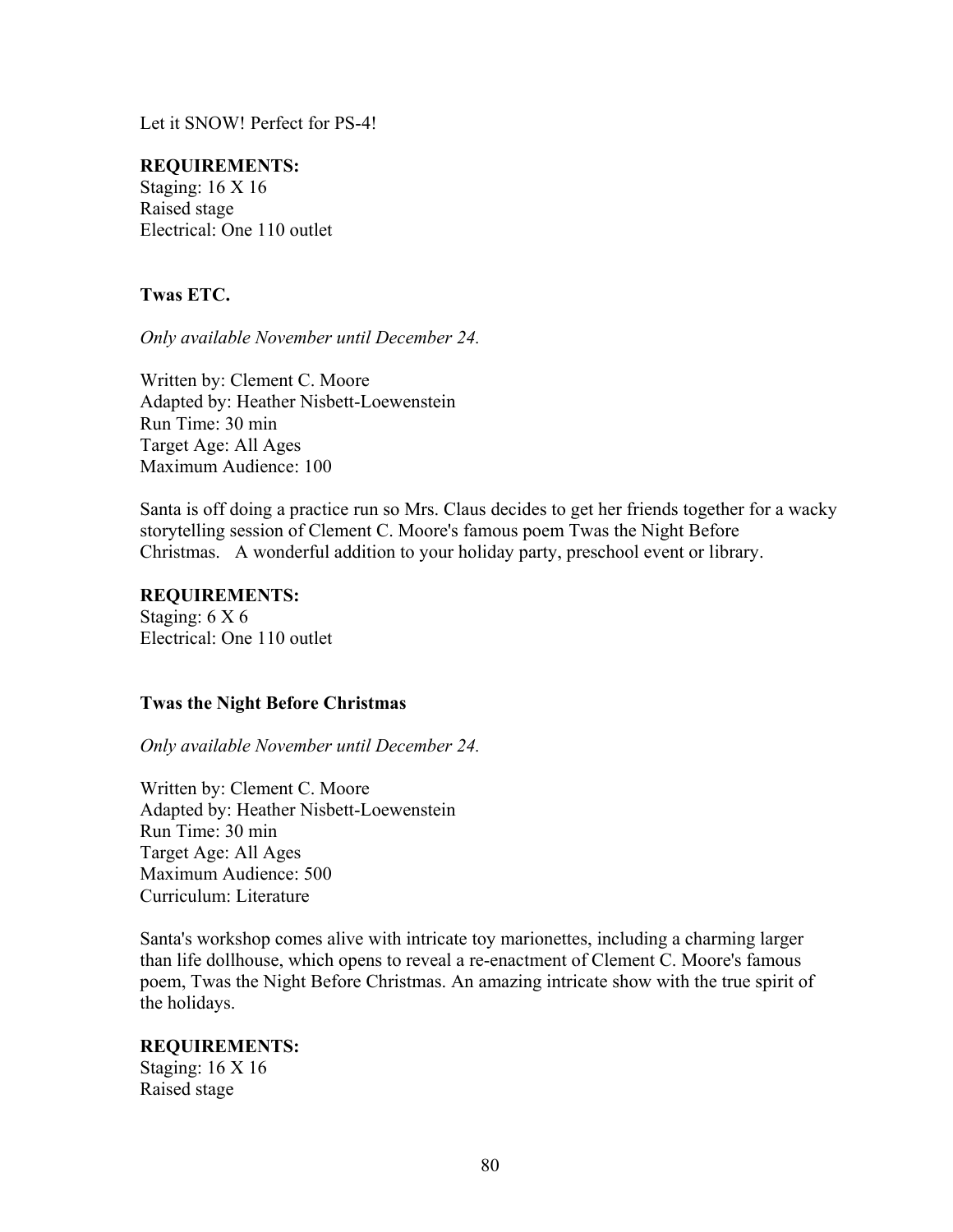Let it SNOW! Perfect for PS-4!

**REQUIREMENTS:**
Staging: 16 X 16
Raised stage
Electrical: One 110 outlet

### Twas ETC.

*Only available November until December 24.*

Written by: Clement C. Moore
Adapted by: Heather Nisbett-Loewenstein
Run Time: 30 min
Target Age: All Ages
Maximum Audience: 100

Santa is off doing a practice run so Mrs. Claus decides to get her friends together for a wacky storytelling session of Clement C. Moore's famous poem Twas the Night Before Christmas. A wonderful addition to your holiday party, preschool event or library.

**REQUIREMENTS:**
Staging: 6 X 6
Electrical: One 110 outlet

### Twas the Night Before Christmas

*Only available November until December 24.*

Written by: Clement C. Moore
Adapted by: Heather Nisbett-Loewenstein
Run Time: 30 min
Target Age: All Ages
Maximum Audience: 500
Curriculum: Literature

Santa's workshop comes alive with intricate toy marionettes, including a charming larger than life dollhouse, which opens to reveal a re-enactment of Clement C. Moore's famous poem, Twas the Night Before Christmas. An amazing intricate show with the true spirit of the holidays.

**REQUIREMENTS:**
Staging: 16 X 16
Raised stage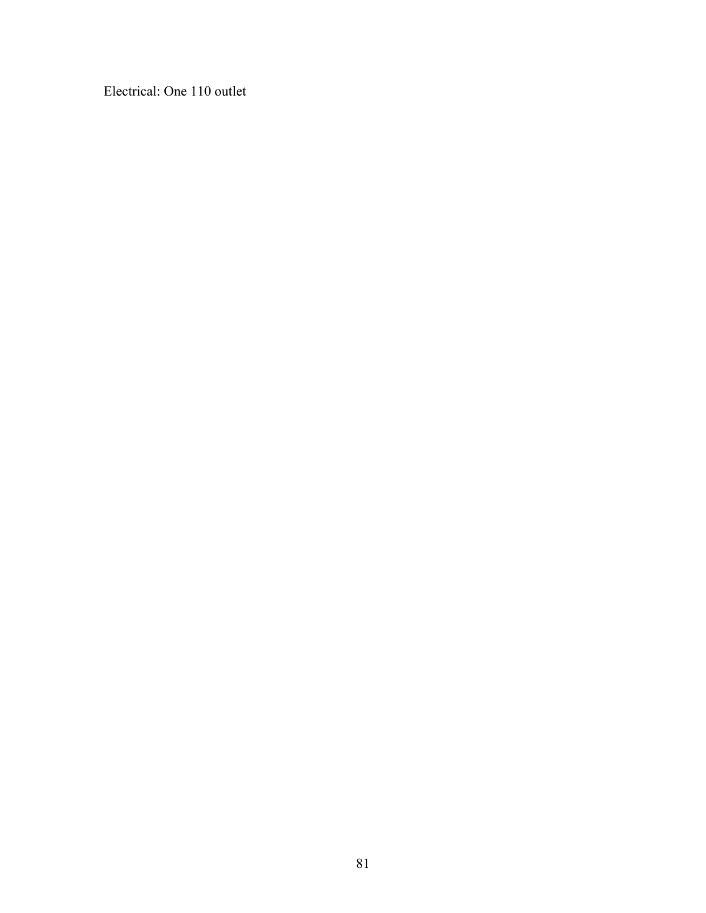Electrical: One 110 outlet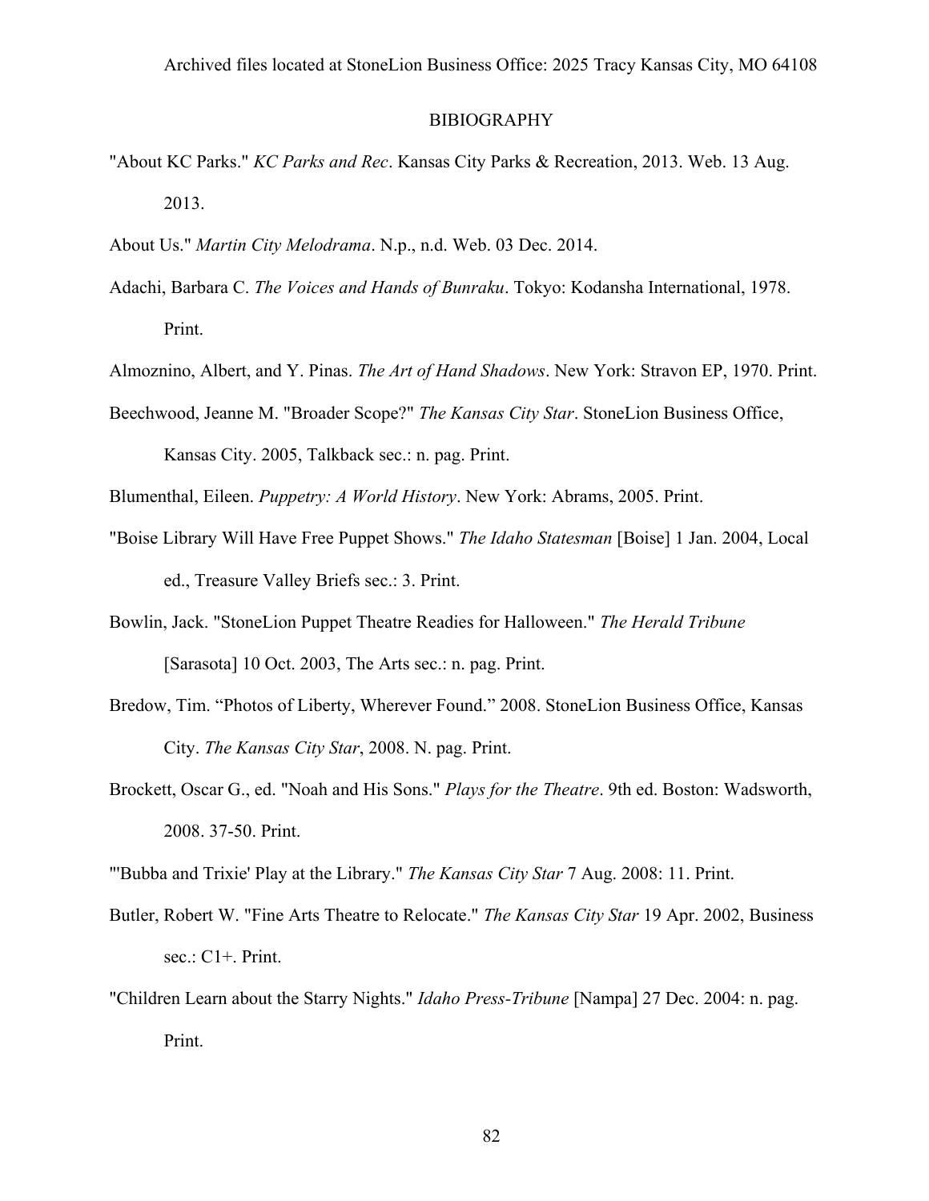Archived files located at StoneLion Business Office: 2025 Tracy Kansas City, MO 64108

## BIBIOGRAPHY

"About KC Parks." *KC Parks and Rec*. Kansas City Parks & Recreation, 2013. Web. 13 Aug. 2013.

About Us." *Martin City Melodrama*. N.p., n.d. Web. 03 Dec. 2014.

Adachi, Barbara C. *The Voices and Hands of Bunraku*. Tokyo: Kodansha International, 1978. Print.

Almoznino, Albert, and Y. Pinas. *The Art of Hand Shadows*. New York: Stravon EP, 1970. Print.

Beechwood, Jeanne M. "Broader Scope?" *The Kansas City Star*. StoneLion Business Office, Kansas City. 2005, Talkback sec.: n. pag. Print.

Blumenthal, Eileen. *Puppetry: A World History*. New York: Abrams, 2005. Print.

"Boise Library Will Have Free Puppet Shows." *The Idaho Statesman* [Boise] 1 Jan. 2004, Local ed., Treasure Valley Briefs sec.: 3. Print.

Bowlin, Jack. "StoneLion Puppet Theatre Readies for Halloween." *The Herald Tribune* [Sarasota] 10 Oct. 2003, The Arts sec.: n. pag. Print.

Bredow, Tim. "Photos of Liberty, Wherever Found." 2008. StoneLion Business Office, Kansas City. *The Kansas City Star*, 2008. N. pag. Print.

Brockett, Oscar G., ed. "Noah and His Sons." *Plays for the Theatre*. 9th ed. Boston: Wadsworth, 2008. 37-50. Print.

"'Bubba and Trixie' Play at the Library." *The Kansas City Star* 7 Aug. 2008: 11. Print.

Butler, Robert W. "Fine Arts Theatre to Relocate." *The Kansas City Star* 19 Apr. 2002, Business sec.: C1+. Print.

"Children Learn about the Starry Nights." *Idaho Press-Tribune* [Nampa] 27 Dec. 2004: n. pag. Print.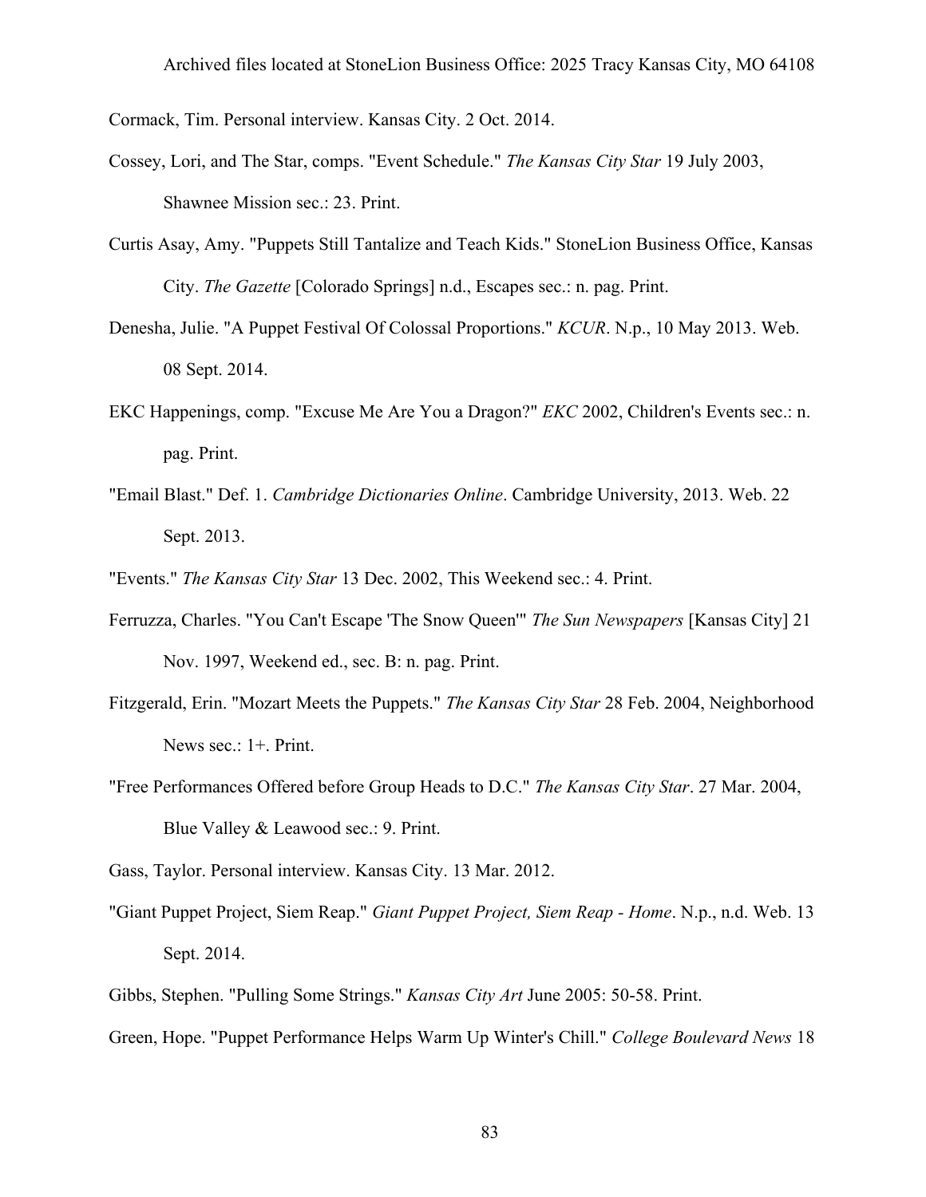Archived files located at StoneLion Business Office: 2025 Tracy Kansas City, MO 64108

Cormack, Tim. Personal interview. Kansas City. 2 Oct. 2014.

Cossey, Lori, and The Star, comps. "Event Schedule." *The Kansas City Star* 19 July 2003, Shawnee Mission sec.: 23. Print.

Curtis Asay, Amy. "Puppets Still Tantalize and Teach Kids." StoneLion Business Office, Kansas City. *The Gazette* [Colorado Springs] n.d., Escapes sec.: n. pag. Print.

Denesha, Julie. "A Puppet Festival Of Colossal Proportions." *KCUR*. N.p., 10 May 2013. Web. 08 Sept. 2014.

EKC Happenings, comp. "Excuse Me Are You a Dragon?" *EKC* 2002, Children's Events sec.: n. pag. Print.

"Email Blast." Def. 1. *Cambridge Dictionaries Online*. Cambridge University, 2013. Web. 22 Sept. 2013.

"Events." *The Kansas City Star* 13 Dec. 2002, This Weekend sec.: 4. Print.

Ferruzza, Charles. "You Can't Escape 'The Snow Queen'" *The Sun Newspapers* [Kansas City] 21 Nov. 1997, Weekend ed., sec. B: n. pag. Print.

Fitzgerald, Erin. "Mozart Meets the Puppets." *The Kansas City Star* 28 Feb. 2004, Neighborhood News sec.: 1+. Print.

"Free Performances Offered before Group Heads to D.C." *The Kansas City Star*. 27 Mar. 2004, Blue Valley & Leawood sec.: 9. Print.

Gass, Taylor. Personal interview. Kansas City. 13 Mar. 2012.

"Giant Puppet Project, Siem Reap." *Giant Puppet Project, Siem Reap - Home*. N.p., n.d. Web. 13 Sept. 2014.

Gibbs, Stephen. "Pulling Some Strings." *Kansas City Art* June 2005: 50-58. Print.

Green, Hope. "Puppet Performance Helps Warm Up Winter's Chill." *College Boulevard News* 18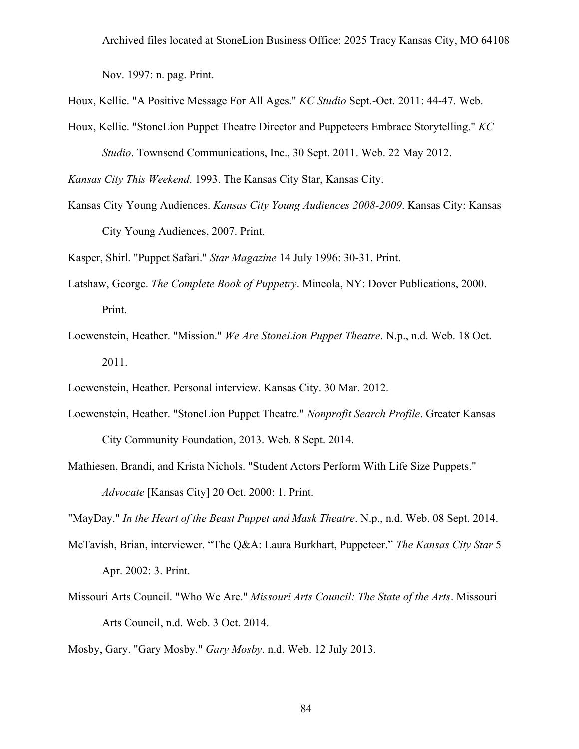Archived files located at StoneLion Business Office: 2025 Tracy Kansas City, MO 64108

Nov. 1997: n. pag. Print.

Houx, Kellie. "A Positive Message For All Ages." *KC Studio* Sept.-Oct. 2011: 44-47. Web.

Houx, Kellie. "StoneLion Puppet Theatre Director and Puppeteers Embrace Storytelling." *KC Studio*. Townsend Communications, Inc., 30 Sept. 2011. Web. 22 May 2012.

*Kansas City This Weekend*. 1993. The Kansas City Star, Kansas City.

Kansas City Young Audiences. *Kansas City Young Audiences 2008-2009*. Kansas City: Kansas City Young Audiences, 2007. Print.

Kasper, Shirl. "Puppet Safari." *Star Magazine* 14 July 1996: 30-31. Print.

Latshaw, George. *The Complete Book of Puppetry*. Mineola, NY: Dover Publications, 2000. Print.

Loewenstein, Heather. "Mission." *We Are StoneLion Puppet Theatre*. N.p., n.d. Web. 18 Oct. 2011.

Loewenstein, Heather. Personal interview. Kansas City. 30 Mar. 2012.

Loewenstein, Heather. "StoneLion Puppet Theatre." *Nonprofit Search Profile*. Greater Kansas City Community Foundation, 2013. Web. 8 Sept. 2014.

Mathiesen, Brandi, and Krista Nichols. "Student Actors Perform With Life Size Puppets." *Advocate* [Kansas City] 20 Oct. 2000: 1. Print.

"MayDay." *In the Heart of the Beast Puppet and Mask Theatre*. N.p., n.d. Web. 08 Sept. 2014.

McTavish, Brian, interviewer. "The Q&A: Laura Burkhart, Puppeteer." *The Kansas City Star* 5 Apr. 2002: 3. Print.

Missouri Arts Council. "Who We Are." *Missouri Arts Council: The State of the Arts*. Missouri Arts Council, n.d. Web. 3 Oct. 2014.

Mosby, Gary. "Gary Mosby." *Gary Mosby*. n.d. Web. 12 July 2013.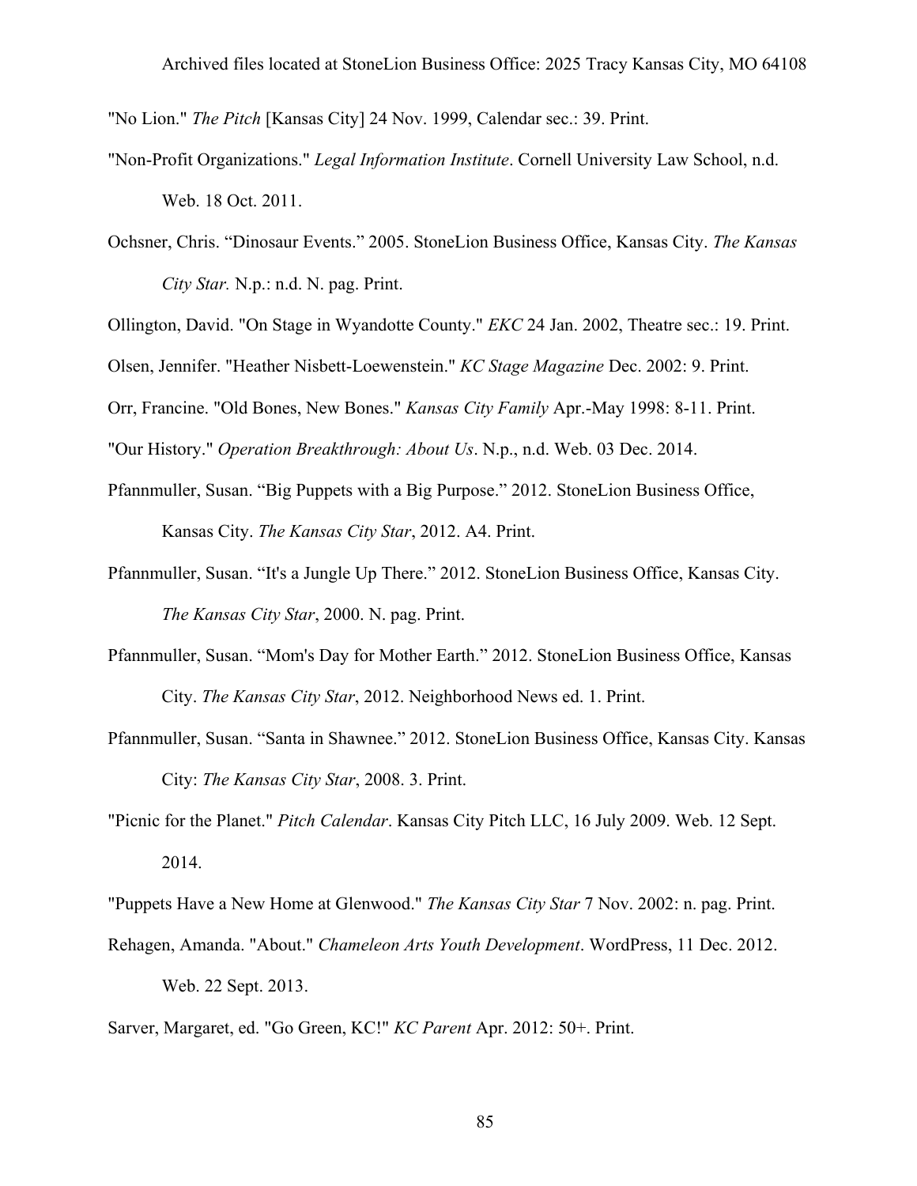Archived files located at StoneLion Business Office: 2025 Tracy Kansas City, MO 64108

"No Lion." *The Pitch* [Kansas City] 24 Nov. 1999, Calendar sec.: 39. Print.

"Non-Profit Organizations." *Legal Information Institute*. Cornell University Law School, n.d. Web. 18 Oct. 2011.

Ochsner, Chris. "Dinosaur Events." 2005. StoneLion Business Office, Kansas City. *The Kansas City Star.* N.p.: n.d. N. pag. Print.

Ollington, David. "On Stage in Wyandotte County." *EKC* 24 Jan. 2002, Theatre sec.: 19. Print.

Olsen, Jennifer. "Heather Nisbett-Loewenstein." *KC Stage Magazine* Dec. 2002: 9. Print.

Orr, Francine. "Old Bones, New Bones." *Kansas City Family* Apr.-May 1998: 8-11. Print.

"Our History." *Operation Breakthrough: About Us*. N.p., n.d. Web. 03 Dec. 2014.

Pfannmuller, Susan. "Big Puppets with a Big Purpose." 2012. StoneLion Business Office, Kansas City. *The Kansas City Star*, 2012. A4. Print.

Pfannmuller, Susan. "It's a Jungle Up There." 2012. StoneLion Business Office, Kansas City. *The Kansas City Star*, 2000. N. pag. Print.

Pfannmuller, Susan. "Mom's Day for Mother Earth." 2012. StoneLion Business Office, Kansas City. *The Kansas City Star*, 2012. Neighborhood News ed. 1. Print.

Pfannmuller, Susan. "Santa in Shawnee." 2012. StoneLion Business Office, Kansas City. Kansas City: *The Kansas City Star*, 2008. 3. Print.

"Picnic for the Planet." *Pitch Calendar*. Kansas City Pitch LLC, 16 July 2009. Web. 12 Sept. 2014.

"Puppets Have a New Home at Glenwood." *The Kansas City Star* 7 Nov. 2002: n. pag. Print.

Rehagen, Amanda. "About." *Chameleon Arts Youth Development*. WordPress, 11 Dec. 2012. Web. 22 Sept. 2013.

Sarver, Margaret, ed. "Go Green, KC!" *KC Parent* Apr. 2012: 50+. Print.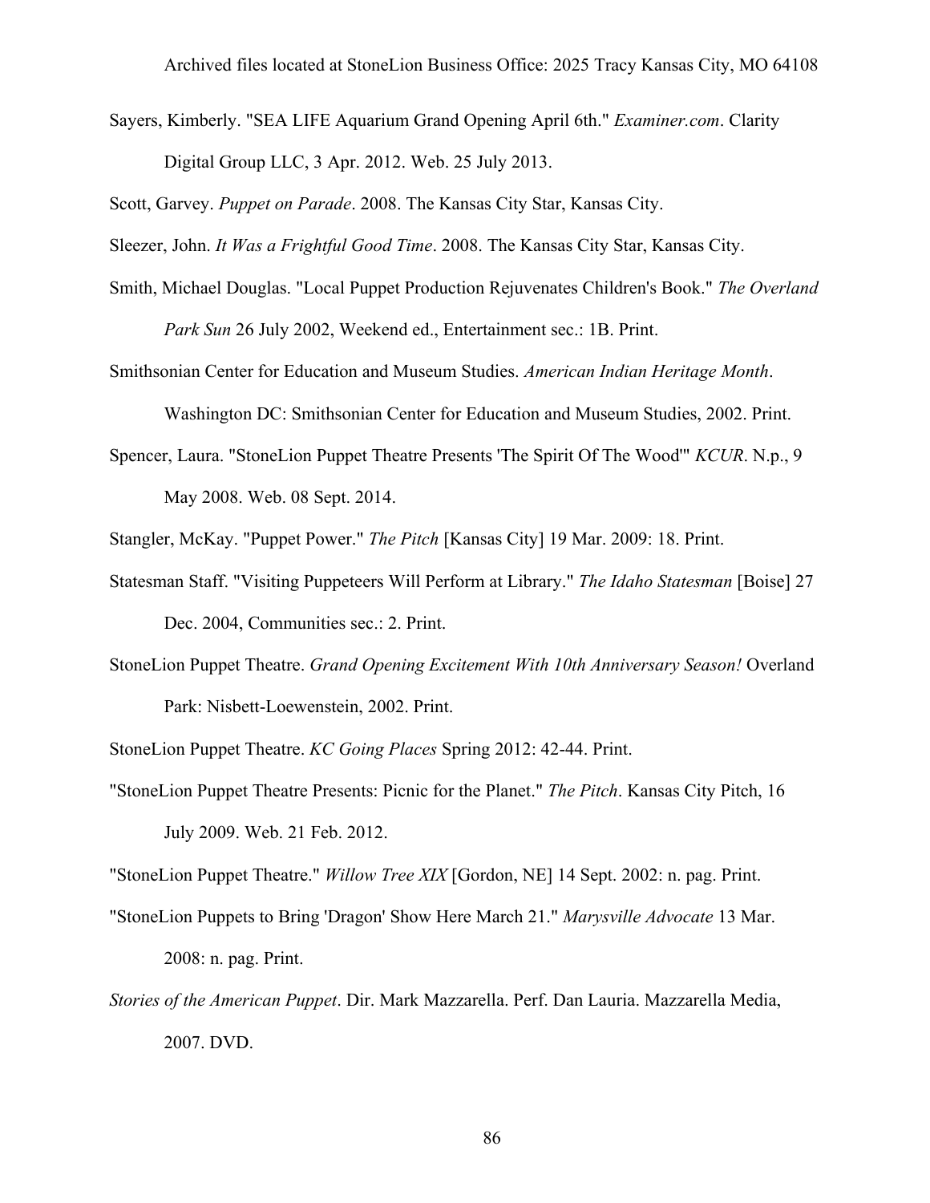Archived files located at StoneLion Business Office: 2025 Tracy Kansas City, MO 64108

Sayers, Kimberly. "SEA LIFE Aquarium Grand Opening April 6th." *Examiner.com*. Clarity Digital Group LLC, 3 Apr. 2012. Web. 25 July 2013.

Scott, Garvey. *Puppet on Parade*. 2008. The Kansas City Star, Kansas City.

Sleezer, John. *It Was a Frightful Good Time*. 2008. The Kansas City Star, Kansas City.

Smith, Michael Douglas. "Local Puppet Production Rejuvenates Children's Book." *The Overland Park Sun* 26 July 2002, Weekend ed., Entertainment sec.: 1B. Print.

Smithsonian Center for Education and Museum Studies. *American Indian Heritage Month*. Washington DC: Smithsonian Center for Education and Museum Studies, 2002. Print.

Spencer, Laura. "StoneLion Puppet Theatre Presents 'The Spirit Of The Wood'" *KCUR*. N.p., 9 May 2008. Web. 08 Sept. 2014.

Stangler, McKay. "Puppet Power." *The Pitch* [Kansas City] 19 Mar. 2009: 18. Print.

Statesman Staff. "Visiting Puppeteers Will Perform at Library." *The Idaho Statesman* [Boise] 27 Dec. 2004, Communities sec.: 2. Print.

StoneLion Puppet Theatre. *Grand Opening Excitement With 10th Anniversary Season!* Overland Park: Nisbett-Loewenstein, 2002. Print.

StoneLion Puppet Theatre. *KC Going Places* Spring 2012: 42-44. Print.

"StoneLion Puppet Theatre Presents: Picnic for the Planet." *The Pitch*. Kansas City Pitch, 16 July 2009. Web. 21 Feb. 2012.

"StoneLion Puppet Theatre." *Willow Tree XIX* [Gordon, NE] 14 Sept. 2002: n. pag. Print.

"StoneLion Puppets to Bring 'Dragon' Show Here March 21." *Marysville Advocate* 13 Mar. 2008: n. pag. Print.

*Stories of the American Puppet*. Dir. Mark Mazzarella. Perf. Dan Lauria. Mazzarella Media, 2007. DVD.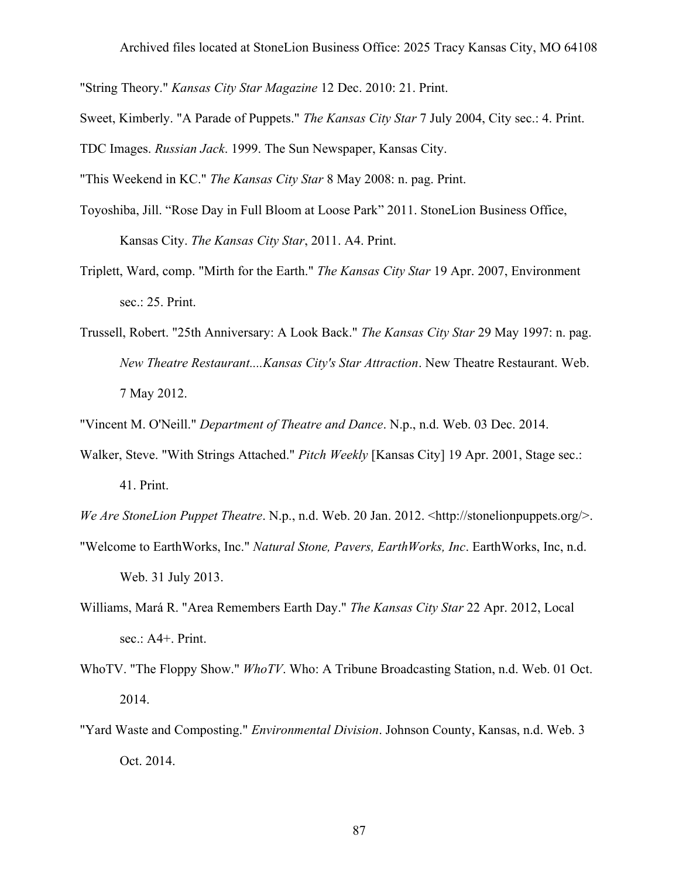Archived files located at StoneLion Business Office: 2025 Tracy Kansas City, MO 64108

"String Theory." *Kansas City Star Magazine* 12 Dec. 2010: 21. Print.

Sweet, Kimberly. "A Parade of Puppets." *The Kansas City Star* 7 July 2004, City sec.: 4. Print.

TDC Images. *Russian Jack*. 1999. The Sun Newspaper, Kansas City.

"This Weekend in KC." *The Kansas City Star* 8 May 2008: n. pag. Print.

Toyoshiba, Jill. "Rose Day in Full Bloom at Loose Park" 2011. StoneLion Business Office, Kansas City. *The Kansas City Star*, 2011. A4. Print.

Triplett, Ward, comp. "Mirth for the Earth." *The Kansas City Star* 19 Apr. 2007, Environment sec.: 25. Print.

Trussell, Robert. "25th Anniversary: A Look Back." *The Kansas City Star* 29 May 1997: n. pag. *New Theatre Restaurant....Kansas City's Star Attraction*. New Theatre Restaurant. Web. 7 May 2012.

"Vincent M. O'Neill." *Department of Theatre and Dance*. N.p., n.d. Web. 03 Dec. 2014.

Walker, Steve. "With Strings Attached." *Pitch Weekly* [Kansas City] 19 Apr. 2001, Stage sec.: 41. Print.

*We Are StoneLion Puppet Theatre*. N.p., n.d. Web. 20 Jan. 2012. <http://stonelionpuppets.org/>.

"Welcome to EarthWorks, Inc." *Natural Stone, Pavers, EarthWorks, Inc*. EarthWorks, Inc, n.d. Web. 31 July 2013.

Williams, Mará R. "Area Remembers Earth Day." *The Kansas City Star* 22 Apr. 2012, Local sec.: A4+. Print.

WhoTV. "The Floppy Show." *WhoTV*. Who: A Tribune Broadcasting Station, n.d. Web. 01 Oct. 2014.

"Yard Waste and Composting." *Environmental Division*. Johnson County, Kansas, n.d. Web. 3 Oct. 2014.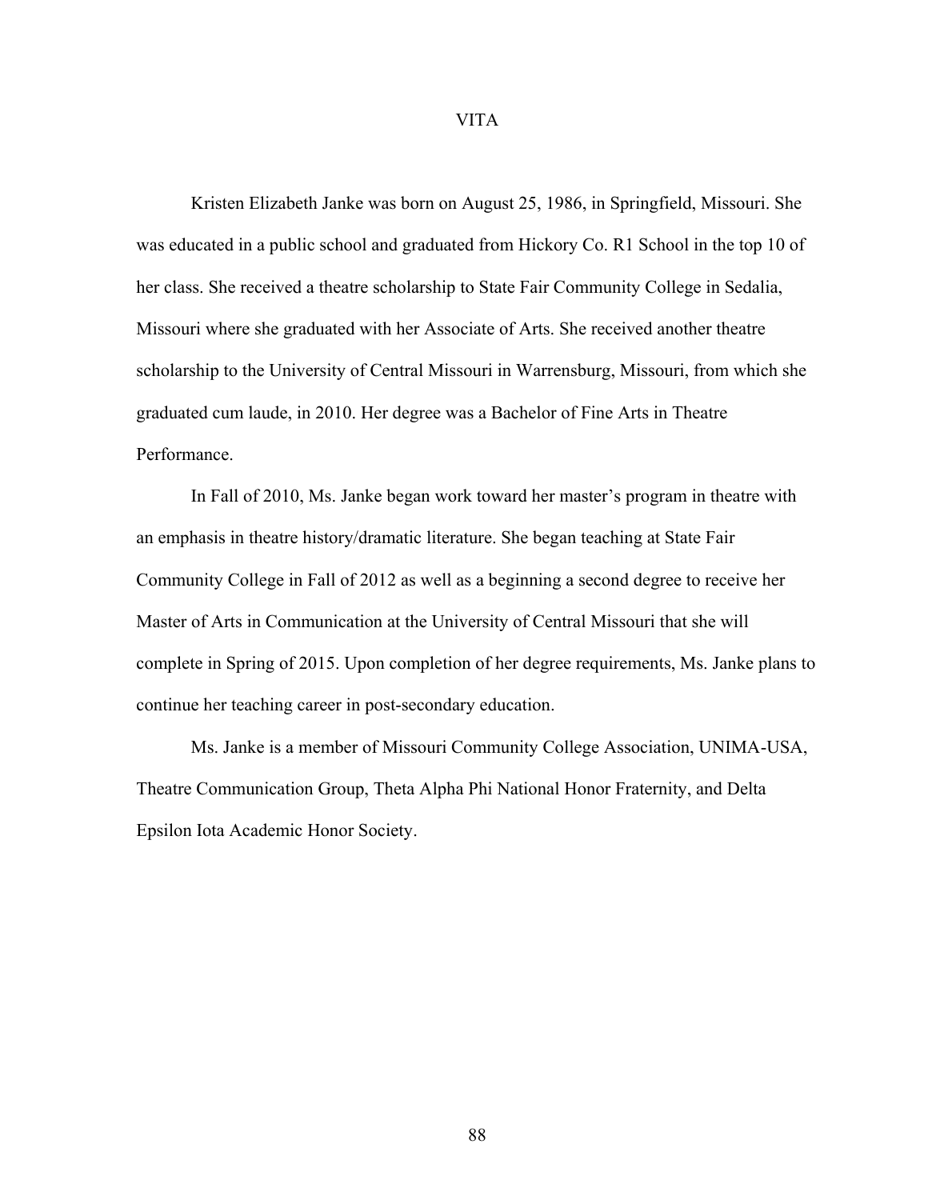# VITA

Kristen Elizabeth Janke was born on August 25, 1986, in Springfield, Missouri. She was educated in a public school and graduated from Hickory Co. R1 School in the top 10 of her class. She received a theatre scholarship to State Fair Community College in Sedalia, Missouri where she graduated with her Associate of Arts. She received another theatre scholarship to the University of Central Missouri in Warrensburg, Missouri, from which she graduated cum laude, in 2010. Her degree was a Bachelor of Fine Arts in Theatre Performance.

In Fall of 2010, Ms. Janke began work toward her master's program in theatre with an emphasis in theatre history/dramatic literature. She began teaching at State Fair Community College in Fall of 2012 as well as a beginning a second degree to receive her Master of Arts in Communication at the University of Central Missouri that she will complete in Spring of 2015. Upon completion of her degree requirements, Ms. Janke plans to continue her teaching career in post-secondary education.

Ms. Janke is a member of Missouri Community College Association, UNIMA-USA, Theatre Communication Group, Theta Alpha Phi National Honor Fraternity, and Delta Epsilon Iota Academic Honor Society.